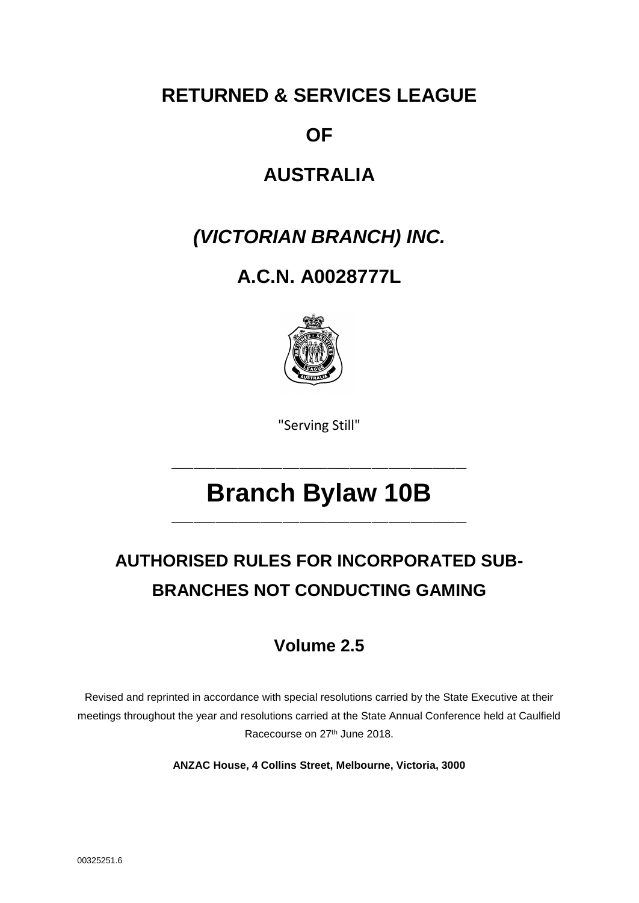# RETURNED & SERVICES LEAGUE

# OF

# AUSTRALIA

## *(VICTORIAN BRANCH) INC.*

## A.C.N. A0028777L

"Serving Still"

---

# Branch Bylaw 10B

---

## AUTHORISED RULES FOR INCORPORATED SUB-BRANCHES NOT CONDUCTING GAMING

### Volume 2.5

Revised and reprinted in accordance with special resolutions carried by the State Executive at their meetings throughout the year and resolutions carried at the State Annual Conference held at Caulfield Racecourse on 27th June 2018.

**ANZAC House, 4 Collins Street, Melbourne, Victoria, 3000**

00325251.6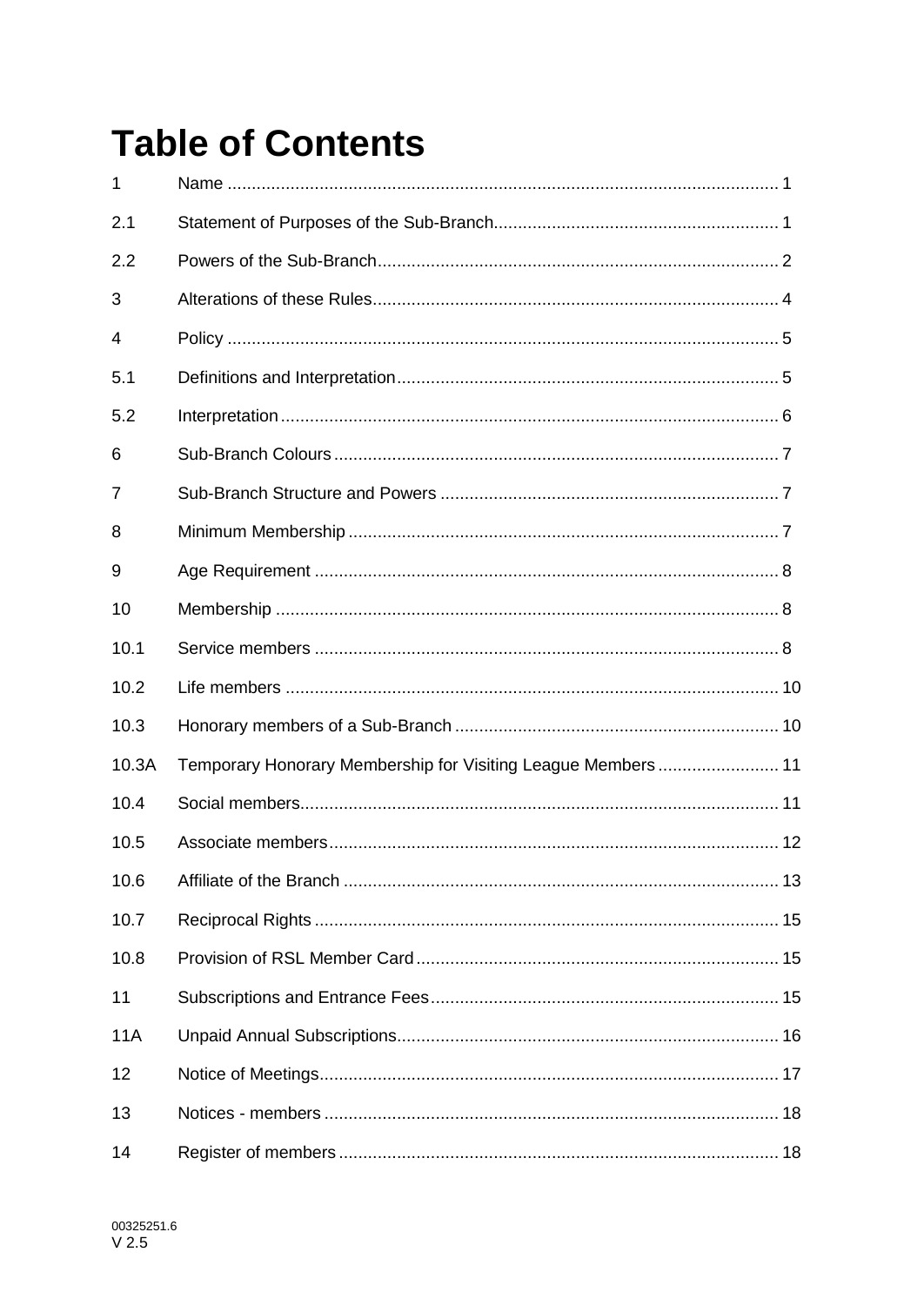# Table of Contents

| | | |
|---|---|---|
| 1 | Name | 1 |
| 2.1 | Statement of Purposes of the Sub-Branch | 1 |
| 2.2 | Powers of the Sub-Branch | 2 |
| 3 | Alterations of these Rules | 4 |
| 4 | Policy | 5 |
| 5.1 | Definitions and Interpretation | 5 |
| 5.2 | Interpretation | 6 |
| 6 | Sub-Branch Colours | 7 |
| 7 | Sub-Branch Structure and Powers | 7 |
| 8 | Minimum Membership | 7 |
| 9 | Age Requirement | 8 |
| 10 | Membership | 8 |
| 10.1 | Service members | 8 |
| 10.2 | Life members | 10 |
| 10.3 | Honorary members of a Sub-Branch | 10 |
| 10.3A | Temporary Honorary Membership for Visiting League Members | 11 |
| 10.4 | Social members | 11 |
| 10.5 | Associate members | 12 |
| 10.6 | Affiliate of the Branch | 13 |
| 10.7 | Reciprocal Rights | 15 |
| 10.8 | Provision of RSL Member Card | 15 |
| 11 | Subscriptions and Entrance Fees | 15 |
| 11A | Unpaid Annual Subscriptions | 16 |
| 12 | Notice of Meetings | 17 |
| 13 | Notices - members | 18 |
| 14 | Register of members | 18 |

00325251.6
V 2.5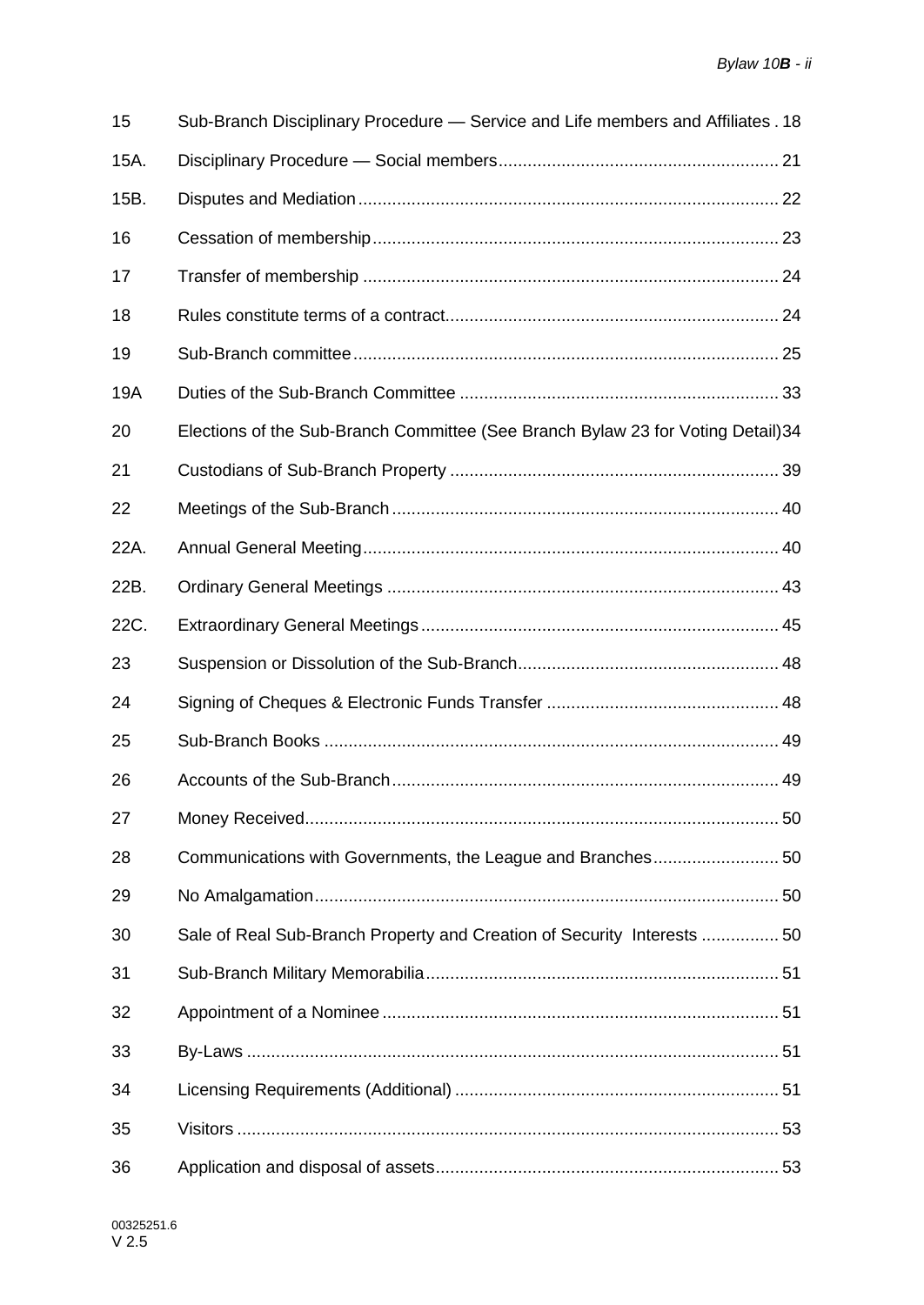| | | |
|---|---|---|
| 15 | Sub-Branch Disciplinary Procedure — Service and Life members and Affiliates | 18 |
| 15A. | Disciplinary Procedure — Social members | 21 |
| 15B. | Disputes and Mediation | 22 |
| 16 | Cessation of membership | 23 |
| 17 | Transfer of membership | 24 |
| 18 | Rules constitute terms of a contract | 24 |
| 19 | Sub-Branch committee | 25 |
| 19A | Duties of the Sub-Branch Committee | 33 |
| 20 | Elections of the Sub-Branch Committee (See Branch Bylaw 23 for Voting Detail) | 34 |
| 21 | Custodians of Sub-Branch Property | 39 |
| 22 | Meetings of the Sub-Branch | 40 |
| 22A. | Annual General Meeting | 40 |
| 22B. | Ordinary General Meetings | 43 |
| 22C. | Extraordinary General Meetings | 45 |
| 23 | Suspension or Dissolution of the Sub-Branch | 48 |
| 24 | Signing of Cheques & Electronic Funds Transfer | 48 |
| 25 | Sub-Branch Books | 49 |
| 26 | Accounts of the Sub-Branch | 49 |
| 27 | Money Received | 50 |
| 28 | Communications with Governments, the League and Branches | 50 |
| 29 | No Amalgamation | 50 |
| 30 | Sale of Real Sub-Branch Property and Creation of Security Interests | 50 |
| 31 | Sub-Branch Military Memorabilia | 51 |
| 32 | Appointment of a Nominee | 51 |
| 33 | By-Laws | 51 |
| 34 | Licensing Requirements (Additional) | 51 |
| 35 | Visitors | 53 |
| 36 | Application and disposal of assets | 53 |

00325251.6
V 2.5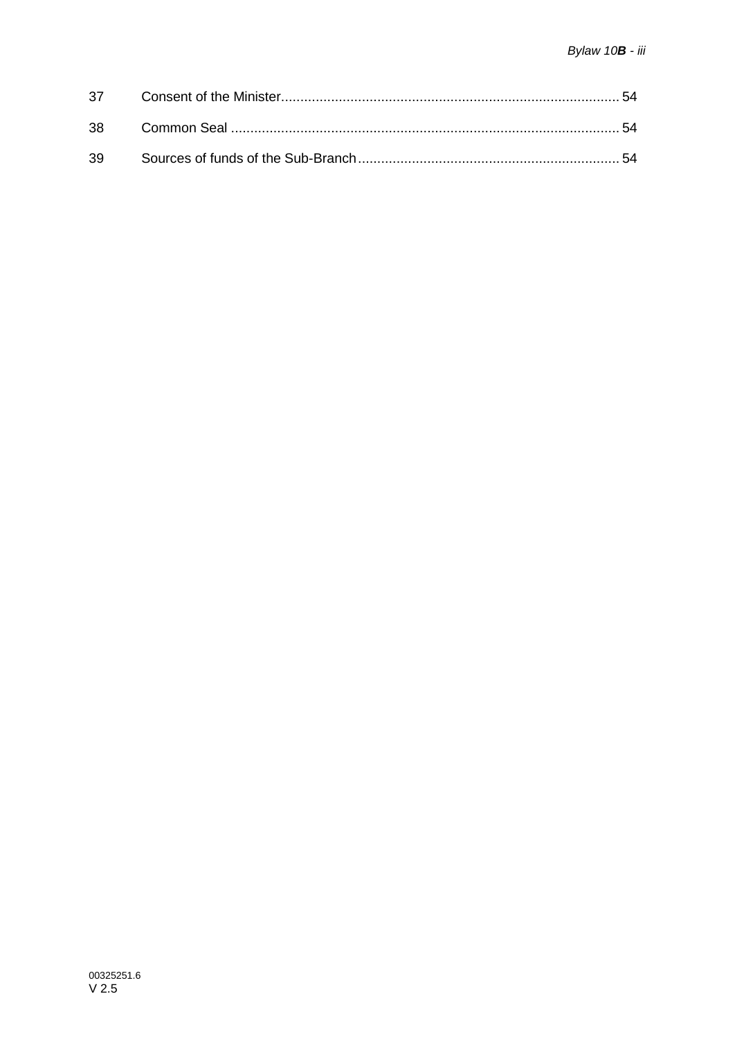| | | |
|---|---|---|
| 37 | Consent of the Minister | 54 |
| 38 | Common Seal | 54 |
| 39 | Sources of funds of the Sub-Branch | 54 |

00325251.6
V 2.5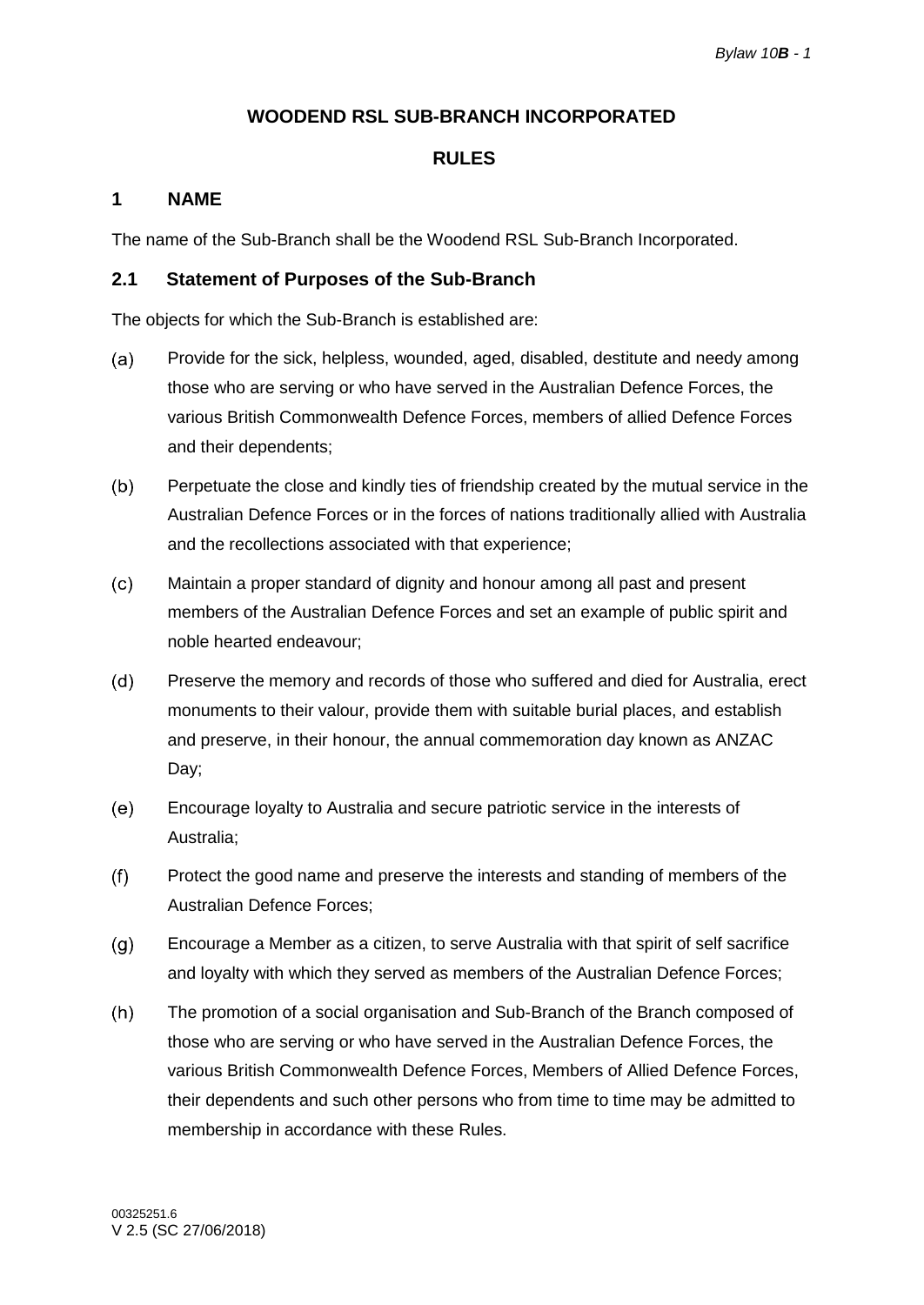# WOODEND RSL SUB-BRANCH INCORPORATED

## RULES

## 1 NAME

The name of the Sub-Branch shall be the Woodend RSL Sub-Branch Incorporated.

### 2.1 Statement of Purposes of the Sub-Branch

The objects for which the Sub-Branch is established are:

(a) Provide for the sick, helpless, wounded, aged, disabled, destitute and needy among those who are serving or who have served in the Australian Defence Forces, the various British Commonwealth Defence Forces, members of allied Defence Forces and their dependents;

(b) Perpetuate the close and kindly ties of friendship created by the mutual service in the Australian Defence Forces or in the forces of nations traditionally allied with Australia and the recollections associated with that experience;

(c) Maintain a proper standard of dignity and honour among all past and present members of the Australian Defence Forces and set an example of public spirit and noble hearted endeavour;

(d) Preserve the memory and records of those who suffered and died for Australia, erect monuments to their valour, provide them with suitable burial places, and establish and preserve, in their honour, the annual commemoration day known as ANZAC Day;

(e) Encourage loyalty to Australia and secure patriotic service in the interests of Australia;

(f) Protect the good name and preserve the interests and standing of members of the Australian Defence Forces;

(g) Encourage a Member as a citizen, to serve Australia with that spirit of self sacrifice and loyalty with which they served as members of the Australian Defence Forces;

(h) The promotion of a social organisation and Sub-Branch of the Branch composed of those who are serving or who have served in the Australian Defence Forces, the various British Commonwealth Defence Forces, Members of Allied Defence Forces, their dependents and such other persons who from time to time may be admitted to membership in accordance with these Rules.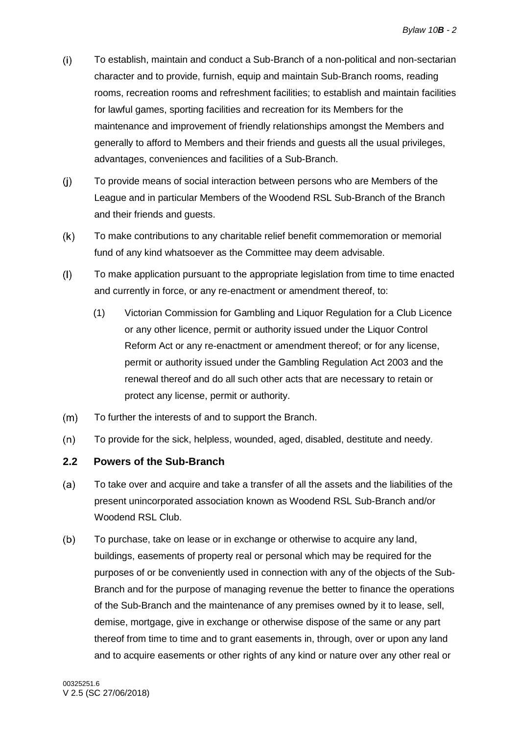(i) To establish, maintain and conduct a Sub-Branch of a non-political and non-sectarian character and to provide, furnish, equip and maintain Sub-Branch rooms, reading rooms, recreation rooms and refreshment facilities; to establish and maintain facilities for lawful games, sporting facilities and recreation for its Members for the maintenance and improvement of friendly relationships amongst the Members and generally to afford to Members and their friends and guests all the usual privileges, advantages, conveniences and facilities of a Sub-Branch.

(j) To provide means of social interaction between persons who are Members of the League and in particular Members of the Woodend RSL Sub-Branch of the Branch and their friends and guests.

(k) To make contributions to any charitable relief benefit commemoration or memorial fund of any kind whatsoever as the Committee may deem advisable.

(l) To make application pursuant to the appropriate legislation from time to time enacted and currently in force, or any re-enactment or amendment thereof, to:

   (1) Victorian Commission for Gambling and Liquor Regulation for a Club Licence or any other licence, permit or authority issued under the Liquor Control Reform Act or any re-enactment or amendment thereof; or for any license, permit or authority issued under the Gambling Regulation Act 2003 and the renewal thereof and do all such other acts that are necessary to retain or protect any license, permit or authority.

(m) To further the interests of and to support the Branch.

(n) To provide for the sick, helpless, wounded, aged, disabled, destitute and needy.

## 2.2 Powers of the Sub-Branch

(a) To take over and acquire and take a transfer of all the assets and the liabilities of the present unincorporated association known as Woodend RSL Sub-Branch and/or Woodend RSL Club.

(b) To purchase, take on lease or in exchange or otherwise to acquire any land, buildings, easements of property real or personal which may be required for the purposes of or be conveniently used in connection with any of the objects of the Sub-Branch and for the purpose of managing revenue the better to finance the operations of the Sub-Branch and the maintenance of any premises owned by it to lease, sell, demise, mortgage, give in exchange or otherwise dispose of the same or any part thereof from time to time and to grant easements in, through, over or upon any land and to acquire easements or other rights of any kind or nature over any other real or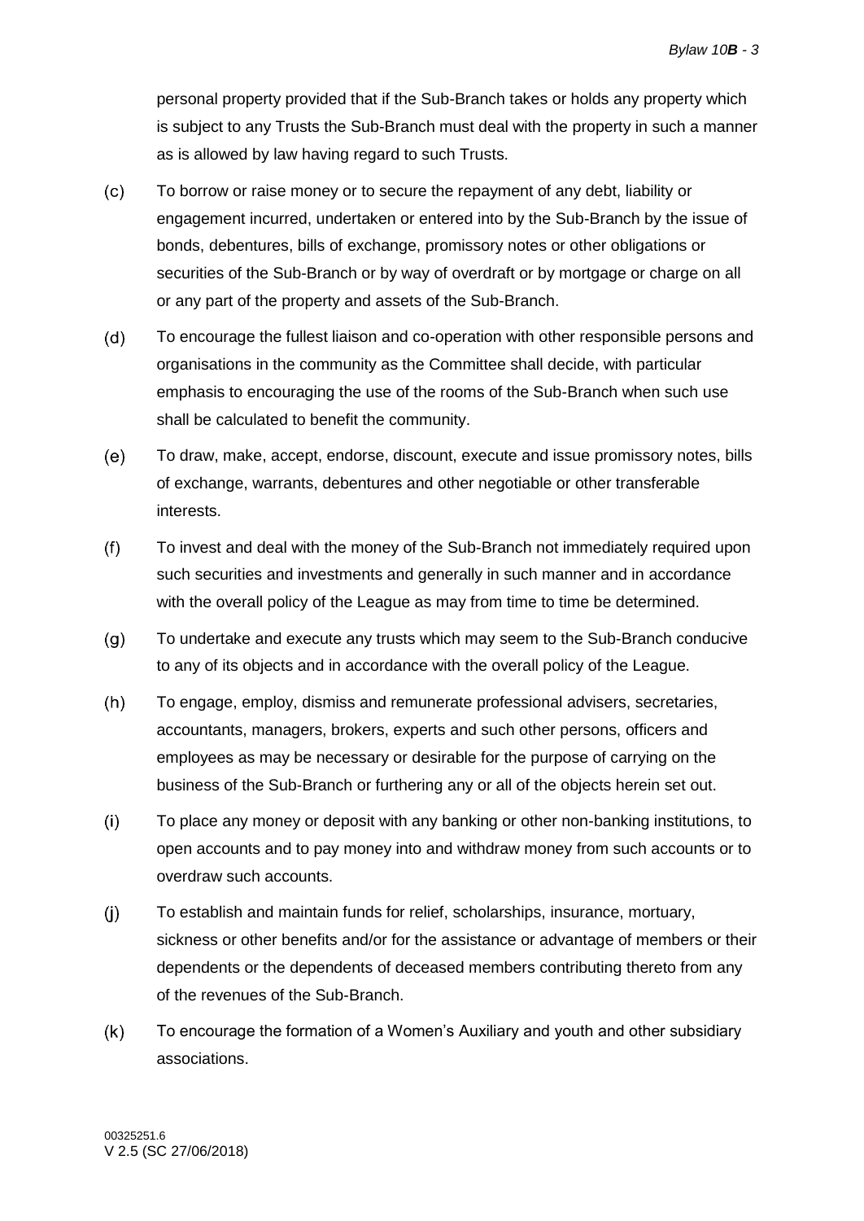personal property provided that if the Sub-Branch takes or holds any property which is subject to any Trusts the Sub-Branch must deal with the property in such a manner as is allowed by law having regard to such Trusts.

(c) To borrow or raise money or to secure the repayment of any debt, liability or engagement incurred, undertaken or entered into by the Sub-Branch by the issue of bonds, debentures, bills of exchange, promissory notes or other obligations or securities of the Sub-Branch or by way of overdraft or by mortgage or charge on all or any part of the property and assets of the Sub-Branch.

(d) To encourage the fullest liaison and co-operation with other responsible persons and organisations in the community as the Committee shall decide, with particular emphasis to encouraging the use of the rooms of the Sub-Branch when such use shall be calculated to benefit the community.

(e) To draw, make, accept, endorse, discount, execute and issue promissory notes, bills of exchange, warrants, debentures and other negotiable or other transferable interests.

(f) To invest and deal with the money of the Sub-Branch not immediately required upon such securities and investments and generally in such manner and in accordance with the overall policy of the League as may from time to time be determined.

(g) To undertake and execute any trusts which may seem to the Sub-Branch conducive to any of its objects and in accordance with the overall policy of the League.

(h) To engage, employ, dismiss and remunerate professional advisers, secretaries, accountants, managers, brokers, experts and such other persons, officers and employees as may be necessary or desirable for the purpose of carrying on the business of the Sub-Branch or furthering any or all of the objects herein set out.

(i) To place any money or deposit with any banking or other non-banking institutions, to open accounts and to pay money into and withdraw money from such accounts or to overdraw such accounts.

(j) To establish and maintain funds for relief, scholarships, insurance, mortuary, sickness or other benefits and/or for the assistance or advantage of members or their dependents or the dependents of deceased members contributing thereto from any of the revenues of the Sub-Branch.

(k) To encourage the formation of a Women's Auxiliary and youth and other subsidiary associations.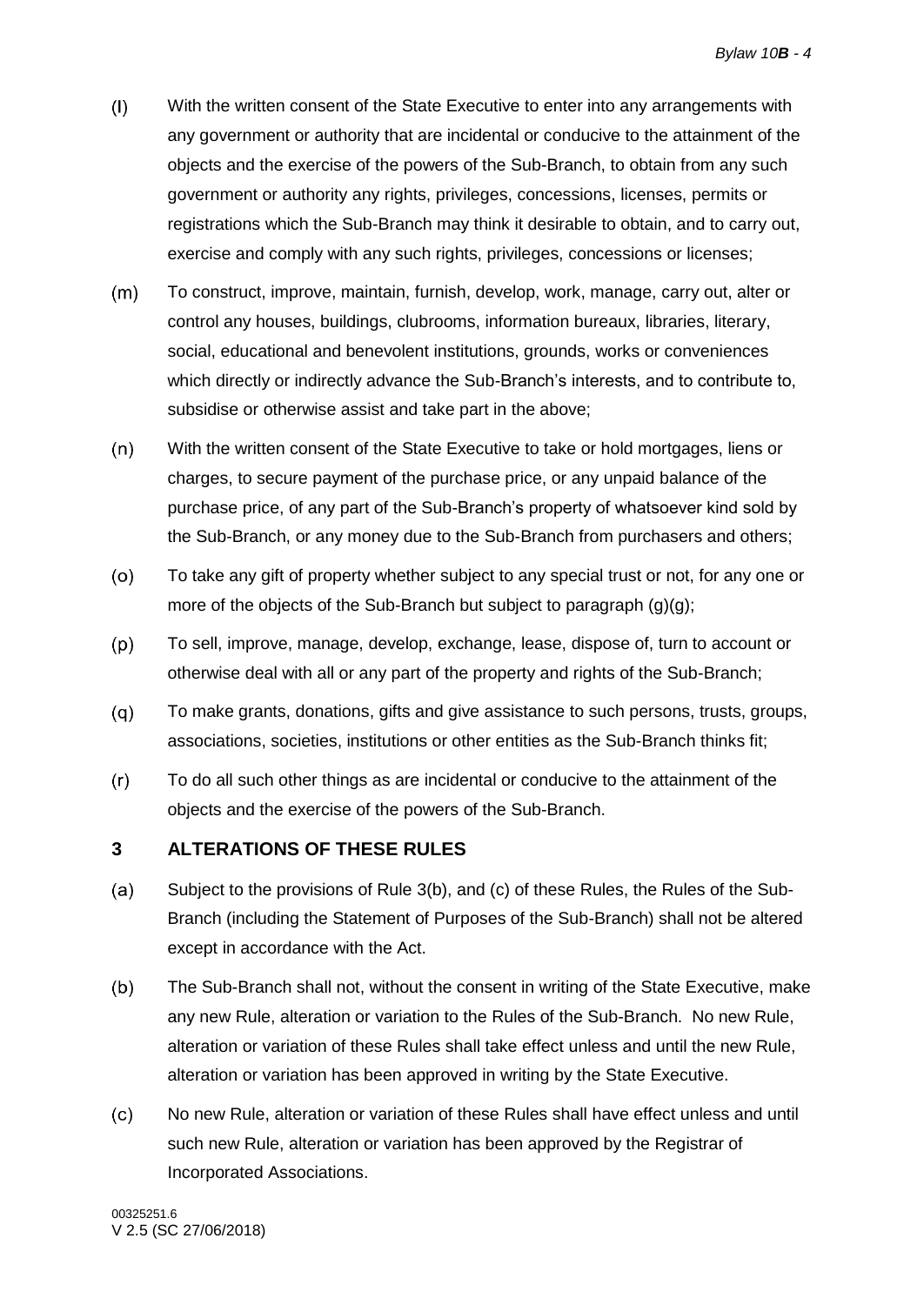(l) With the written consent of the State Executive to enter into any arrangements with any government or authority that are incidental or conducive to the attainment of the objects and the exercise of the powers of the Sub-Branch, to obtain from any such government or authority any rights, privileges, concessions, licenses, permits or registrations which the Sub-Branch may think it desirable to obtain, and to carry out, exercise and comply with any such rights, privileges, concessions or licenses;

(m) To construct, improve, maintain, furnish, develop, work, manage, carry out, alter or control any houses, buildings, clubrooms, information bureaux, libraries, literary, social, educational and benevolent institutions, grounds, works or conveniences which directly or indirectly advance the Sub-Branch's interests, and to contribute to, subsidise or otherwise assist and take part in the above;

(n) With the written consent of the State Executive to take or hold mortgages, liens or charges, to secure payment of the purchase price, or any unpaid balance of the purchase price, of any part of the Sub-Branch's property of whatsoever kind sold by the Sub-Branch, or any money due to the Sub-Branch from purchasers and others;

(o) To take any gift of property whether subject to any special trust or not, for any one or more of the objects of the Sub-Branch but subject to paragraph (g)(g);

(p) To sell, improve, manage, develop, exchange, lease, dispose of, turn to account or otherwise deal with all or any part of the property and rights of the Sub-Branch;

(q) To make grants, donations, gifts and give assistance to such persons, trusts, groups, associations, societies, institutions or other entities as the Sub-Branch thinks fit;

(r) To do all such other things as are incidental or conducive to the attainment of the objects and the exercise of the powers of the Sub-Branch.

## 3 ALTERATIONS OF THESE RULES

(a) Subject to the provisions of Rule 3(b), and (c) of these Rules, the Rules of the Sub-Branch (including the Statement of Purposes of the Sub-Branch) shall not be altered except in accordance with the Act.

(b) The Sub-Branch shall not, without the consent in writing of the State Executive, make any new Rule, alteration or variation to the Rules of the Sub-Branch. No new Rule, alteration or variation of these Rules shall take effect unless and until the new Rule, alteration or variation has been approved in writing by the State Executive.

(c) No new Rule, alteration or variation of these Rules shall have effect unless and until such new Rule, alteration or variation has been approved by the Registrar of Incorporated Associations.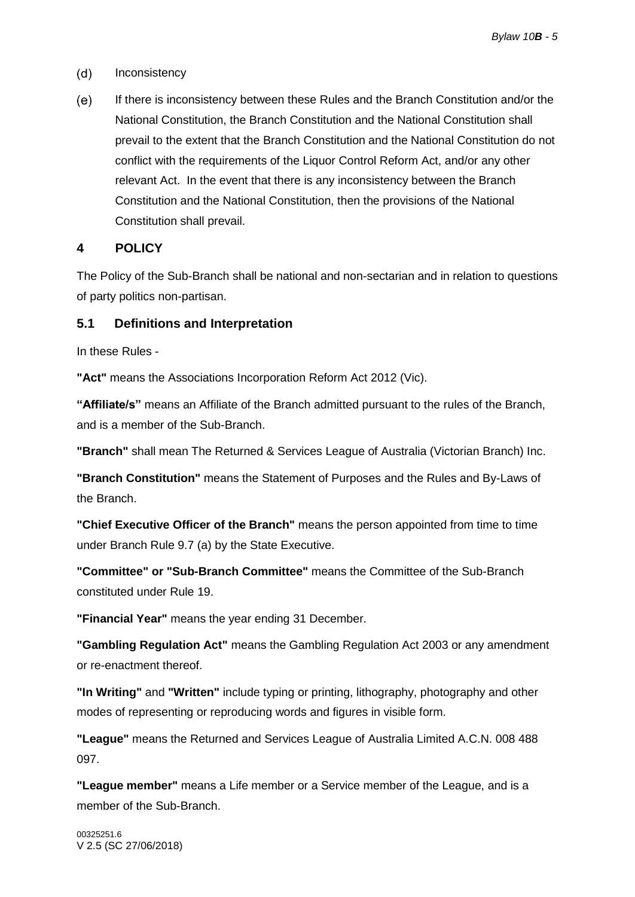(d) Inconsistency

(e) If there is inconsistency between these Rules and the Branch Constitution and/or the National Constitution, the Branch Constitution and the National Constitution shall prevail to the extent that the Branch Constitution and the National Constitution do not conflict with the requirements of the Liquor Control Reform Act, and/or any other relevant Act. In the event that there is any inconsistency between the Branch Constitution and the National Constitution, then the provisions of the National Constitution shall prevail.

## 4 POLICY

The Policy of the Sub-Branch shall be national and non-sectarian and in relation to questions of party politics non-partisan.

### 5.1 Definitions and Interpretation

In these Rules -

**"Act"** means the Associations Incorporation Reform Act 2012 (Vic).

**"Affiliate/s"** means an Affiliate of the Branch admitted pursuant to the rules of the Branch, and is a member of the Sub-Branch.

**"Branch"** shall mean The Returned & Services League of Australia (Victorian Branch) Inc.

**"Branch Constitution"** means the Statement of Purposes and the Rules and By-Laws of the Branch.

**"Chief Executive Officer of the Branch"** means the person appointed from time to time under Branch Rule 9.7 (a) by the State Executive.

**"Committee" or "Sub-Branch Committee"** means the Committee of the Sub-Branch constituted under Rule 19.

**"Financial Year"** means the year ending 31 December.

**"Gambling Regulation Act"** means the Gambling Regulation Act 2003 or any amendment or re-enactment thereof.

**"In Writing"** and **"Written"** include typing or printing, lithography, photography and other modes of representing or reproducing words and figures in visible form.

**"League"** means the Returned and Services League of Australia Limited A.C.N. 008 488 097.

**"League member"** means a Life member or a Service member of the League, and is a member of the Sub-Branch.

00325251.6
V 2.5 (SC 27/06/2018)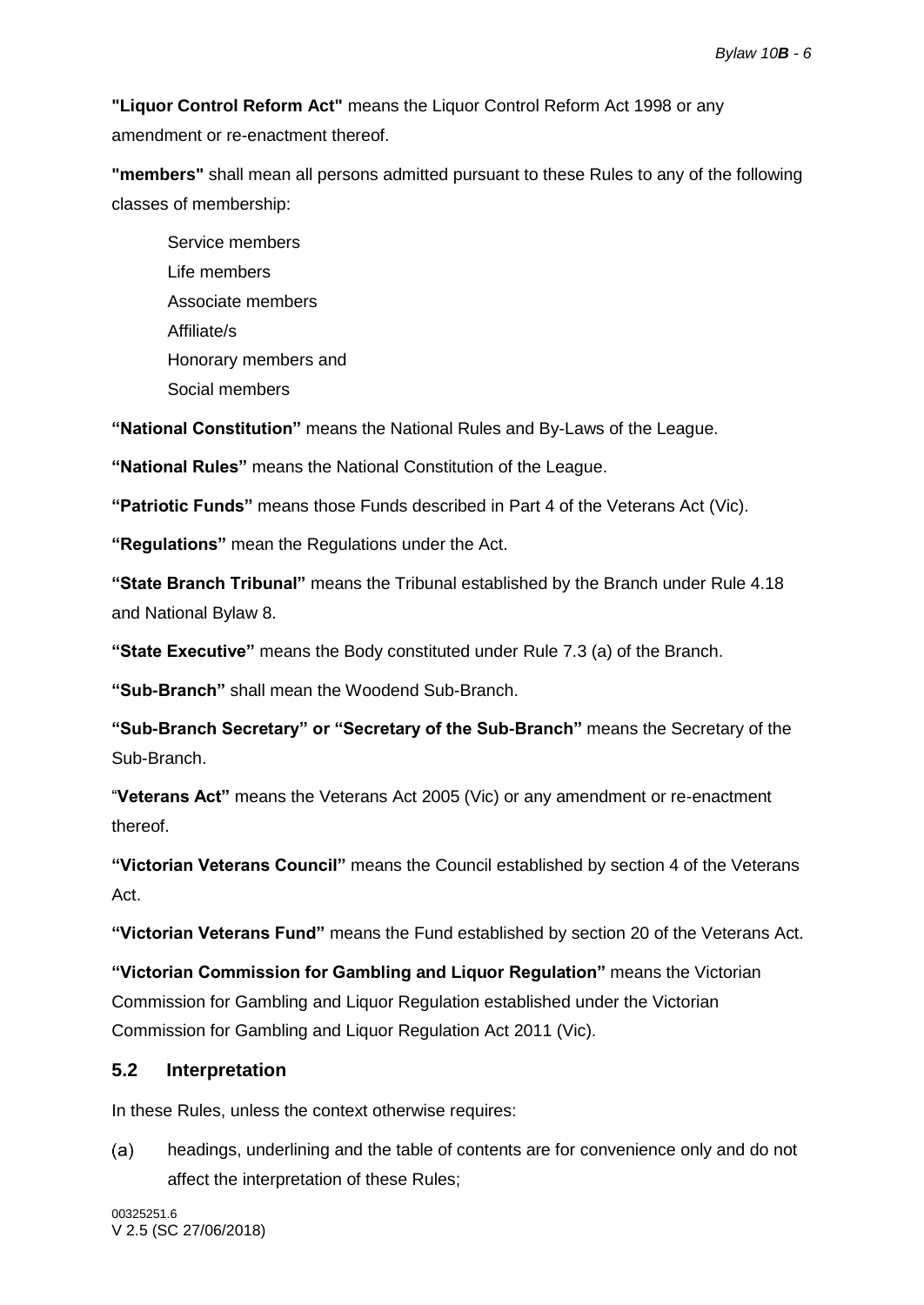**"Liquor Control Reform Act"** means the Liquor Control Reform Act 1998 or any amendment or re-enactment thereof.

**"members"** shall mean all persons admitted pursuant to these Rules to any of the following classes of membership:

Service members
Life members
Associate members
Affiliate/s
Honorary members and
Social members

**"National Constitution"** means the National Rules and By-Laws of the League.

**"National Rules"** means the National Constitution of the League.

**"Patriotic Funds"** means those Funds described in Part 4 of the Veterans Act (Vic).

**"Regulations"** mean the Regulations under the Act.

**"State Branch Tribunal"** means the Tribunal established by the Branch under Rule 4.18 and National Bylaw 8.

**"State Executive"** means the Body constituted under Rule 7.3 (a) of the Branch.

**"Sub-Branch"** shall mean the Woodend Sub-Branch.

**"Sub-Branch Secretary" or "Secretary of the Sub-Branch"** means the Secretary of the Sub-Branch.

"**Veterans Act"** means the Veterans Act 2005 (Vic) or any amendment or re-enactment thereof.

**"Victorian Veterans Council"** means the Council established by section 4 of the Veterans Act.

**"Victorian Veterans Fund"** means the Fund established by section 20 of the Veterans Act.

**"Victorian Commission for Gambling and Liquor Regulation"** means the Victorian Commission for Gambling and Liquor Regulation established under the Victorian Commission for Gambling and Liquor Regulation Act 2011 (Vic).

### 5.2 Interpretation

In these Rules, unless the context otherwise requires:

(a) headings, underlining and the table of contents are for convenience only and do not affect the interpretation of these Rules;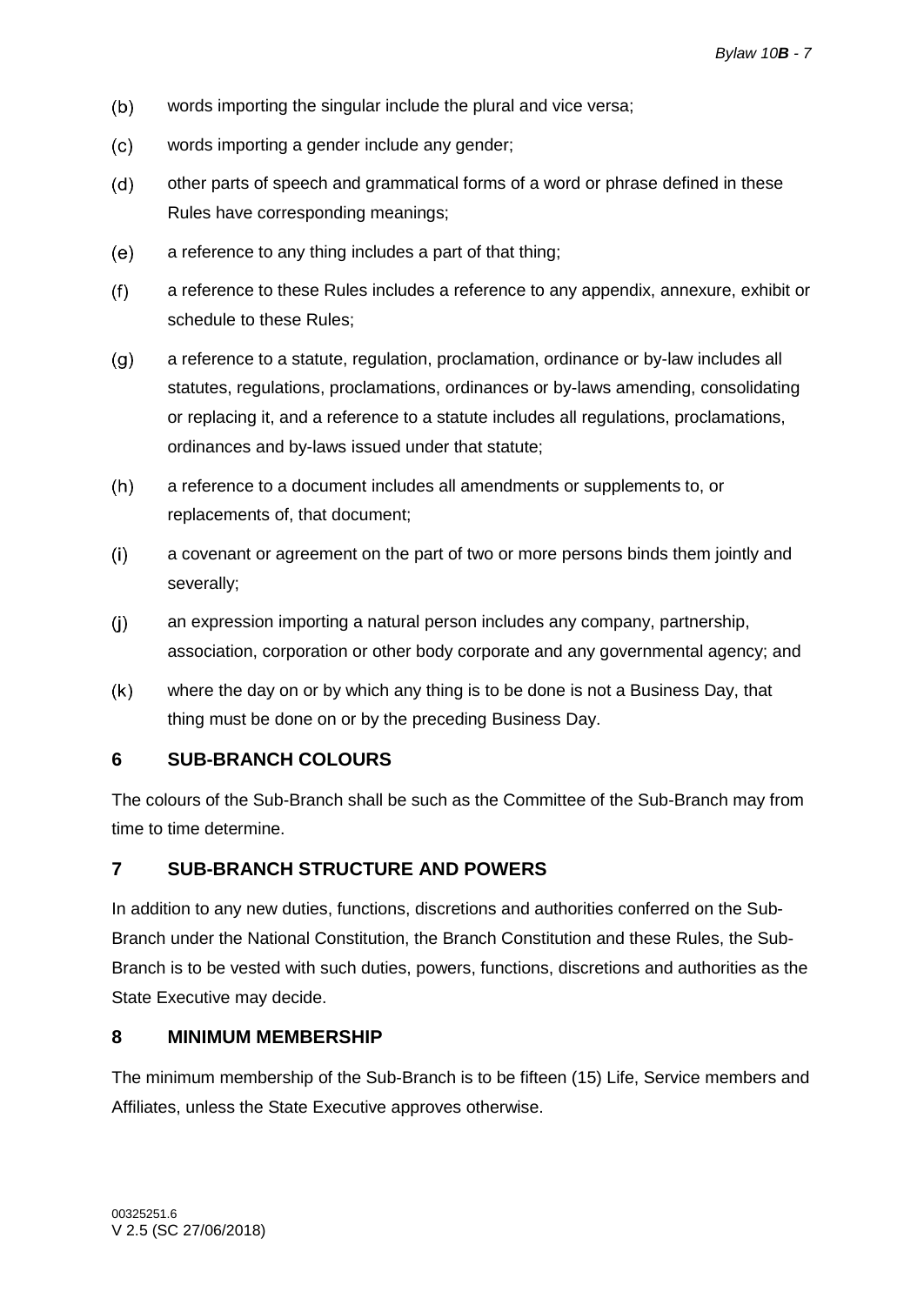(b) words importing the singular include the plural and vice versa;

(c) words importing a gender include any gender;

(d) other parts of speech and grammatical forms of a word or phrase defined in these Rules have corresponding meanings;

(e) a reference to any thing includes a part of that thing;

(f) a reference to these Rules includes a reference to any appendix, annexure, exhibit or schedule to these Rules;

(g) a reference to a statute, regulation, proclamation, ordinance or by-law includes all statutes, regulations, proclamations, ordinances or by-laws amending, consolidating or replacing it, and a reference to a statute includes all regulations, proclamations, ordinances and by-laws issued under that statute;

(h) a reference to a document includes all amendments or supplements to, or replacements of, that document;

(i) a covenant or agreement on the part of two or more persons binds them jointly and severally;

(j) an expression importing a natural person includes any company, partnership, association, corporation or other body corporate and any governmental agency; and

(k) where the day on or by which any thing is to be done is not a Business Day, that thing must be done on or by the preceding Business Day.

## 6 SUB-BRANCH COLOURS

The colours of the Sub-Branch shall be such as the Committee of the Sub-Branch may from time to time determine.

## 7 SUB-BRANCH STRUCTURE AND POWERS

In addition to any new duties, functions, discretions and authorities conferred on the Sub-Branch under the National Constitution, the Branch Constitution and these Rules, the Sub-Branch is to be vested with such duties, powers, functions, discretions and authorities as the State Executive may decide.

## 8 MINIMUM MEMBERSHIP

The minimum membership of the Sub-Branch is to be fifteen (15) Life, Service members and Affiliates, unless the State Executive approves otherwise.

00325251.6
V 2.5 (SC 27/06/2018)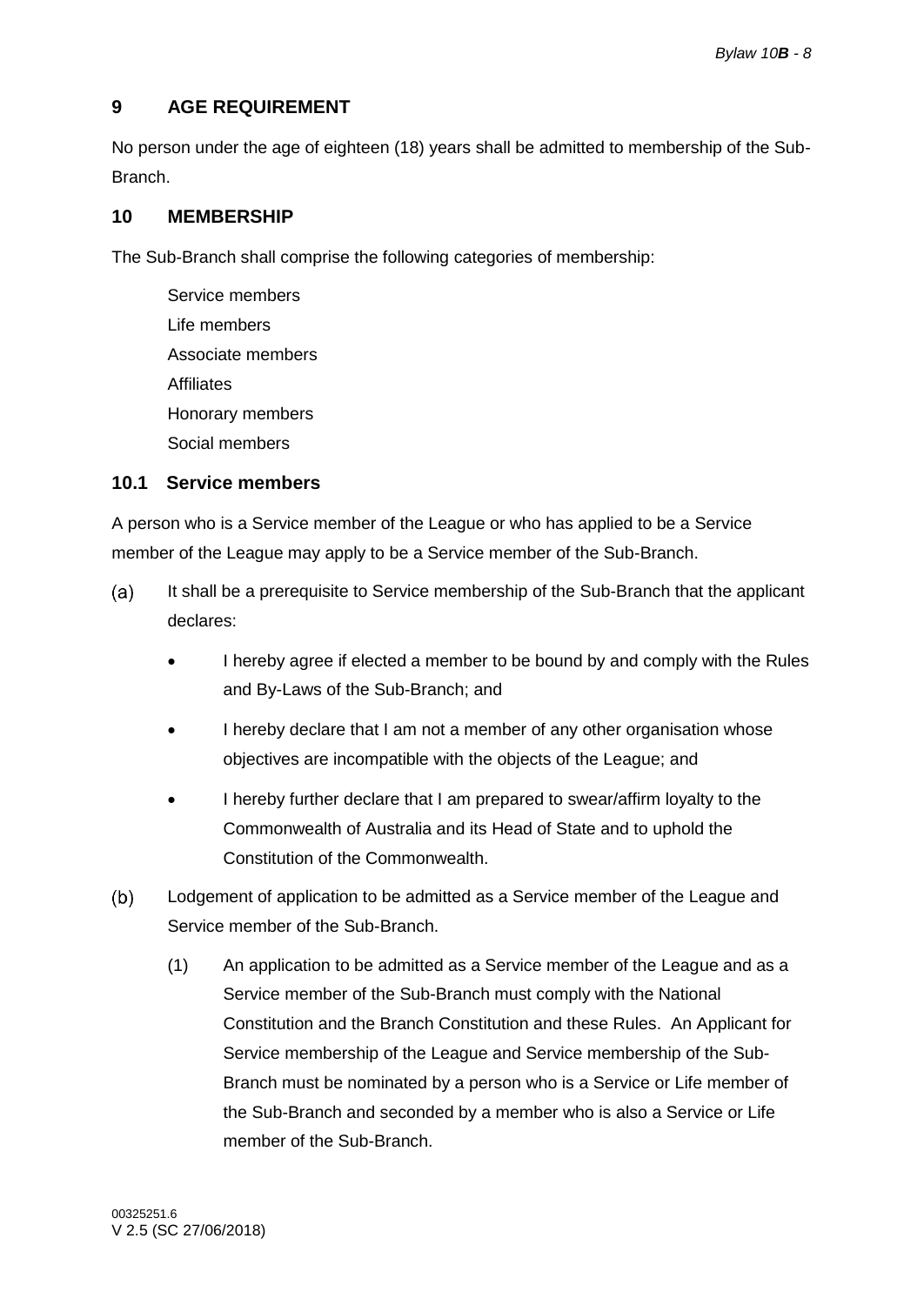## 9 AGE REQUIREMENT

No person under the age of eighteen (18) years shall be admitted to membership of the Sub-Branch.

## 10 MEMBERSHIP

The Sub-Branch shall comprise the following categories of membership:

Service members
Life members
Associate members
Affiliates
Honorary members
Social members

### 10.1 Service members

A person who is a Service member of the League or who has applied to be a Service member of the League may apply to be a Service member of the Sub-Branch.

(a) It shall be a prerequisite to Service membership of the Sub-Branch that the applicant declares:

- I hereby agree if elected a member to be bound by and comply with the Rules and By-Laws of the Sub-Branch; and
- I hereby declare that I am not a member of any other organisation whose objectives are incompatible with the objects of the League; and
- I hereby further declare that I am prepared to swear/affirm loyalty to the Commonwealth of Australia and its Head of State and to uphold the Constitution of the Commonwealth.

(b) Lodgement of application to be admitted as a Service member of the League and Service member of the Sub-Branch.

(1) An application to be admitted as a Service member of the League and as a Service member of the Sub-Branch must comply with the National Constitution and the Branch Constitution and these Rules. An Applicant for Service membership of the League and Service membership of the Sub-Branch must be nominated by a person who is a Service or Life member of the Sub-Branch and seconded by a member who is also a Service or Life member of the Sub-Branch.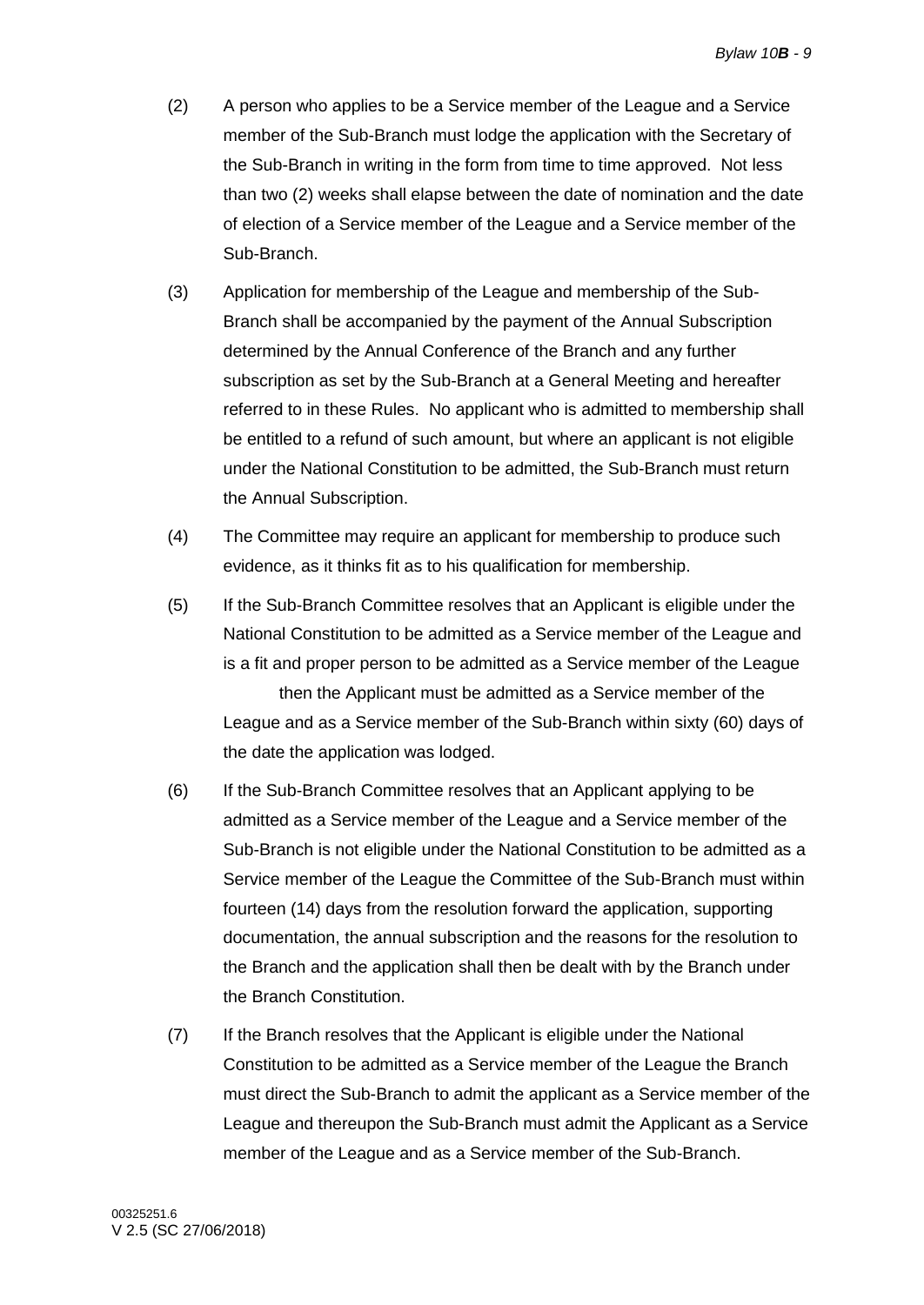(2) A person who applies to be a Service member of the League and a Service member of the Sub-Branch must lodge the application with the Secretary of the Sub-Branch in writing in the form from time to time approved. Not less than two (2) weeks shall elapse between the date of nomination and the date of election of a Service member of the League and a Service member of the Sub-Branch.

(3) Application for membership of the League and membership of the Sub-Branch shall be accompanied by the payment of the Annual Subscription determined by the Annual Conference of the Branch and any further subscription as set by the Sub-Branch at a General Meeting and hereafter referred to in these Rules. No applicant who is admitted to membership shall be entitled to a refund of such amount, but where an applicant is not eligible under the National Constitution to be admitted, the Sub-Branch must return the Annual Subscription.

(4) The Committee may require an applicant for membership to produce such evidence, as it thinks fit as to his qualification for membership.

(5) If the Sub-Branch Committee resolves that an Applicant is eligible under the National Constitution to be admitted as a Service member of the League and is a fit and proper person to be admitted as a Service member of the League then the Applicant must be admitted as a Service member of the League and as a Service member of the Sub-Branch within sixty (60) days of the date the application was lodged.

(6) If the Sub-Branch Committee resolves that an Applicant applying to be admitted as a Service member of the League and a Service member of the Sub-Branch is not eligible under the National Constitution to be admitted as a Service member of the League the Committee of the Sub-Branch must within fourteen (14) days from the resolution forward the application, supporting documentation, the annual subscription and the reasons for the resolution to the Branch and the application shall then be dealt with by the Branch under the Branch Constitution.

(7) If the Branch resolves that the Applicant is eligible under the National Constitution to be admitted as a Service member of the League the Branch must direct the Sub-Branch to admit the applicant as a Service member of the League and thereupon the Sub-Branch must admit the Applicant as a Service member of the League and as a Service member of the Sub-Branch.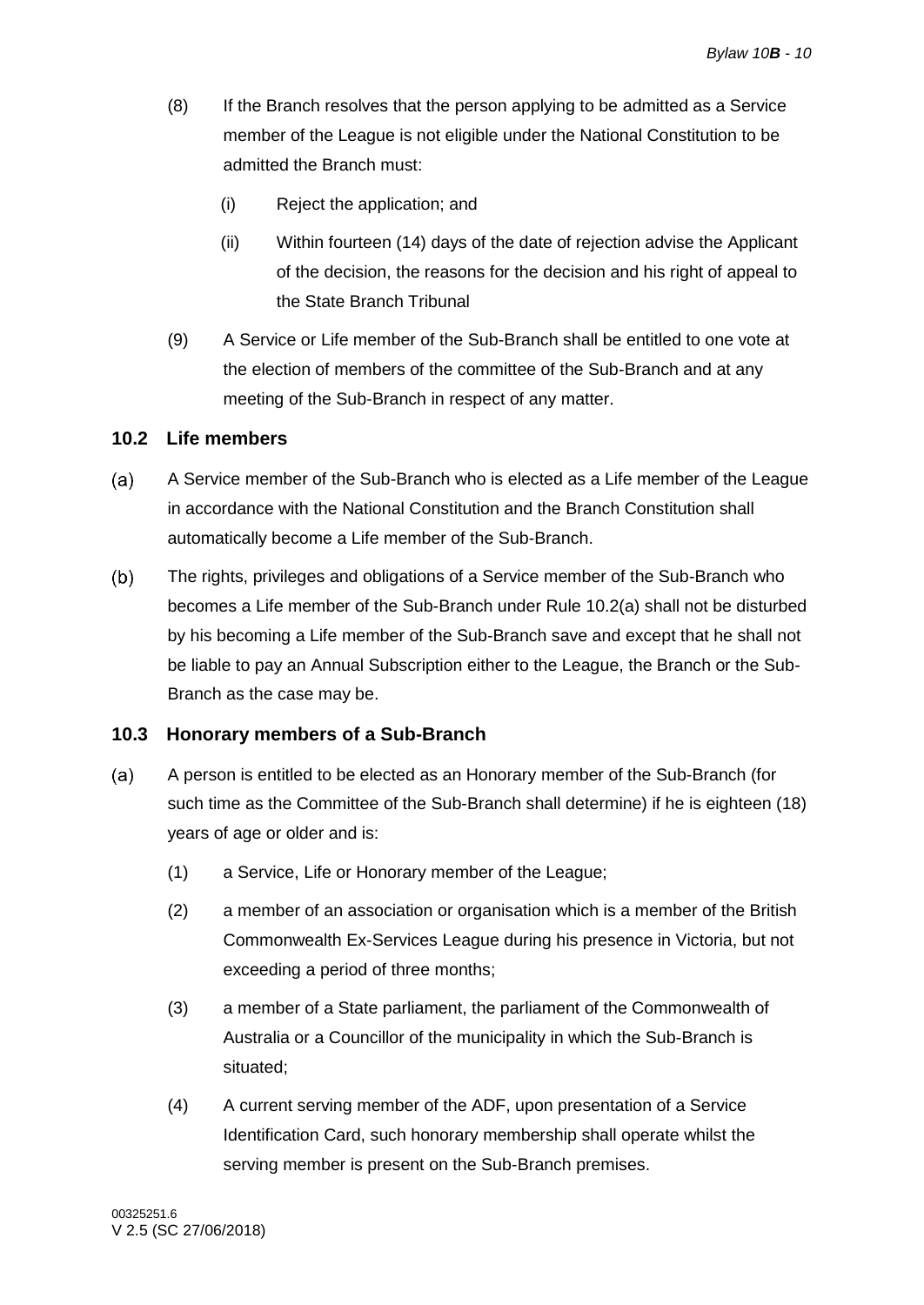(8) If the Branch resolves that the person applying to be admitted as a Service member of the League is not eligible under the National Constitution to be admitted the Branch must:

   (i) Reject the application; and

   (ii) Within fourteen (14) days of the date of rejection advise the Applicant of the decision, the reasons for the decision and his right of appeal to the State Branch Tribunal

(9) A Service or Life member of the Sub-Branch shall be entitled to one vote at the election of members of the committee of the Sub-Branch and at any meeting of the Sub-Branch in respect of any matter.

### 10.2 Life members

(a) A Service member of the Sub-Branch who is elected as a Life member of the League in accordance with the National Constitution and the Branch Constitution shall automatically become a Life member of the Sub-Branch.

(b) The rights, privileges and obligations of a Service member of the Sub-Branch who becomes a Life member of the Sub-Branch under Rule 10.2(a) shall not be disturbed by his becoming a Life member of the Sub-Branch save and except that he shall not be liable to pay an Annual Subscription either to the League, the Branch or the Sub-Branch as the case may be.

### 10.3 Honorary members of a Sub-Branch

(a) A person is entitled to be elected as an Honorary member of the Sub-Branch (for such time as the Committee of the Sub-Branch shall determine) if he is eighteen (18) years of age or older and is:

   (1) a Service, Life or Honorary member of the League;

   (2) a member of an association or organisation which is a member of the British Commonwealth Ex-Services League during his presence in Victoria, but not exceeding a period of three months;

   (3) a member of a State parliament, the parliament of the Commonwealth of Australia or a Councillor of the municipality in which the Sub-Branch is situated;

   (4) A current serving member of the ADF, upon presentation of a Service Identification Card, such honorary membership shall operate whilst the serving member is present on the Sub-Branch premises.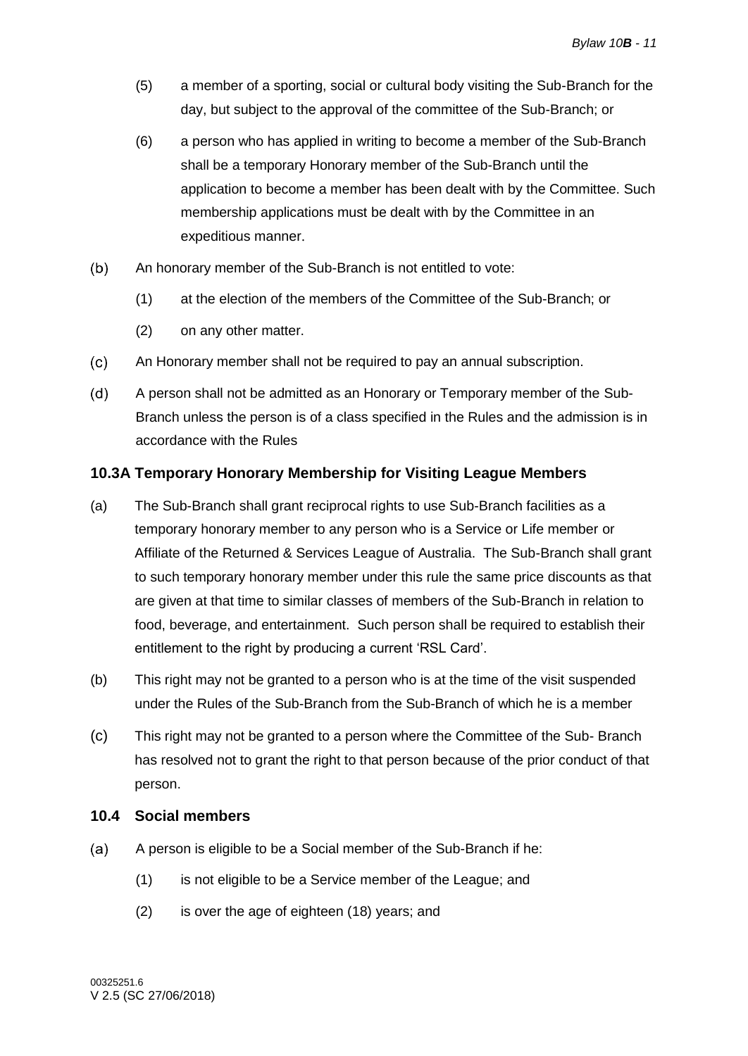(5) a member of a sporting, social or cultural body visiting the Sub-Branch for the day, but subject to the approval of the committee of the Sub-Branch; or

(6) a person who has applied in writing to become a member of the Sub-Branch shall be a temporary Honorary member of the Sub-Branch until the application to become a member has been dealt with by the Committee. Such membership applications must be dealt with by the Committee in an expeditious manner.

(b) An honorary member of the Sub-Branch is not entitled to vote:

(1) at the election of the members of the Committee of the Sub-Branch; or

(2) on any other matter.

(c) An Honorary member shall not be required to pay an annual subscription.

(d) A person shall not be admitted as an Honorary or Temporary member of the Sub-Branch unless the person is of a class specified in the Rules and the admission is in accordance with the Rules

## 10.3A Temporary Honorary Membership for Visiting League Members

(a) The Sub-Branch shall grant reciprocal rights to use Sub-Branch facilities as a temporary honorary member to any person who is a Service or Life member or Affiliate of the Returned & Services League of Australia. The Sub-Branch shall grant to such temporary honorary member under this rule the same price discounts as that are given at that time to similar classes of members of the Sub-Branch in relation to food, beverage, and entertainment. Such person shall be required to establish their entitlement to the right by producing a current 'RSL Card'.

(b) This right may not be granted to a person who is at the time of the visit suspended under the Rules of the Sub-Branch from the Sub-Branch of which he is a member

(c) This right may not be granted to a person where the Committee of the Sub- Branch has resolved not to grant the right to that person because of the prior conduct of that person.

## 10.4 Social members

(a) A person is eligible to be a Social member of the Sub-Branch if he:

(1) is not eligible to be a Service member of the League; and

(2) is over the age of eighteen (18) years; and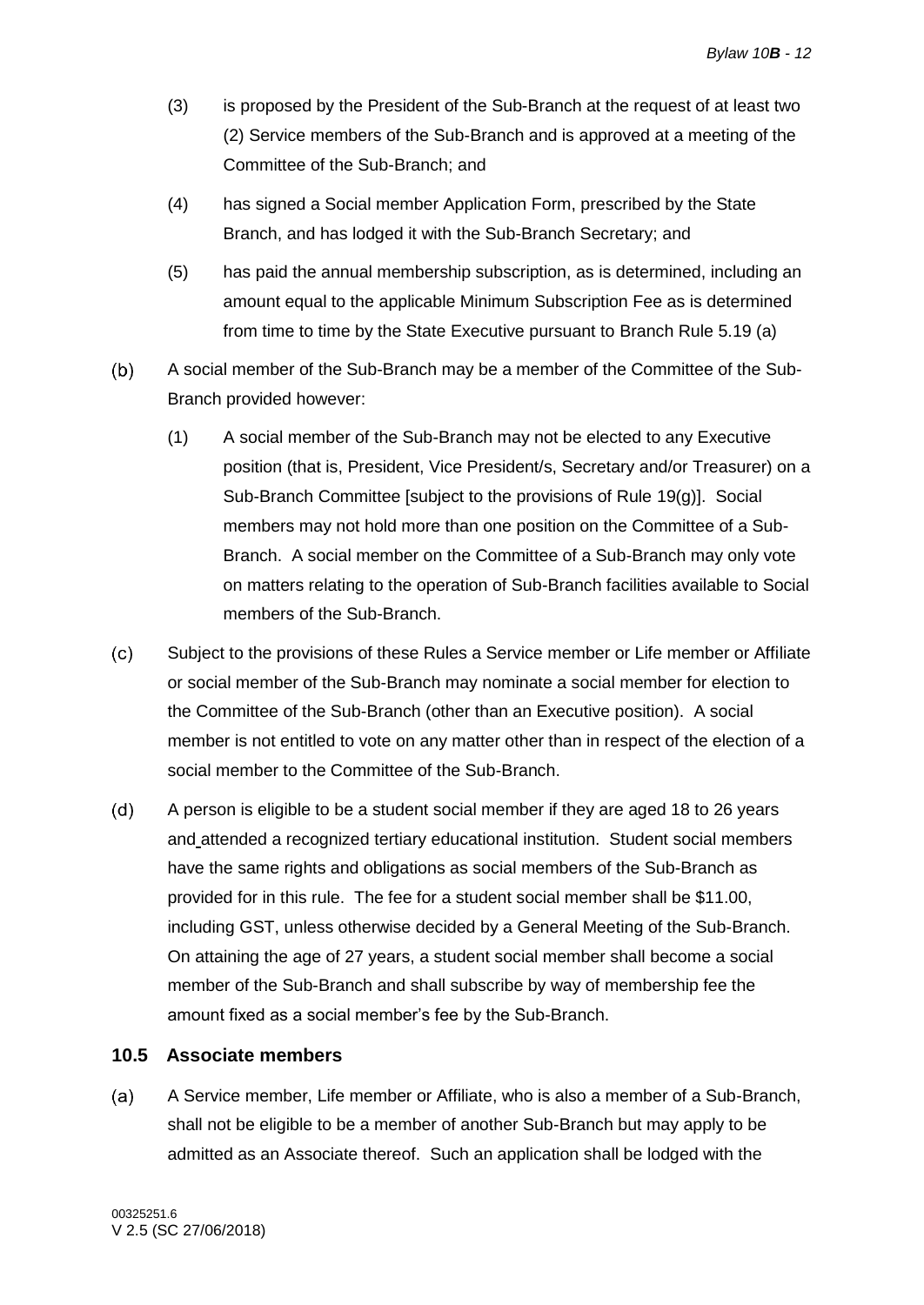(3) is proposed by the President of the Sub-Branch at the request of at least two (2) Service members of the Sub-Branch and is approved at a meeting of the Committee of the Sub-Branch; and

(4) has signed a Social member Application Form, prescribed by the State Branch, and has lodged it with the Sub-Branch Secretary; and

(5) has paid the annual membership subscription, as is determined, including an amount equal to the applicable Minimum Subscription Fee as is determined from time to time by the State Executive pursuant to Branch Rule 5.19 (a)

(b) A social member of the Sub-Branch may be a member of the Committee of the Sub-Branch provided however:

(1) A social member of the Sub-Branch may not be elected to any Executive position (that is, President, Vice President/s, Secretary and/or Treasurer) on a Sub-Branch Committee [subject to the provisions of Rule 19(g)]. Social members may not hold more than one position on the Committee of a Sub-Branch. A social member on the Committee of a Sub-Branch may only vote on matters relating to the operation of Sub-Branch facilities available to Social members of the Sub-Branch.

(c) Subject to the provisions of these Rules a Service member or Life member or Affiliate or social member of the Sub-Branch may nominate a social member for election to the Committee of the Sub-Branch (other than an Executive position). A social member is not entitled to vote on any matter other than in respect of the election of a social member to the Committee of the Sub-Branch.

(d) A person is eligible to be a student social member if they are aged 18 to 26 years and attended a recognized tertiary educational institution. Student social members have the same rights and obligations as social members of the Sub-Branch as provided for in this rule. The fee for a student social member shall be $11.00, including GST, unless otherwise decided by a General Meeting of the Sub-Branch. On attaining the age of 27 years, a student social member shall become a social member of the Sub-Branch and shall subscribe by way of membership fee the amount fixed as a social member's fee by the Sub-Branch.

### 10.5 Associate members

(a) A Service member, Life member or Affiliate, who is also a member of a Sub-Branch, shall not be eligible to be a member of another Sub-Branch but may apply to be admitted as an Associate thereof. Such an application shall be lodged with the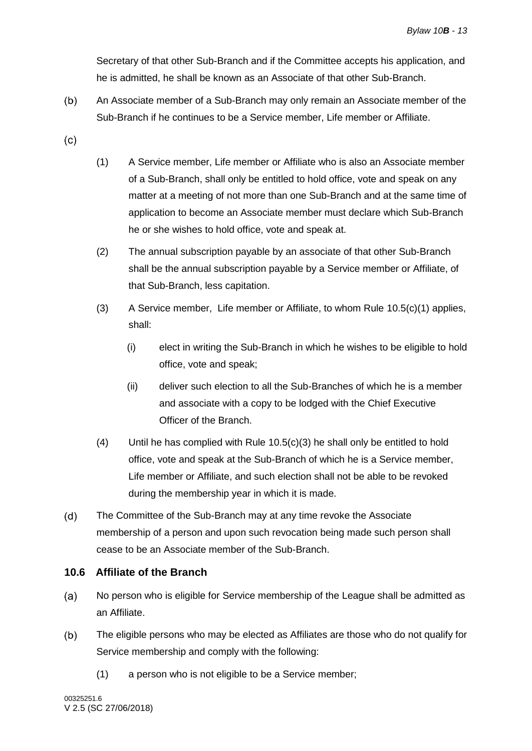Secretary of that other Sub-Branch and if the Committee accepts his application, and he is admitted, he shall be known as an Associate of that other Sub-Branch.

(b) An Associate member of a Sub-Branch may only remain an Associate member of the Sub-Branch if he continues to be a Service member, Life member or Affiliate.

(c)

(1) A Service member, Life member or Affiliate who is also an Associate member of a Sub-Branch, shall only be entitled to hold office, vote and speak on any matter at a meeting of not more than one Sub-Branch and at the same time of application to become an Associate member must declare which Sub-Branch he or she wishes to hold office, vote and speak at.

(2) The annual subscription payable by an associate of that other Sub-Branch shall be the annual subscription payable by a Service member or Affiliate, of that Sub-Branch, less capitation.

(3) A Service member, Life member or Affiliate, to whom Rule 10.5(c)(1) applies, shall:

(i) elect in writing the Sub-Branch in which he wishes to be eligible to hold office, vote and speak;

(ii) deliver such election to all the Sub-Branches of which he is a member and associate with a copy to be lodged with the Chief Executive Officer of the Branch.

(4) Until he has complied with Rule 10.5(c)(3) he shall only be entitled to hold office, vote and speak at the Sub-Branch of which he is a Service member, Life member or Affiliate, and such election shall not be able to be revoked during the membership year in which it is made.

(d) The Committee of the Sub-Branch may at any time revoke the Associate membership of a person and upon such revocation being made such person shall cease to be an Associate member of the Sub-Branch.

### 10.6 Affiliate of the Branch

(a) No person who is eligible for Service membership of the League shall be admitted as an Affiliate.

(b) The eligible persons who may be elected as Affiliates are those who do not qualify for Service membership and comply with the following:

(1) a person who is not eligible to be a Service member;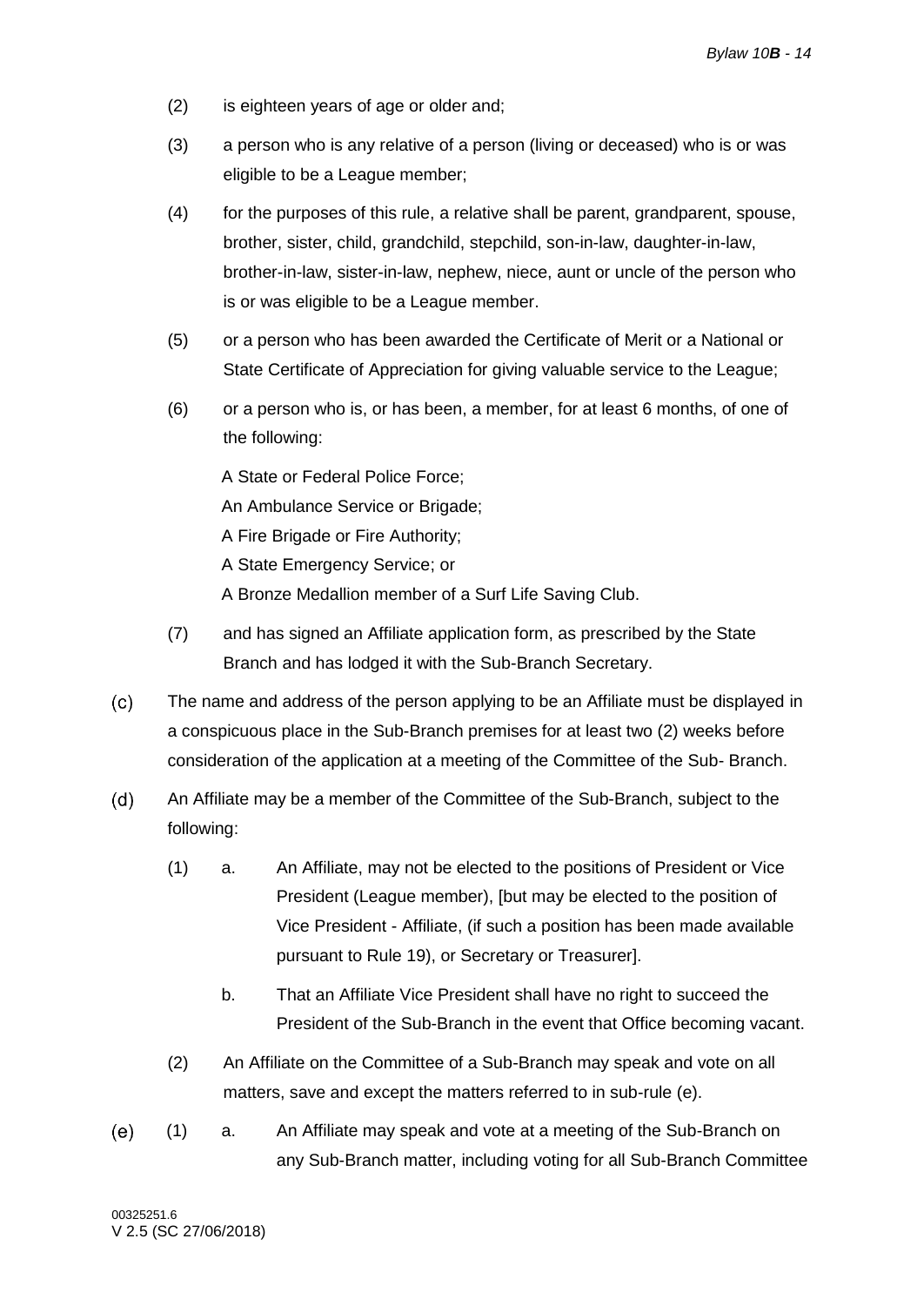(2) is eighteen years of age or older and;

(3) a person who is any relative of a person (living or deceased) who is or was eligible to be a League member;

(4) for the purposes of this rule, a relative shall be parent, grandparent, spouse, brother, sister, child, grandchild, stepchild, son-in-law, daughter-in-law, brother-in-law, sister-in-law, nephew, niece, aunt or uncle of the person who is or was eligible to be a League member.

(5) or a person who has been awarded the Certificate of Merit or a National or State Certificate of Appreciation for giving valuable service to the League;

(6) or a person who is, or has been, a member, for at least 6 months, of one of the following:

A State or Federal Police Force;
An Ambulance Service or Brigade;
A Fire Brigade or Fire Authority;
A State Emergency Service; or
A Bronze Medallion member of a Surf Life Saving Club.

(7) and has signed an Affiliate application form, as prescribed by the State Branch and has lodged it with the Sub-Branch Secretary.

(c) The name and address of the person applying to be an Affiliate must be displayed in a conspicuous place in the Sub-Branch premises for at least two (2) weeks before consideration of the application at a meeting of the Committee of the Sub- Branch.

(d) An Affiliate may be a member of the Committee of the Sub-Branch, subject to the following:

(1) a. An Affiliate, may not be elected to the positions of President or Vice President (League member), [but may be elected to the position of Vice President - Affiliate, (if such a position has been made available pursuant to Rule 19), or Secretary or Treasurer].

b. That an Affiliate Vice President shall have no right to succeed the President of the Sub-Branch in the event that Office becoming vacant.

(2) An Affiliate on the Committee of a Sub-Branch may speak and vote on all matters, save and except the matters referred to in sub-rule (e).

(e) (1) a. An Affiliate may speak and vote at a meeting of the Sub-Branch on any Sub-Branch matter, including voting for all Sub-Branch Committee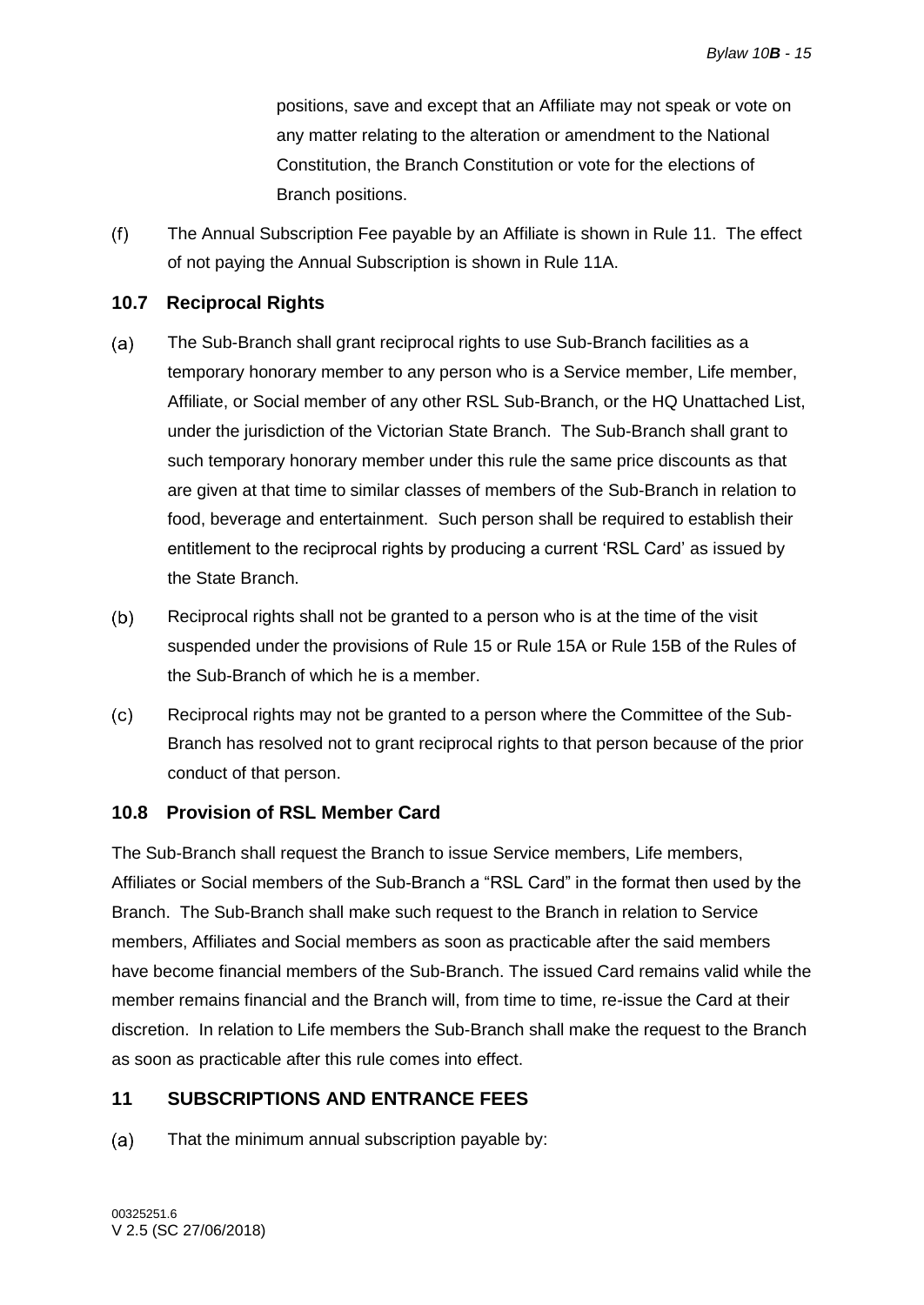positions, save and except that an Affiliate may not speak or vote on any matter relating to the alteration or amendment to the National Constitution, the Branch Constitution or vote for the elections of Branch positions.

(f) The Annual Subscription Fee payable by an Affiliate is shown in Rule 11. The effect of not paying the Annual Subscription is shown in Rule 11A.

### 10.7 Reciprocal Rights

(a) The Sub-Branch shall grant reciprocal rights to use Sub-Branch facilities as a temporary honorary member to any person who is a Service member, Life member, Affiliate, or Social member of any other RSL Sub-Branch, or the HQ Unattached List, under the jurisdiction of the Victorian State Branch. The Sub-Branch shall grant to such temporary honorary member under this rule the same price discounts as that are given at that time to similar classes of members of the Sub-Branch in relation to food, beverage and entertainment. Such person shall be required to establish their entitlement to the reciprocal rights by producing a current 'RSL Card' as issued by the State Branch.

(b) Reciprocal rights shall not be granted to a person who is at the time of the visit suspended under the provisions of Rule 15 or Rule 15A or Rule 15B of the Rules of the Sub-Branch of which he is a member.

(c) Reciprocal rights may not be granted to a person where the Committee of the Sub-Branch has resolved not to grant reciprocal rights to that person because of the prior conduct of that person.

### 10.8 Provision of RSL Member Card

The Sub-Branch shall request the Branch to issue Service members, Life members, Affiliates or Social members of the Sub-Branch a "RSL Card" in the format then used by the Branch. The Sub-Branch shall make such request to the Branch in relation to Service members, Affiliates and Social members as soon as practicable after the said members have become financial members of the Sub-Branch. The issued Card remains valid while the member remains financial and the Branch will, from time to time, re-issue the Card at their discretion. In relation to Life members the Sub-Branch shall make the request to the Branch as soon as practicable after this rule comes into effect.

## 11 SUBSCRIPTIONS AND ENTRANCE FEES

(a) That the minimum annual subscription payable by: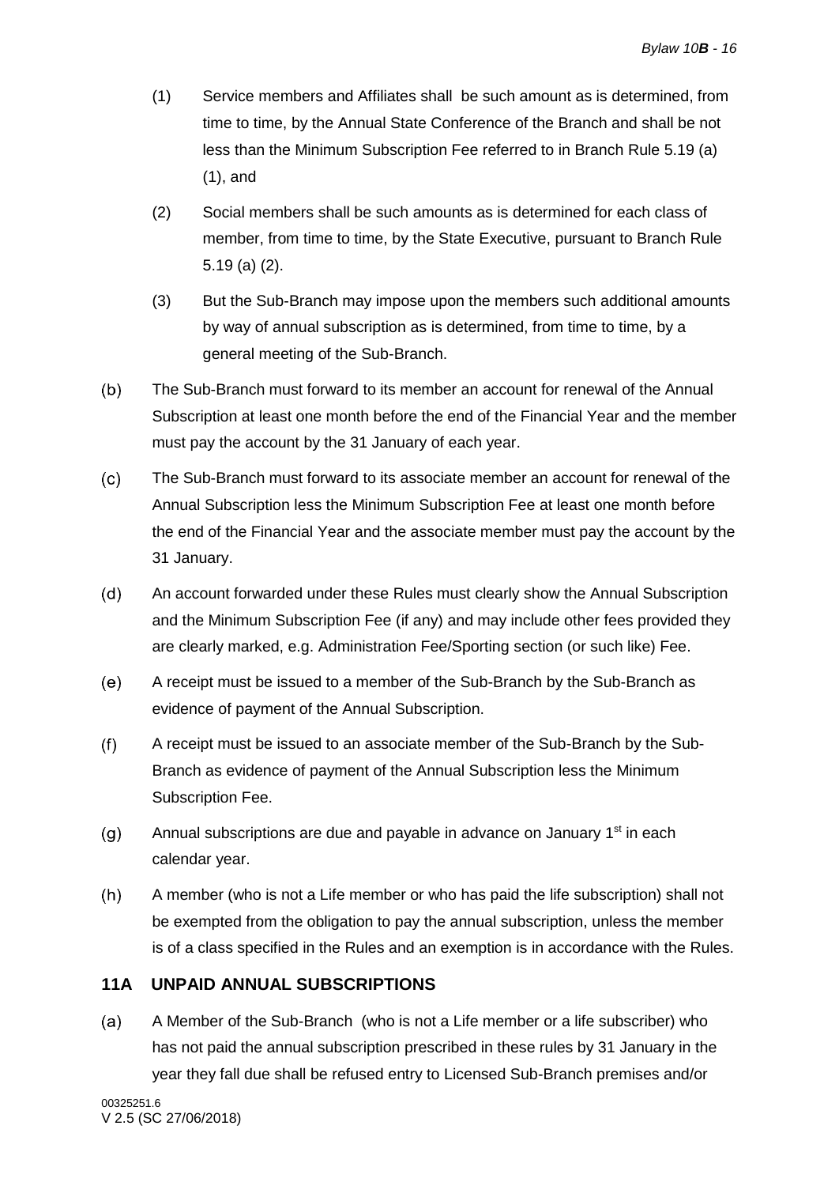(1) Service members and Affiliates shall be such amount as is determined, from time to time, by the Annual State Conference of the Branch and shall be not less than the Minimum Subscription Fee referred to in Branch Rule 5.19 (a) (1), and

(2) Social members shall be such amounts as is determined for each class of member, from time to time, by the State Executive, pursuant to Branch Rule 5.19 (a) (2).

(3) But the Sub-Branch may impose upon the members such additional amounts by way of annual subscription as is determined, from time to time, by a general meeting of the Sub-Branch.

(b) The Sub-Branch must forward to its member an account for renewal of the Annual Subscription at least one month before the end of the Financial Year and the member must pay the account by the 31 January of each year.

(c) The Sub-Branch must forward to its associate member an account for renewal of the Annual Subscription less the Minimum Subscription Fee at least one month before the end of the Financial Year and the associate member must pay the account by the 31 January.

(d) An account forwarded under these Rules must clearly show the Annual Subscription and the Minimum Subscription Fee (if any) and may include other fees provided they are clearly marked, e.g. Administration Fee/Sporting section (or such like) Fee.

(e) A receipt must be issued to a member of the Sub-Branch by the Sub-Branch as evidence of payment of the Annual Subscription.

(f) A receipt must be issued to an associate member of the Sub-Branch by the Sub-Branch as evidence of payment of the Annual Subscription less the Minimum Subscription Fee.

(g) Annual subscriptions are due and payable in advance on January 1st in each calendar year.

(h) A member (who is not a Life member or who has paid the life subscription) shall not be exempted from the obligation to pay the annual subscription, unless the member is of a class specified in the Rules and an exemption is in accordance with the Rules.

## 11A UNPAID ANNUAL SUBSCRIPTIONS

(a) A Member of the Sub-Branch (who is not a Life member or a life subscriber) who has not paid the annual subscription prescribed in these rules by 31 January in the year they fall due shall be refused entry to Licensed Sub-Branch premises and/or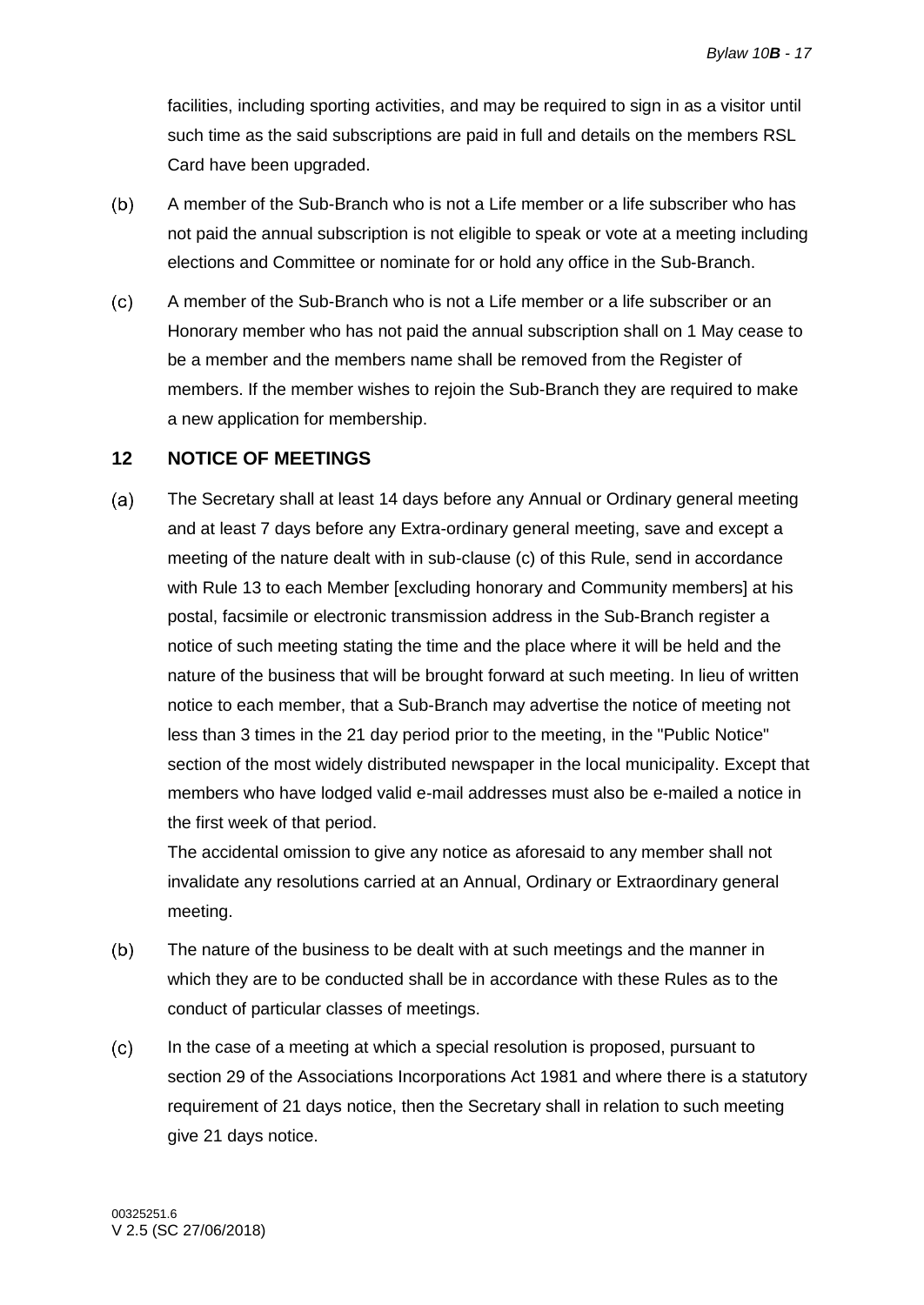facilities, including sporting activities, and may be required to sign in as a visitor until such time as the said subscriptions are paid in full and details on the members RSL Card have been upgraded.

(b) A member of the Sub-Branch who is not a Life member or a life subscriber who has not paid the annual subscription is not eligible to speak or vote at a meeting including elections and Committee or nominate for or hold any office in the Sub-Branch.

(c) A member of the Sub-Branch who is not a Life member or a life subscriber or an Honorary member who has not paid the annual subscription shall on 1 May cease to be a member and the members name shall be removed from the Register of members. If the member wishes to rejoin the Sub-Branch they are required to make a new application for membership.

## 12 NOTICE OF MEETINGS

(a) The Secretary shall at least 14 days before any Annual or Ordinary general meeting and at least 7 days before any Extra-ordinary general meeting, save and except a meeting of the nature dealt with in sub-clause (c) of this Rule, send in accordance with Rule 13 to each Member [excluding honorary and Community members] at his postal, facsimile or electronic transmission address in the Sub-Branch register a notice of such meeting stating the time and the place where it will be held and the nature of the business that will be brought forward at such meeting. In lieu of written notice to each member, that a Sub-Branch may advertise the notice of meeting not less than 3 times in the 21 day period prior to the meeting, in the "Public Notice" section of the most widely distributed newspaper in the local municipality. Except that members who have lodged valid e-mail addresses must also be e-mailed a notice in the first week of that period.

The accidental omission to give any notice as aforesaid to any member shall not invalidate any resolutions carried at an Annual, Ordinary or Extraordinary general meeting.

(b) The nature of the business to be dealt with at such meetings and the manner in which they are to be conducted shall be in accordance with these Rules as to the conduct of particular classes of meetings.

(c) In the case of a meeting at which a special resolution is proposed, pursuant to section 29 of the Associations Incorporations Act 1981 and where there is a statutory requirement of 21 days notice, then the Secretary shall in relation to such meeting give 21 days notice.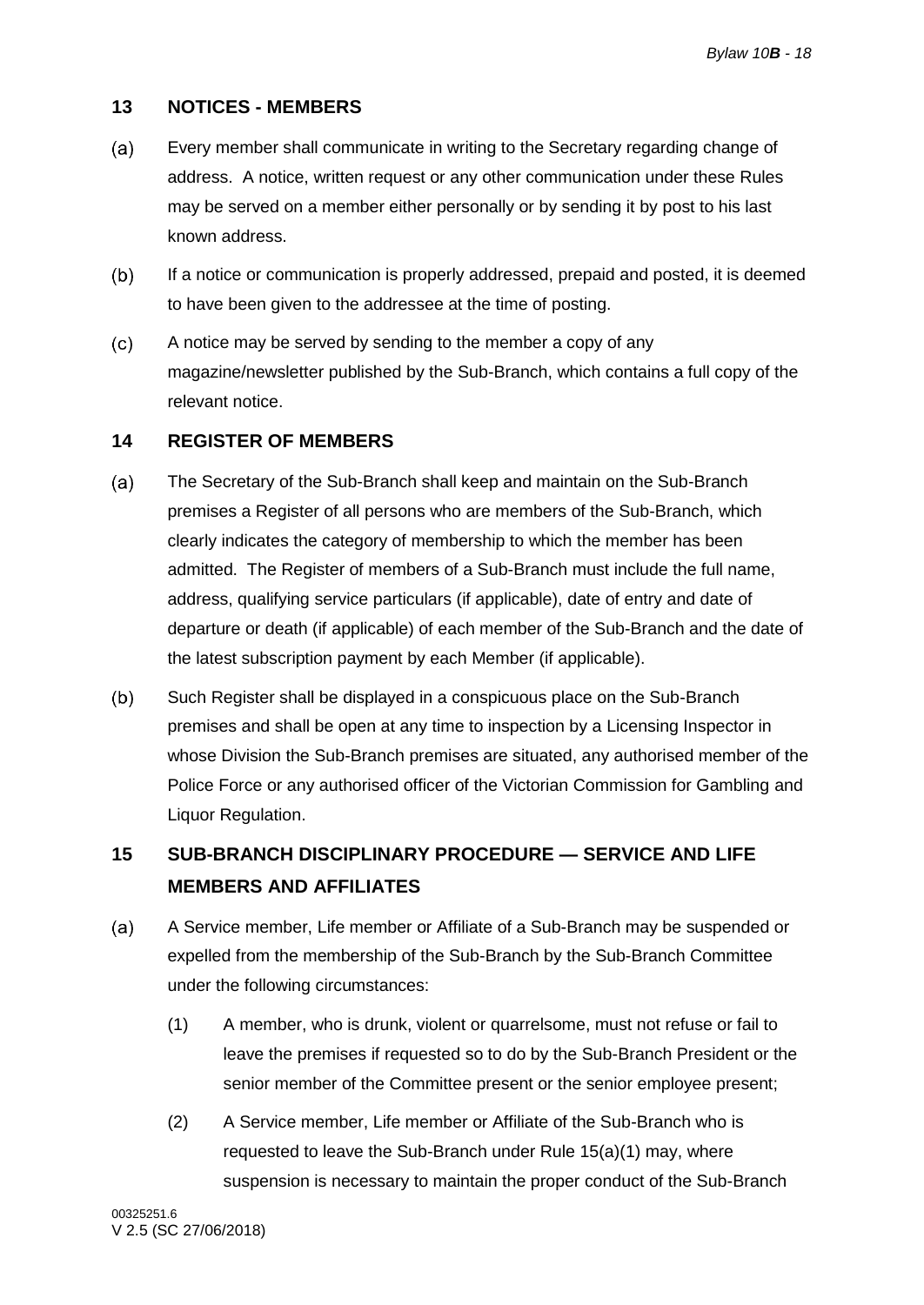## 13 NOTICES - MEMBERS

(a) Every member shall communicate in writing to the Secretary regarding change of address. A notice, written request or any other communication under these Rules may be served on a member either personally or by sending it by post to his last known address.

(b) If a notice or communication is properly addressed, prepaid and posted, it is deemed to have been given to the addressee at the time of posting.

(c) A notice may be served by sending to the member a copy of any magazine/newsletter published by the Sub-Branch, which contains a full copy of the relevant notice.

## 14 REGISTER OF MEMBERS

(a) The Secretary of the Sub-Branch shall keep and maintain on the Sub-Branch premises a Register of all persons who are members of the Sub-Branch, which clearly indicates the category of membership to which the member has been admitted. The Register of members of a Sub-Branch must include the full name, address, qualifying service particulars (if applicable), date of entry and date of departure or death (if applicable) of each member of the Sub-Branch and the date of the latest subscription payment by each Member (if applicable).

(b) Such Register shall be displayed in a conspicuous place on the Sub-Branch premises and shall be open at any time to inspection by a Licensing Inspector in whose Division the Sub-Branch premises are situated, any authorised member of the Police Force or any authorised officer of the Victorian Commission for Gambling and Liquor Regulation.

## 15 SUB-BRANCH DISCIPLINARY PROCEDURE — SERVICE AND LIFE MEMBERS AND AFFILIATES

(a) A Service member, Life member or Affiliate of a Sub-Branch may be suspended or expelled from the membership of the Sub-Branch by the Sub-Branch Committee under the following circumstances:

(1) A member, who is drunk, violent or quarrelsome, must not refuse or fail to leave the premises if requested so to do by the Sub-Branch President or the senior member of the Committee present or the senior employee present;

(2) A Service member, Life member or Affiliate of the Sub-Branch who is requested to leave the Sub-Branch under Rule 15(a)(1) may, where suspension is necessary to maintain the proper conduct of the Sub-Branch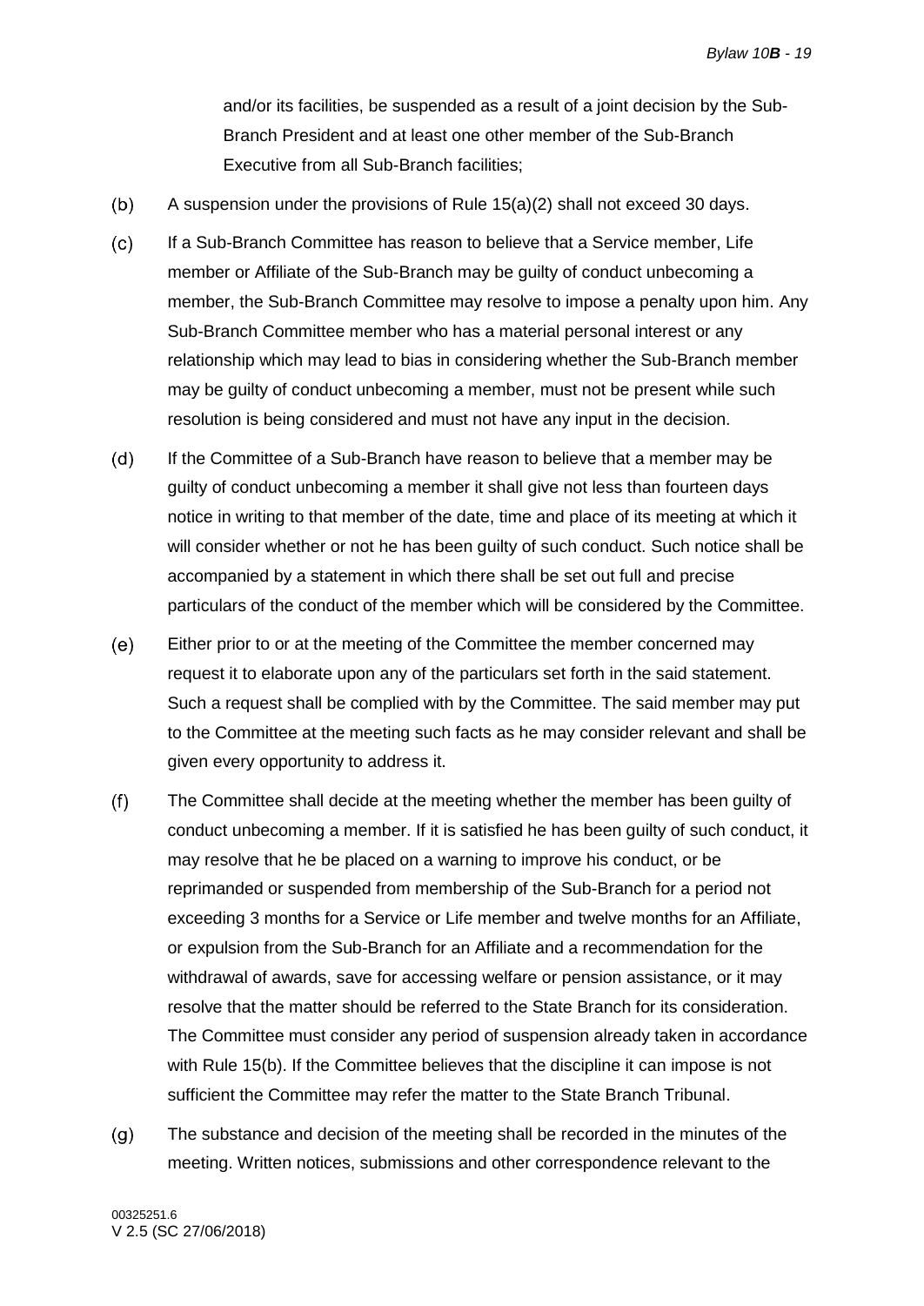and/or its facilities, be suspended as a result of a joint decision by the Sub-Branch President and at least one other member of the Sub-Branch Executive from all Sub-Branch facilities;

(b) A suspension under the provisions of Rule 15(a)(2) shall not exceed 30 days.

(c) If a Sub-Branch Committee has reason to believe that a Service member, Life member or Affiliate of the Sub-Branch may be guilty of conduct unbecoming a member, the Sub-Branch Committee may resolve to impose a penalty upon him. Any Sub-Branch Committee member who has a material personal interest or any relationship which may lead to bias in considering whether the Sub-Branch member may be guilty of conduct unbecoming a member, must not be present while such resolution is being considered and must not have any input in the decision.

(d) If the Committee of a Sub-Branch have reason to believe that a member may be guilty of conduct unbecoming a member it shall give not less than fourteen days notice in writing to that member of the date, time and place of its meeting at which it will consider whether or not he has been guilty of such conduct. Such notice shall be accompanied by a statement in which there shall be set out full and precise particulars of the conduct of the member which will be considered by the Committee.

(e) Either prior to or at the meeting of the Committee the member concerned may request it to elaborate upon any of the particulars set forth in the said statement. Such a request shall be complied with by the Committee. The said member may put to the Committee at the meeting such facts as he may consider relevant and shall be given every opportunity to address it.

(f) The Committee shall decide at the meeting whether the member has been guilty of conduct unbecoming a member. If it is satisfied he has been guilty of such conduct, it may resolve that he be placed on a warning to improve his conduct, or be reprimanded or suspended from membership of the Sub-Branch for a period not exceeding 3 months for a Service or Life member and twelve months for an Affiliate, or expulsion from the Sub-Branch for an Affiliate and a recommendation for the withdrawal of awards, save for accessing welfare or pension assistance, or it may resolve that the matter should be referred to the State Branch for its consideration. The Committee must consider any period of suspension already taken in accordance with Rule 15(b). If the Committee believes that the discipline it can impose is not sufficient the Committee may refer the matter to the State Branch Tribunal.

(g) The substance and decision of the meeting shall be recorded in the minutes of the meeting. Written notices, submissions and other correspondence relevant to the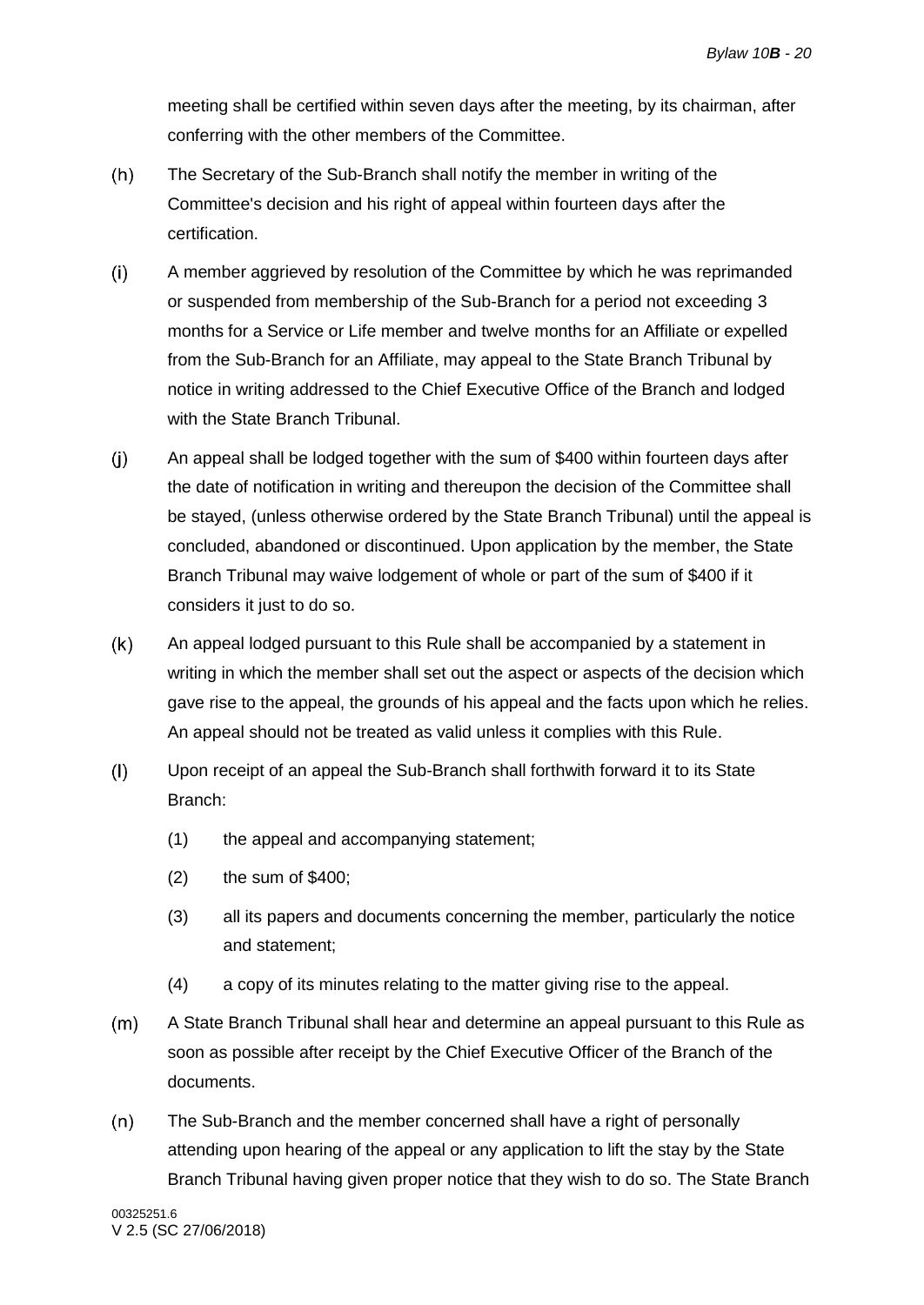meeting shall be certified within seven days after the meeting, by its chairman, after conferring with the other members of the Committee.

(h) The Secretary of the Sub-Branch shall notify the member in writing of the Committee's decision and his right of appeal within fourteen days after the certification.

(i) A member aggrieved by resolution of the Committee by which he was reprimanded or suspended from membership of the Sub-Branch for a period not exceeding 3 months for a Service or Life member and twelve months for an Affiliate or expelled from the Sub-Branch for an Affiliate, may appeal to the State Branch Tribunal by notice in writing addressed to the Chief Executive Office of the Branch and lodged with the State Branch Tribunal.

(j) An appeal shall be lodged together with the sum of $400 within fourteen days after the date of notification in writing and thereupon the decision of the Committee shall be stayed, (unless otherwise ordered by the State Branch Tribunal) until the appeal is concluded, abandoned or discontinued. Upon application by the member, the State Branch Tribunal may waive lodgement of whole or part of the sum of $400 if it considers it just to do so.

(k) An appeal lodged pursuant to this Rule shall be accompanied by a statement in writing in which the member shall set out the aspect or aspects of the decision which gave rise to the appeal, the grounds of his appeal and the facts upon which he relies. An appeal should not be treated as valid unless it complies with this Rule.

(l) Upon receipt of an appeal the Sub-Branch shall forthwith forward it to its State Branch:

   (1) the appeal and accompanying statement;

   (2) the sum of $400;

   (3) all its papers and documents concerning the member, particularly the notice and statement;

   (4) a copy of its minutes relating to the matter giving rise to the appeal.

(m) A State Branch Tribunal shall hear and determine an appeal pursuant to this Rule as soon as possible after receipt by the Chief Executive Officer of the Branch of the documents.

(n) The Sub-Branch and the member concerned shall have a right of personally attending upon hearing of the appeal or any application to lift the stay by the State Branch Tribunal having given proper notice that they wish to do so. The State Branch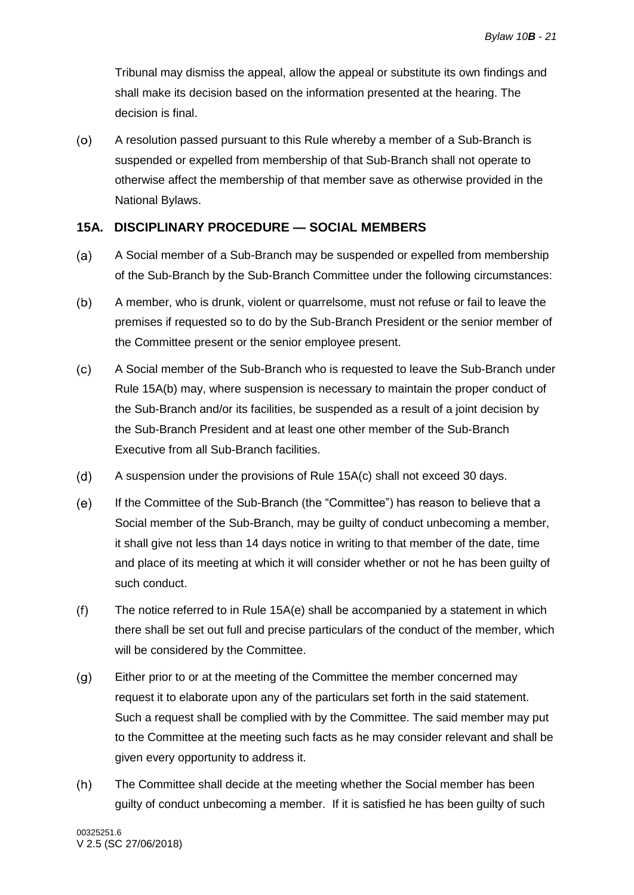Tribunal may dismiss the appeal, allow the appeal or substitute its own findings and shall make its decision based on the information presented at the hearing. The decision is final.

(o) A resolution passed pursuant to this Rule whereby a member of a Sub-Branch is suspended or expelled from membership of that Sub-Branch shall not operate to otherwise affect the membership of that member save as otherwise provided in the National Bylaws.

## 15A. DISCIPLINARY PROCEDURE — SOCIAL MEMBERS

(a) A Social member of a Sub-Branch may be suspended or expelled from membership of the Sub-Branch by the Sub-Branch Committee under the following circumstances:

(b) A member, who is drunk, violent or quarrelsome, must not refuse or fail to leave the premises if requested so to do by the Sub-Branch President or the senior member of the Committee present or the senior employee present.

(c) A Social member of the Sub-Branch who is requested to leave the Sub-Branch under Rule 15A(b) may, where suspension is necessary to maintain the proper conduct of the Sub-Branch and/or its facilities, be suspended as a result of a joint decision by the Sub-Branch President and at least one other member of the Sub-Branch Executive from all Sub-Branch facilities.

(d) A suspension under the provisions of Rule 15A(c) shall not exceed 30 days.

(e) If the Committee of the Sub-Branch (the "Committee") has reason to believe that a Social member of the Sub-Branch, may be guilty of conduct unbecoming a member, it shall give not less than 14 days notice in writing to that member of the date, time and place of its meeting at which it will consider whether or not he has been guilty of such conduct.

(f) The notice referred to in Rule 15A(e) shall be accompanied by a statement in which there shall be set out full and precise particulars of the conduct of the member, which will be considered by the Committee.

(g) Either prior to or at the meeting of the Committee the member concerned may request it to elaborate upon any of the particulars set forth in the said statement. Such a request shall be complied with by the Committee. The said member may put to the Committee at the meeting such facts as he may consider relevant and shall be given every opportunity to address it.

(h) The Committee shall decide at the meeting whether the Social member has been guilty of conduct unbecoming a member. If it is satisfied he has been guilty of such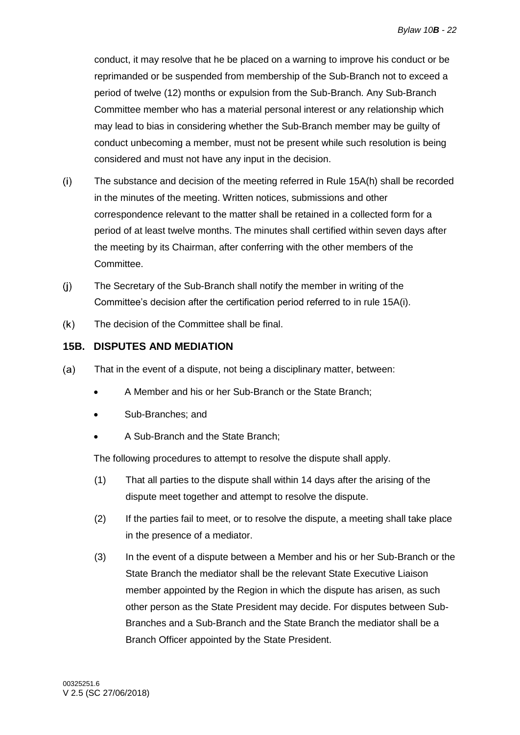conduct, it may resolve that he be placed on a warning to improve his conduct or be reprimanded or be suspended from membership of the Sub-Branch not to exceed a period of twelve (12) months or expulsion from the Sub-Branch. Any Sub-Branch Committee member who has a material personal interest or any relationship which may lead to bias in considering whether the Sub-Branch member may be guilty of conduct unbecoming a member, must not be present while such resolution is being considered and must not have any input in the decision.

(i) The substance and decision of the meeting referred in Rule 15A(h) shall be recorded in the minutes of the meeting. Written notices, submissions and other correspondence relevant to the matter shall be retained in a collected form for a period of at least twelve months. The minutes shall certified within seven days after the meeting by its Chairman, after conferring with the other members of the Committee.

(j) The Secretary of the Sub-Branch shall notify the member in writing of the Committee's decision after the certification period referred to in rule 15A(i).

(k) The decision of the Committee shall be final.

## 15B. DISPUTES AND MEDIATION

(a) That in the event of a dispute, not being a disciplinary matter, between:

- A Member and his or her Sub-Branch or the State Branch;
- Sub-Branches; and
- A Sub-Branch and the State Branch;

The following procedures to attempt to resolve the dispute shall apply.

(1) That all parties to the dispute shall within 14 days after the arising of the dispute meet together and attempt to resolve the dispute.

(2) If the parties fail to meet, or to resolve the dispute, a meeting shall take place in the presence of a mediator.

(3) In the event of a dispute between a Member and his or her Sub-Branch or the State Branch the mediator shall be the relevant State Executive Liaison member appointed by the Region in which the dispute has arisen, as such other person as the State President may decide. For disputes between Sub-Branches and a Sub-Branch and the State Branch the mediator shall be a Branch Officer appointed by the State President.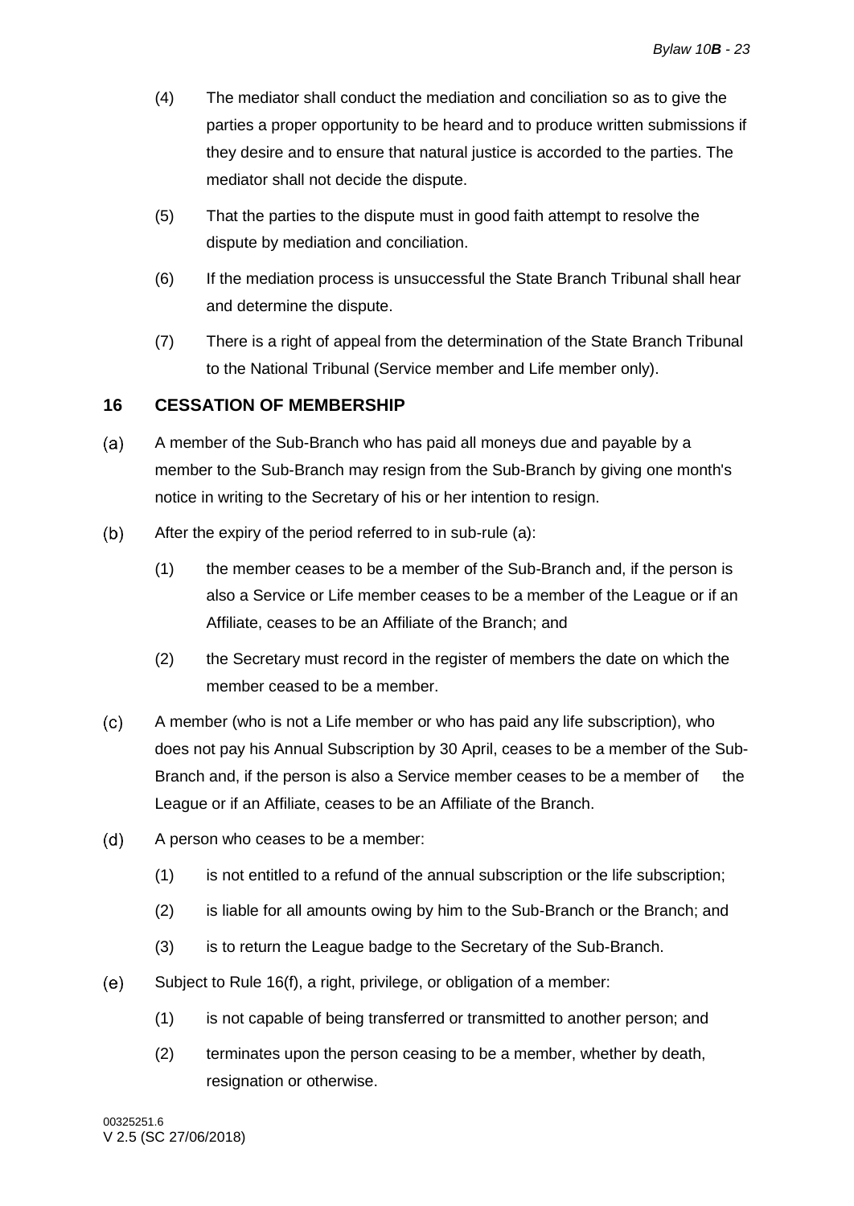(4) The mediator shall conduct the mediation and conciliation so as to give the parties a proper opportunity to be heard and to produce written submissions if they desire and to ensure that natural justice is accorded to the parties. The mediator shall not decide the dispute.

(5) That the parties to the dispute must in good faith attempt to resolve the dispute by mediation and conciliation.

(6) If the mediation process is unsuccessful the State Branch Tribunal shall hear and determine the dispute.

(7) There is a right of appeal from the determination of the State Branch Tribunal to the National Tribunal (Service member and Life member only).

## 16 CESSATION OF MEMBERSHIP

(a) A member of the Sub-Branch who has paid all moneys due and payable by a member to the Sub-Branch may resign from the Sub-Branch by giving one month's notice in writing to the Secretary of his or her intention to resign.

(b) After the expiry of the period referred to in sub-rule (a):

(1) the member ceases to be a member of the Sub-Branch and, if the person is also a Service or Life member ceases to be a member of the League or if an Affiliate, ceases to be an Affiliate of the Branch; and

(2) the Secretary must record in the register of members the date on which the member ceased to be a member.

(c) A member (who is not a Life member or who has paid any life subscription), who does not pay his Annual Subscription by 30 April, ceases to be a member of the Sub-Branch and, if the person is also a Service member ceases to be a member of the League or if an Affiliate, ceases to be an Affiliate of the Branch.

(d) A person who ceases to be a member:

(1) is not entitled to a refund of the annual subscription or the life subscription;

(2) is liable for all amounts owing by him to the Sub-Branch or the Branch; and

(3) is to return the League badge to the Secretary of the Sub-Branch.

(e) Subject to Rule 16(f), a right, privilege, or obligation of a member:

(1) is not capable of being transferred or transmitted to another person; and

(2) terminates upon the person ceasing to be a member, whether by death, resignation or otherwise.

00325251.6
V 2.5 (SC 27/06/2018)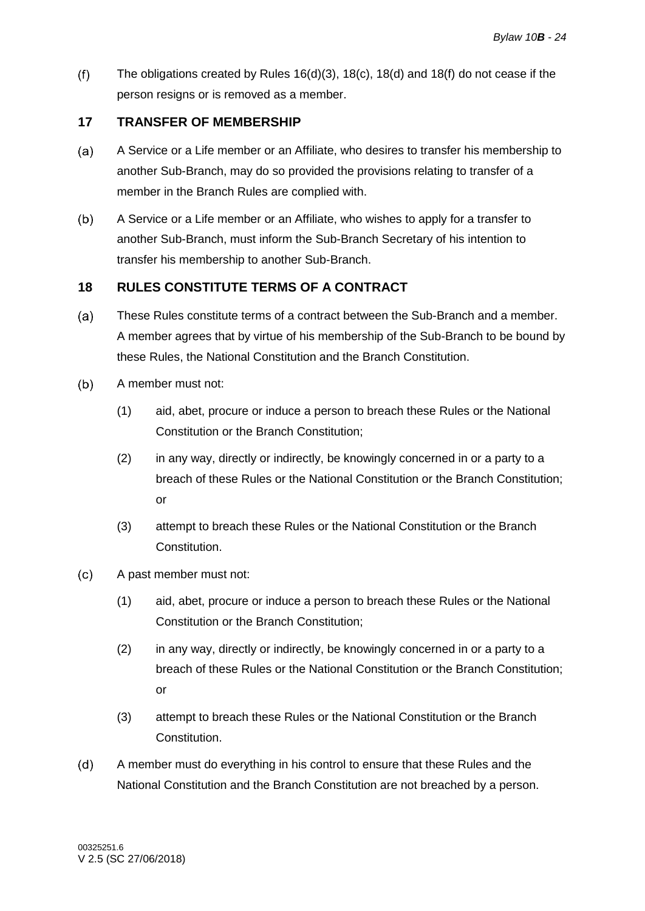(f) The obligations created by Rules 16(d)(3), 18(c), 18(d) and 18(f) do not cease if the person resigns or is removed as a member.

## 17 TRANSFER OF MEMBERSHIP

(a) A Service or a Life member or an Affiliate, who desires to transfer his membership to another Sub-Branch, may do so provided the provisions relating to transfer of a member in the Branch Rules are complied with.

(b) A Service or a Life member or an Affiliate, who wishes to apply for a transfer to another Sub-Branch, must inform the Sub-Branch Secretary of his intention to transfer his membership to another Sub-Branch.

## 18 RULES CONSTITUTE TERMS OF A CONTRACT

(a) These Rules constitute terms of a contract between the Sub-Branch and a member. A member agrees that by virtue of his membership of the Sub-Branch to be bound by these Rules, the National Constitution and the Branch Constitution.

(b) A member must not:

(1) aid, abet, procure or induce a person to breach these Rules or the National Constitution or the Branch Constitution;

(2) in any way, directly or indirectly, be knowingly concerned in or a party to a breach of these Rules or the National Constitution or the Branch Constitution; or

(3) attempt to breach these Rules or the National Constitution or the Branch Constitution.

(c) A past member must not:

(1) aid, abet, procure or induce a person to breach these Rules or the National Constitution or the Branch Constitution;

(2) in any way, directly or indirectly, be knowingly concerned in or a party to a breach of these Rules or the National Constitution or the Branch Constitution; or

(3) attempt to breach these Rules or the National Constitution or the Branch Constitution.

(d) A member must do everything in his control to ensure that these Rules and the National Constitution and the Branch Constitution are not breached by a person.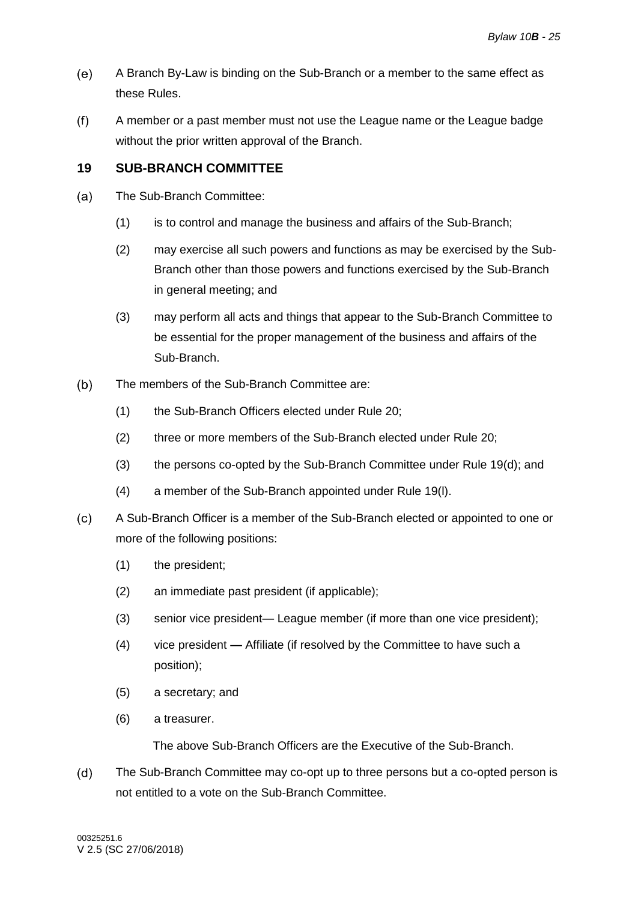(e) A Branch By-Law is binding on the Sub-Branch or a member to the same effect as these Rules.

(f) A member or a past member must not use the League name or the League badge without the prior written approval of the Branch.

## 19 SUB-BRANCH COMMITTEE

(a) The Sub-Branch Committee:

  (1) is to control and manage the business and affairs of the Sub-Branch;

  (2) may exercise all such powers and functions as may be exercised by the Sub-Branch other than those powers and functions exercised by the Sub-Branch in general meeting; and

  (3) may perform all acts and things that appear to the Sub-Branch Committee to be essential for the proper management of the business and affairs of the Sub-Branch.

(b) The members of the Sub-Branch Committee are:

  (1) the Sub-Branch Officers elected under Rule 20;

  (2) three or more members of the Sub-Branch elected under Rule 20;

  (3) the persons co-opted by the Sub-Branch Committee under Rule 19(d); and

  (4) a member of the Sub-Branch appointed under Rule 19(l).

(c) A Sub-Branch Officer is a member of the Sub-Branch elected or appointed to one or more of the following positions:

  (1) the president;

  (2) an immediate past president (if applicable);

  (3) senior vice president— League member (if more than one vice president);

  (4) vice president **—** Affiliate (if resolved by the Committee to have such a position);

  (5) a secretary; and

  (6) a treasurer.

  The above Sub-Branch Officers are the Executive of the Sub-Branch.

(d) The Sub-Branch Committee may co-opt up to three persons but a co-opted person is not entitled to a vote on the Sub-Branch Committee.

00325251.6
V 2.5 (SC 27/06/2018)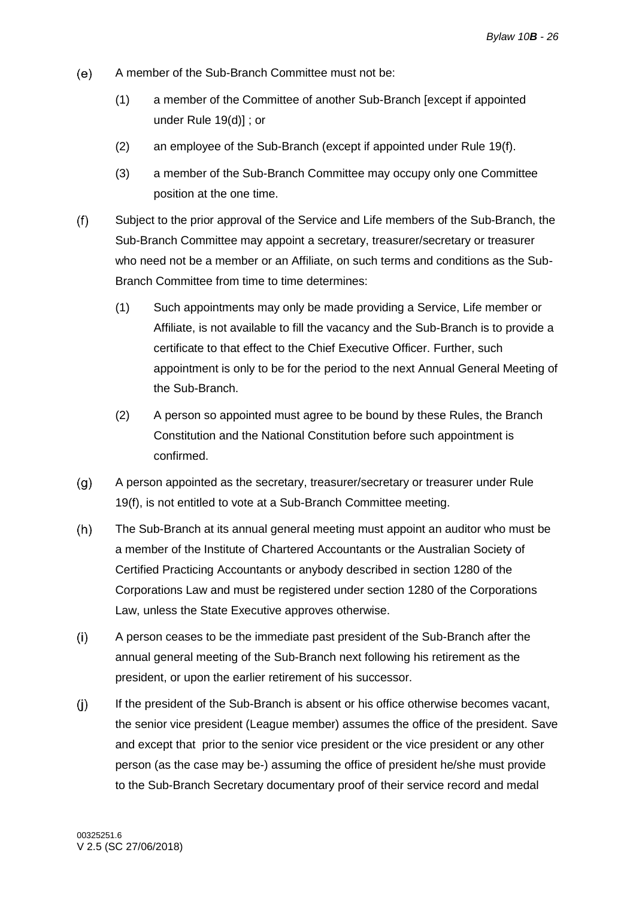(e) A member of the Sub-Branch Committee must not be:

  (1) a member of the Committee of another Sub-Branch [except if appointed under Rule 19(d)] ; or

  (2) an employee of the Sub-Branch (except if appointed under Rule 19(f).

  (3) a member of the Sub-Branch Committee may occupy only one Committee position at the one time.

(f) Subject to the prior approval of the Service and Life members of the Sub-Branch, the Sub-Branch Committee may appoint a secretary, treasurer/secretary or treasurer who need not be a member or an Affiliate, on such terms and conditions as the Sub-Branch Committee from time to time determines:

  (1) Such appointments may only be made providing a Service, Life member or Affiliate, is not available to fill the vacancy and the Sub-Branch is to provide a certificate to that effect to the Chief Executive Officer. Further, such appointment is only to be for the period to the next Annual General Meeting of the Sub-Branch.

  (2) A person so appointed must agree to be bound by these Rules, the Branch Constitution and the National Constitution before such appointment is confirmed.

(g) A person appointed as the secretary, treasurer/secretary or treasurer under Rule 19(f), is not entitled to vote at a Sub-Branch Committee meeting.

(h) The Sub-Branch at its annual general meeting must appoint an auditor who must be a member of the Institute of Chartered Accountants or the Australian Society of Certified Practicing Accountants or anybody described in section 1280 of the Corporations Law and must be registered under section 1280 of the Corporations Law, unless the State Executive approves otherwise.

(i) A person ceases to be the immediate past president of the Sub-Branch after the annual general meeting of the Sub-Branch next following his retirement as the president, or upon the earlier retirement of his successor.

(j) If the president of the Sub-Branch is absent or his office otherwise becomes vacant, the senior vice president (League member) assumes the office of the president. Save and except that prior to the senior vice president or the vice president or any other person (as the case may be-) assuming the office of president he/she must provide to the Sub-Branch Secretary documentary proof of their service record and medal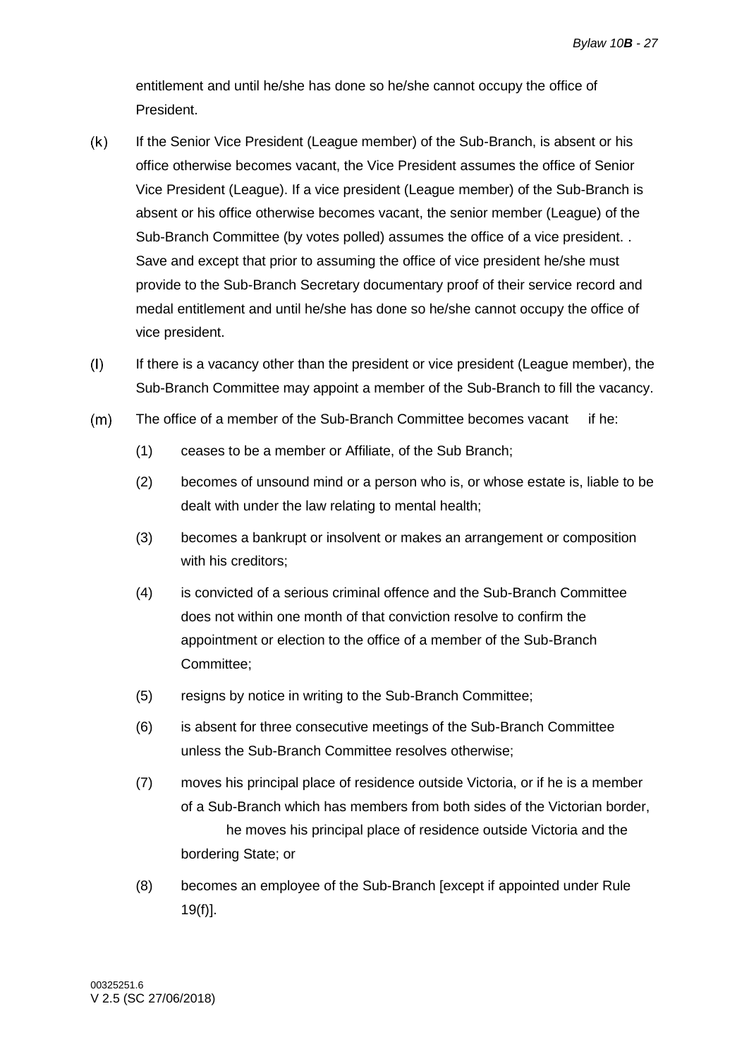entitlement and until he/she has done so he/she cannot occupy the office of President.

(k) If the Senior Vice President (League member) of the Sub-Branch, is absent or his office otherwise becomes vacant, the Vice President assumes the office of Senior Vice President (League). If a vice president (League member) of the Sub-Branch is absent or his office otherwise becomes vacant, the senior member (League) of the Sub-Branch Committee (by votes polled) assumes the office of a vice president. . Save and except that prior to assuming the office of vice president he/she must provide to the Sub-Branch Secretary documentary proof of their service record and medal entitlement and until he/she has done so he/she cannot occupy the office of vice president.

(l) If there is a vacancy other than the president or vice president (League member), the Sub-Branch Committee may appoint a member of the Sub-Branch to fill the vacancy.

(m) The office of a member of the Sub-Branch Committee becomes vacant if he:

(1) ceases to be a member or Affiliate, of the Sub Branch;

(2) becomes of unsound mind or a person who is, or whose estate is, liable to be dealt with under the law relating to mental health;

(3) becomes a bankrupt or insolvent or makes an arrangement or composition with his creditors;

(4) is convicted of a serious criminal offence and the Sub-Branch Committee does not within one month of that conviction resolve to confirm the appointment or election to the office of a member of the Sub-Branch Committee;

(5) resigns by notice in writing to the Sub-Branch Committee;

(6) is absent for three consecutive meetings of the Sub-Branch Committee unless the Sub-Branch Committee resolves otherwise;

(7) moves his principal place of residence outside Victoria, or if he is a member of a Sub-Branch which has members from both sides of the Victorian border, he moves his principal place of residence outside Victoria and the bordering State; or

(8) becomes an employee of the Sub-Branch [except if appointed under Rule 19(f)].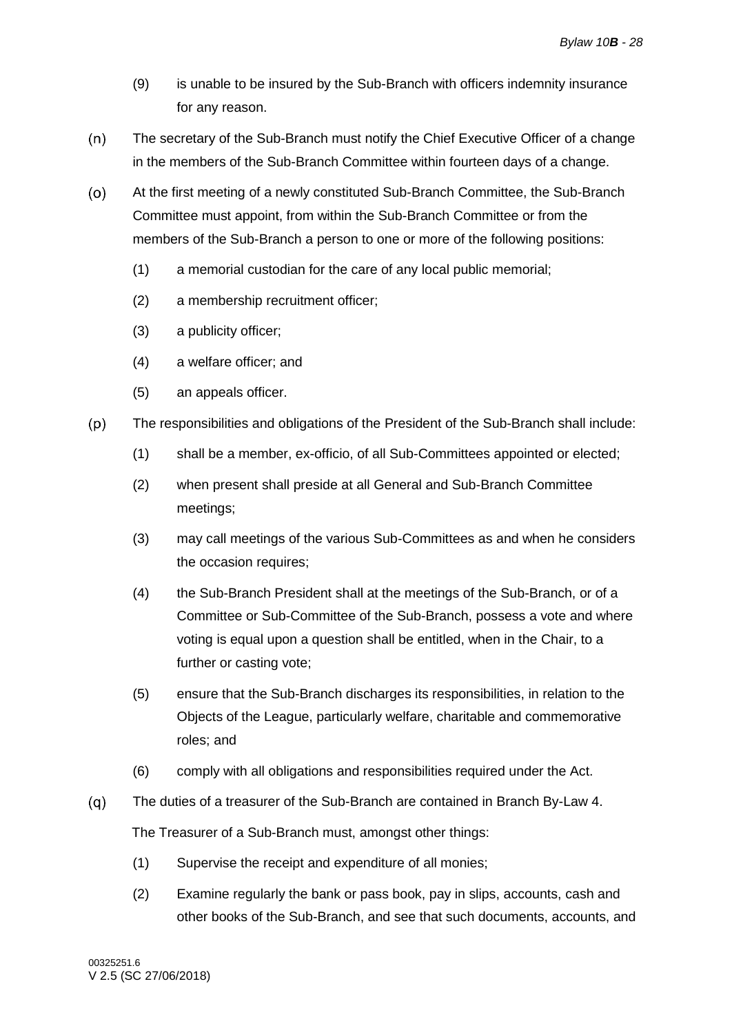(9) is unable to be insured by the Sub-Branch with officers indemnity insurance for any reason.

(n) The secretary of the Sub-Branch must notify the Chief Executive Officer of a change in the members of the Sub-Branch Committee within fourteen days of a change.

(o) At the first meeting of a newly constituted Sub-Branch Committee, the Sub-Branch Committee must appoint, from within the Sub-Branch Committee or from the members of the Sub-Branch a person to one or more of the following positions:

(1) a memorial custodian for the care of any local public memorial;

(2) a membership recruitment officer;

(3) a publicity officer;

(4) a welfare officer; and

(5) an appeals officer.

(p) The responsibilities and obligations of the President of the Sub-Branch shall include:

(1) shall be a member, ex-officio, of all Sub-Committees appointed or elected;

(2) when present shall preside at all General and Sub-Branch Committee meetings;

(3) may call meetings of the various Sub-Committees as and when he considers the occasion requires;

(4) the Sub-Branch President shall at the meetings of the Sub-Branch, or of a Committee or Sub-Committee of the Sub-Branch, possess a vote and where voting is equal upon a question shall be entitled, when in the Chair, to a further or casting vote;

(5) ensure that the Sub-Branch discharges its responsibilities, in relation to the Objects of the League, particularly welfare, charitable and commemorative roles; and

(6) comply with all obligations and responsibilities required under the Act.

(q) The duties of a treasurer of the Sub-Branch are contained in Branch By-Law 4.

The Treasurer of a Sub-Branch must, amongst other things:

(1) Supervise the receipt and expenditure of all monies;

(2) Examine regularly the bank or pass book, pay in slips, accounts, cash and other books of the Sub-Branch, and see that such documents, accounts, and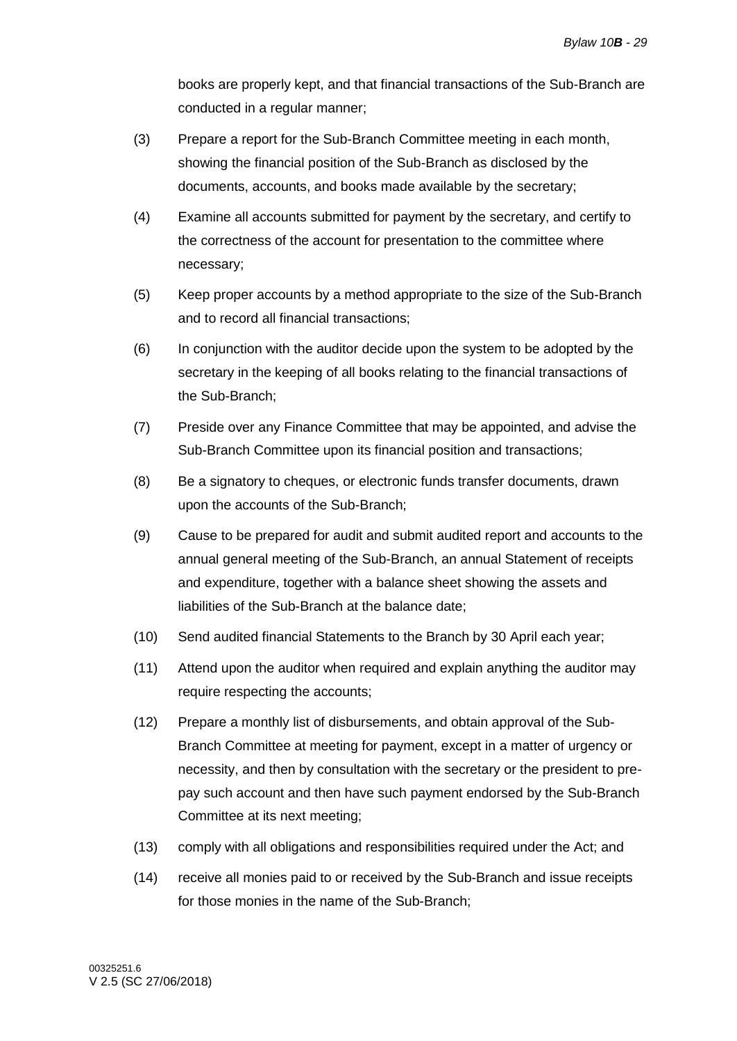books are properly kept, and that financial transactions of the Sub-Branch are conducted in a regular manner;

(3) Prepare a report for the Sub-Branch Committee meeting in each month, showing the financial position of the Sub-Branch as disclosed by the documents, accounts, and books made available by the secretary;

(4) Examine all accounts submitted for payment by the secretary, and certify to the correctness of the account for presentation to the committee where necessary;

(5) Keep proper accounts by a method appropriate to the size of the Sub-Branch and to record all financial transactions;

(6) In conjunction with the auditor decide upon the system to be adopted by the secretary in the keeping of all books relating to the financial transactions of the Sub-Branch;

(7) Preside over any Finance Committee that may be appointed, and advise the Sub-Branch Committee upon its financial position and transactions;

(8) Be a signatory to cheques, or electronic funds transfer documents, drawn upon the accounts of the Sub-Branch;

(9) Cause to be prepared for audit and submit audited report and accounts to the annual general meeting of the Sub-Branch, an annual Statement of receipts and expenditure, together with a balance sheet showing the assets and liabilities of the Sub-Branch at the balance date;

(10) Send audited financial Statements to the Branch by 30 April each year;

(11) Attend upon the auditor when required and explain anything the auditor may require respecting the accounts;

(12) Prepare a monthly list of disbursements, and obtain approval of the Sub-Branch Committee at meeting for payment, except in a matter of urgency or necessity, and then by consultation with the secretary or the president to pre-pay such account and then have such payment endorsed by the Sub-Branch Committee at its next meeting;

(13) comply with all obligations and responsibilities required under the Act; and

(14) receive all monies paid to or received by the Sub-Branch and issue receipts for those monies in the name of the Sub-Branch;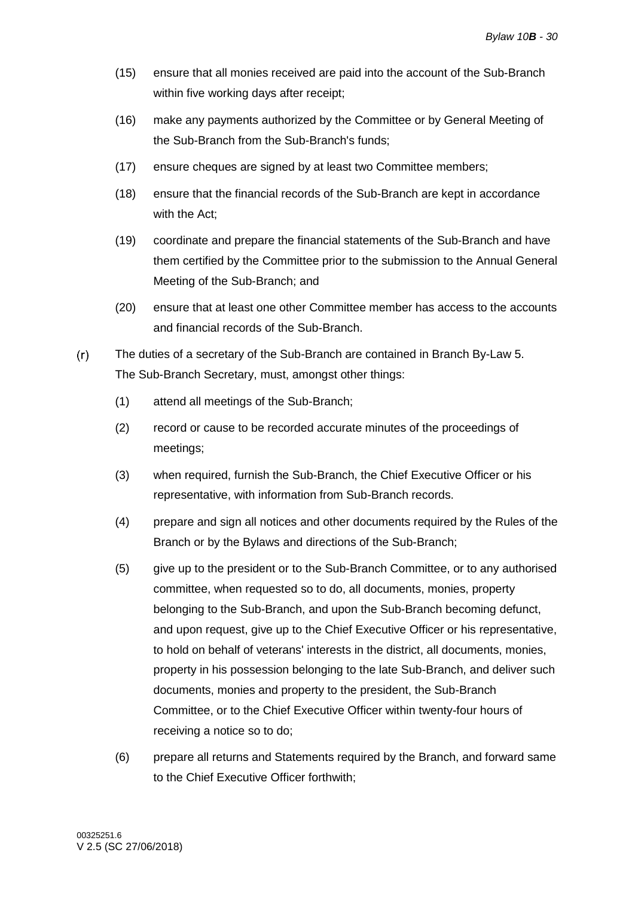(15) ensure that all monies received are paid into the account of the Sub-Branch within five working days after receipt;

(16) make any payments authorized by the Committee or by General Meeting of the Sub-Branch from the Sub-Branch's funds;

(17) ensure cheques are signed by at least two Committee members;

(18) ensure that the financial records of the Sub-Branch are kept in accordance with the Act;

(19) coordinate and prepare the financial statements of the Sub-Branch and have them certified by the Committee prior to the submission to the Annual General Meeting of the Sub-Branch; and

(20) ensure that at least one other Committee member has access to the accounts and financial records of the Sub-Branch.

(r) The duties of a secretary of the Sub-Branch are contained in Branch By-Law 5. The Sub-Branch Secretary, must, amongst other things:

(1) attend all meetings of the Sub-Branch;

(2) record or cause to be recorded accurate minutes of the proceedings of meetings;

(3) when required, furnish the Sub-Branch, the Chief Executive Officer or his representative, with information from Sub-Branch records.

(4) prepare and sign all notices and other documents required by the Rules of the Branch or by the Bylaws and directions of the Sub-Branch;

(5) give up to the president or to the Sub-Branch Committee, or to any authorised committee, when requested so to do, all documents, monies, property belonging to the Sub-Branch, and upon the Sub-Branch becoming defunct, and upon request, give up to the Chief Executive Officer or his representative, to hold on behalf of veterans' interests in the district, all documents, monies, property in his possession belonging to the late Sub-Branch, and deliver such documents, monies and property to the president, the Sub-Branch Committee, or to the Chief Executive Officer within twenty-four hours of receiving a notice so to do;

(6) prepare all returns and Statements required by the Branch, and forward same to the Chief Executive Officer forthwith;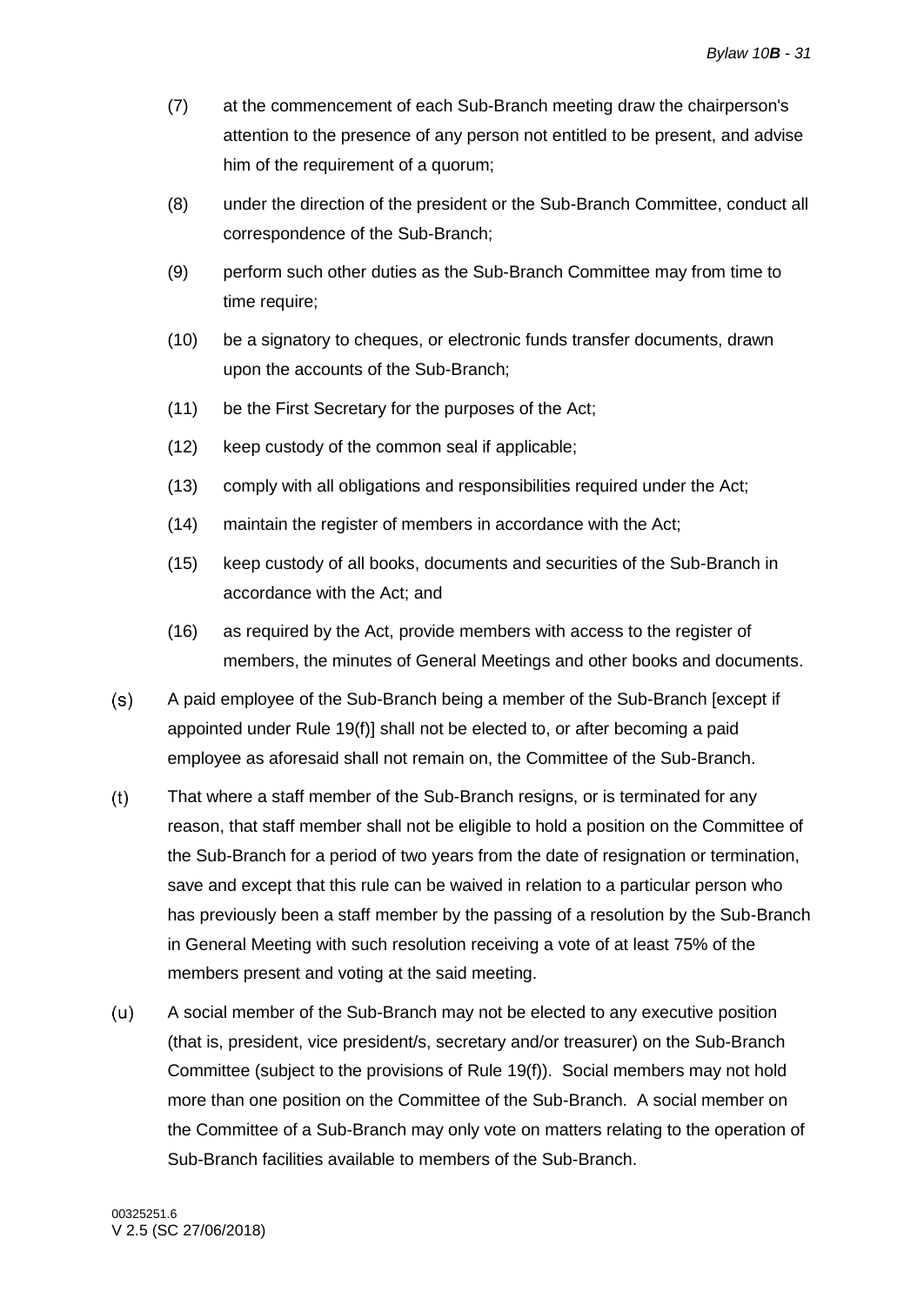(7) at the commencement of each Sub-Branch meeting draw the chairperson's attention to the presence of any person not entitled to be present, and advise him of the requirement of a quorum;

(8) under the direction of the president or the Sub-Branch Committee, conduct all correspondence of the Sub-Branch;

(9) perform such other duties as the Sub-Branch Committee may from time to time require;

(10) be a signatory to cheques, or electronic funds transfer documents, drawn upon the accounts of the Sub-Branch;

(11) be the First Secretary for the purposes of the Act;

(12) keep custody of the common seal if applicable;

(13) comply with all obligations and responsibilities required under the Act;

(14) maintain the register of members in accordance with the Act;

(15) keep custody of all books, documents and securities of the Sub-Branch in accordance with the Act; and

(16) as required by the Act, provide members with access to the register of members, the minutes of General Meetings and other books and documents.

(s) A paid employee of the Sub-Branch being a member of the Sub-Branch [except if appointed under Rule 19(f)] shall not be elected to, or after becoming a paid employee as aforesaid shall not remain on, the Committee of the Sub-Branch.

(t) That where a staff member of the Sub-Branch resigns, or is terminated for any reason, that staff member shall not be eligible to hold a position on the Committee of the Sub-Branch for a period of two years from the date of resignation or termination, save and except that this rule can be waived in relation to a particular person who has previously been a staff member by the passing of a resolution by the Sub-Branch in General Meeting with such resolution receiving a vote of at least 75% of the members present and voting at the said meeting.

(u) A social member of the Sub-Branch may not be elected to any executive position (that is, president, vice president/s, secretary and/or treasurer) on the Sub-Branch Committee (subject to the provisions of Rule 19(f)). Social members may not hold more than one position on the Committee of the Sub-Branch. A social member on the Committee of a Sub-Branch may only vote on matters relating to the operation of Sub-Branch facilities available to members of the Sub-Branch.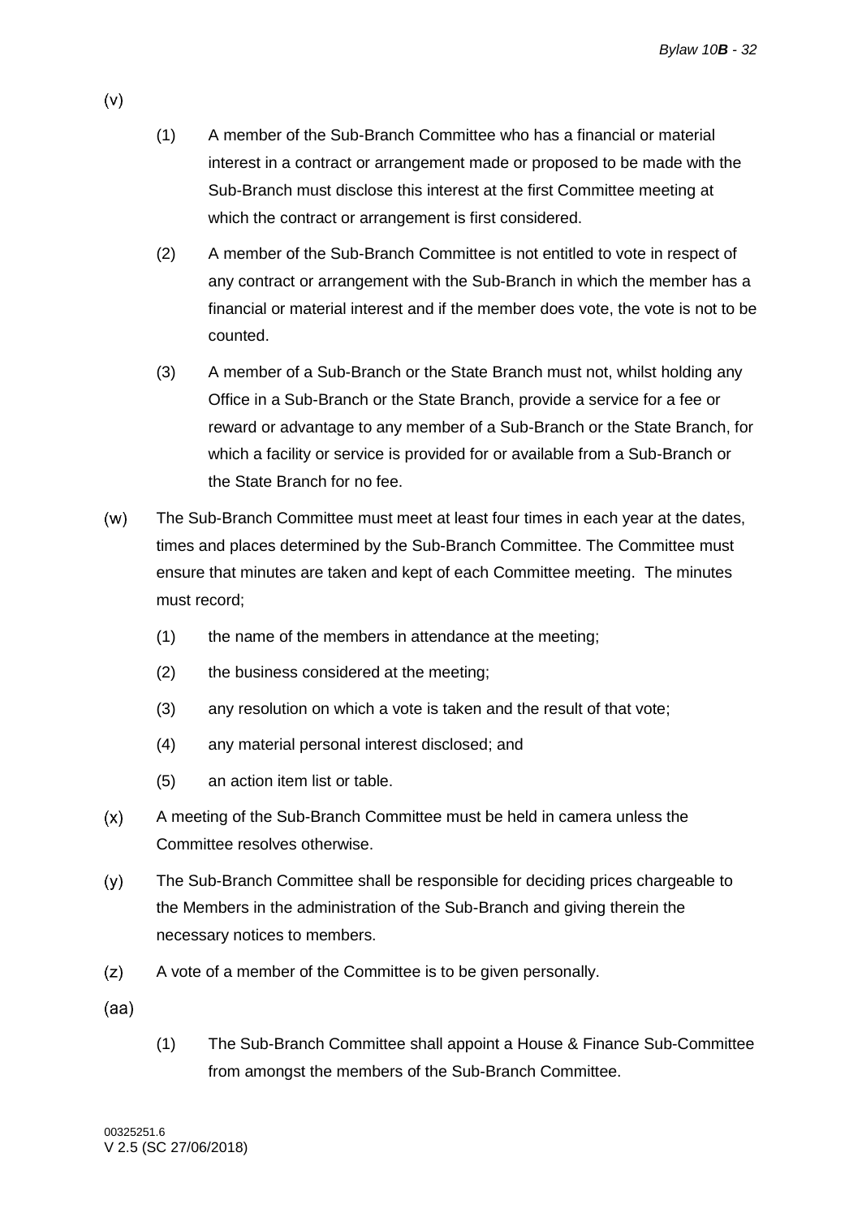(v)

(1) A member of the Sub-Branch Committee who has a financial or material interest in a contract or arrangement made or proposed to be made with the Sub-Branch must disclose this interest at the first Committee meeting at which the contract or arrangement is first considered.

(2) A member of the Sub-Branch Committee is not entitled to vote in respect of any contract or arrangement with the Sub-Branch in which the member has a financial or material interest and if the member does vote, the vote is not to be counted.

(3) A member of a Sub-Branch or the State Branch must not, whilst holding any Office in a Sub-Branch or the State Branch, provide a service for a fee or reward or advantage to any member of a Sub-Branch or the State Branch, for which a facility or service is provided for or available from a Sub-Branch or the State Branch for no fee.

(w) The Sub-Branch Committee must meet at least four times in each year at the dates, times and places determined by the Sub-Branch Committee. The Committee must ensure that minutes are taken and kept of each Committee meeting. The minutes must record;

(1) the name of the members in attendance at the meeting;

(2) the business considered at the meeting;

(3) any resolution on which a vote is taken and the result of that vote;

(4) any material personal interest disclosed; and

(5) an action item list or table.

(x) A meeting of the Sub-Branch Committee must be held in camera unless the Committee resolves otherwise.

(y) The Sub-Branch Committee shall be responsible for deciding prices chargeable to the Members in the administration of the Sub-Branch and giving therein the necessary notices to members.

(z) A vote of a member of the Committee is to be given personally.

(aa)

(1) The Sub-Branch Committee shall appoint a House & Finance Sub-Committee from amongst the members of the Sub-Branch Committee.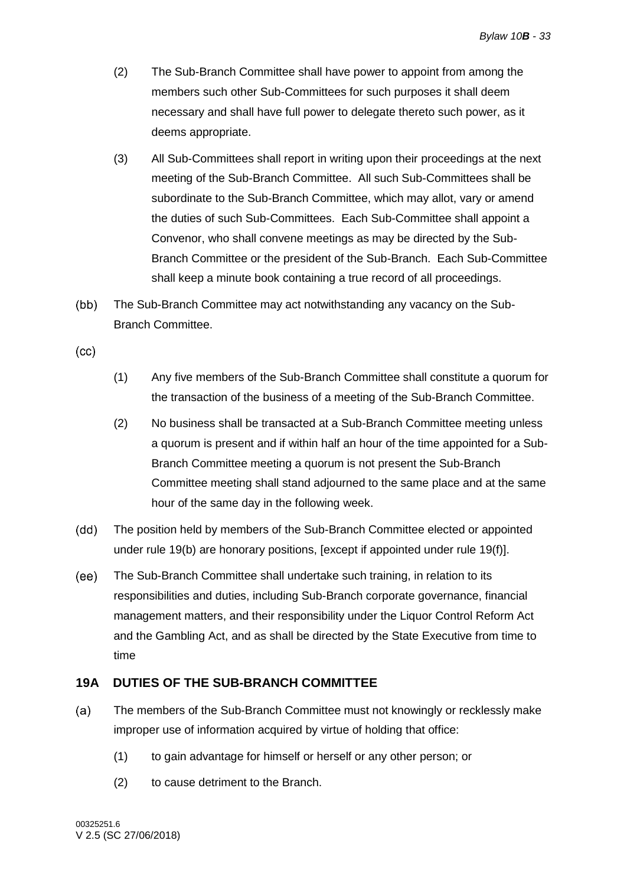(2) The Sub-Branch Committee shall have power to appoint from among the members such other Sub-Committees for such purposes it shall deem necessary and shall have full power to delegate thereto such power, as it deems appropriate.

(3) All Sub-Committees shall report in writing upon their proceedings at the next meeting of the Sub-Branch Committee. All such Sub-Committees shall be subordinate to the Sub-Branch Committee, which may allot, vary or amend the duties of such Sub-Committees. Each Sub-Committee shall appoint a Convenor, who shall convene meetings as may be directed by the Sub-Branch Committee or the president of the Sub-Branch. Each Sub-Committee shall keep a minute book containing a true record of all proceedings.

(bb) The Sub-Branch Committee may act notwithstanding any vacancy on the Sub-Branch Committee.

(cc)

(1) Any five members of the Sub-Branch Committee shall constitute a quorum for the transaction of the business of a meeting of the Sub-Branch Committee.

(2) No business shall be transacted at a Sub-Branch Committee meeting unless a quorum is present and if within half an hour of the time appointed for a Sub-Branch Committee meeting a quorum is not present the Sub-Branch Committee meeting shall stand adjourned to the same place and at the same hour of the same day in the following week.

(dd) The position held by members of the Sub-Branch Committee elected or appointed under rule 19(b) are honorary positions, [except if appointed under rule 19(f)].

(ee) The Sub-Branch Committee shall undertake such training, in relation to its responsibilities and duties, including Sub-Branch corporate governance, financial management matters, and their responsibility under the Liquor Control Reform Act and the Gambling Act, and as shall be directed by the State Executive from time to time

## 19A DUTIES OF THE SUB-BRANCH COMMITTEE

(a) The members of the Sub-Branch Committee must not knowingly or recklessly make improper use of information acquired by virtue of holding that office:

(1) to gain advantage for himself or herself or any other person; or

(2) to cause detriment to the Branch.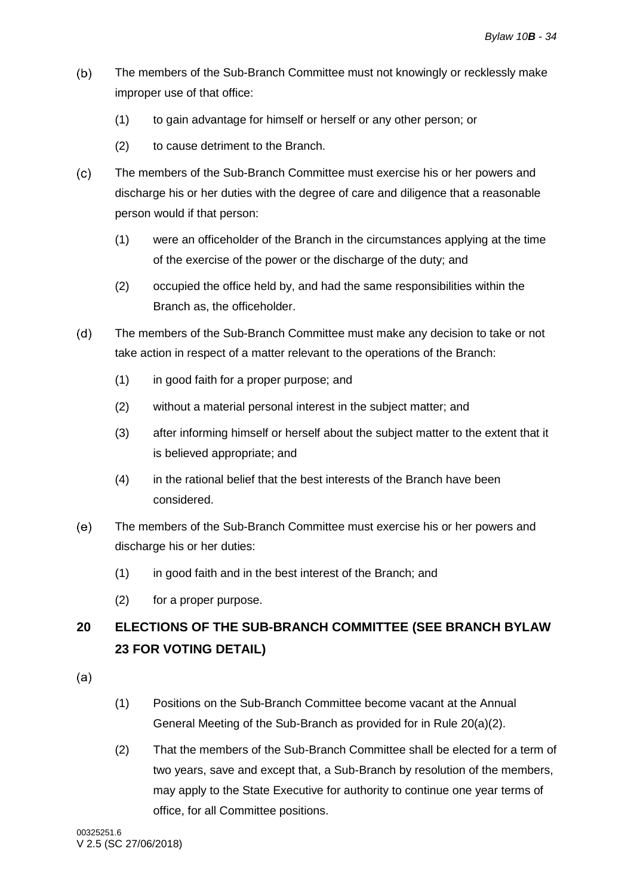(b) The members of the Sub-Branch Committee must not knowingly or recklessly make improper use of that office:

   (1) to gain advantage for himself or herself or any other person; or

   (2) to cause detriment to the Branch.

(c) The members of the Sub-Branch Committee must exercise his or her powers and discharge his or her duties with the degree of care and diligence that a reasonable person would if that person:

   (1) were an officeholder of the Branch in the circumstances applying at the time of the exercise of the power or the discharge of the duty; and

   (2) occupied the office held by, and had the same responsibilities within the Branch as, the officeholder.

(d) The members of the Sub-Branch Committee must make any decision to take or not take action in respect of a matter relevant to the operations of the Branch:

   (1) in good faith for a proper purpose; and

   (2) without a material personal interest in the subject matter; and

   (3) after informing himself or herself about the subject matter to the extent that it is believed appropriate; and

   (4) in the rational belief that the best interests of the Branch have been considered.

(e) The members of the Sub-Branch Committee must exercise his or her powers and discharge his or her duties:

   (1) in good faith and in the best interest of the Branch; and

   (2) for a proper purpose.

## 20 ELECTIONS OF THE SUB-BRANCH COMMITTEE (SEE BRANCH BYLAW 23 FOR VOTING DETAIL)

(a)

   (1) Positions on the Sub-Branch Committee become vacant at the Annual General Meeting of the Sub-Branch as provided for in Rule 20(a)(2).

   (2) That the members of the Sub-Branch Committee shall be elected for a term of two years, save and except that, a Sub-Branch by resolution of the members, may apply to the State Executive for authority to continue one year terms of office, for all Committee positions.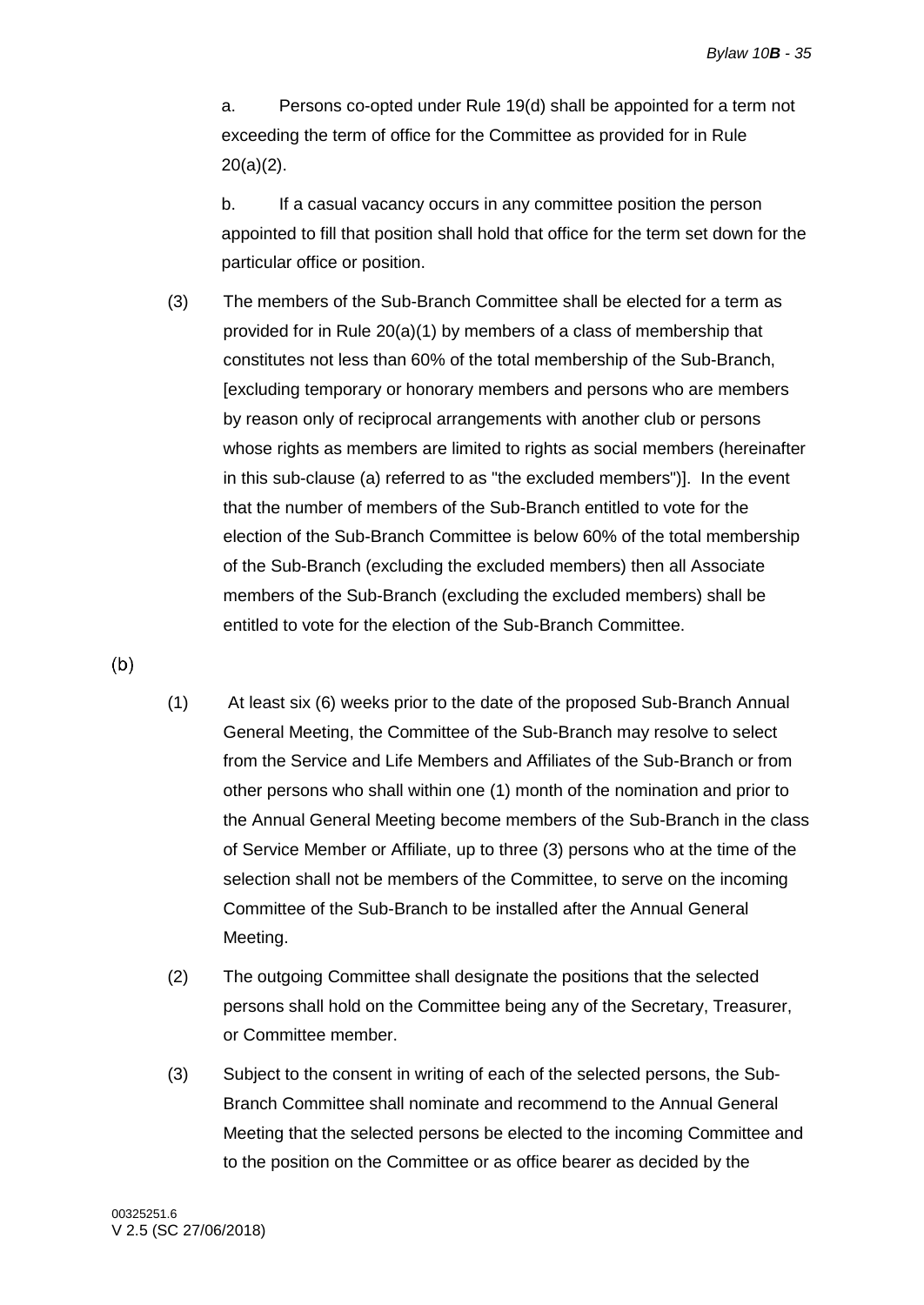a. Persons co-opted under Rule 19(d) shall be appointed for a term not exceeding the term of office for the Committee as provided for in Rule 20(a)(2).

b. If a casual vacancy occurs in any committee position the person appointed to fill that position shall hold that office for the term set down for the particular office or position.

(3) The members of the Sub-Branch Committee shall be elected for a term as provided for in Rule 20(a)(1) by members of a class of membership that constitutes not less than 60% of the total membership of the Sub-Branch, [excluding temporary or honorary members and persons who are members by reason only of reciprocal arrangements with another club or persons whose rights as members are limited to rights as social members (hereinafter in this sub-clause (a) referred to as "the excluded members")]. In the event that the number of members of the Sub-Branch entitled to vote for the election of the Sub-Branch Committee is below 60% of the total membership of the Sub-Branch (excluding the excluded members) then all Associate members of the Sub-Branch (excluding the excluded members) shall be entitled to vote for the election of the Sub-Branch Committee.

(b)

(1) At least six (6) weeks prior to the date of the proposed Sub-Branch Annual General Meeting, the Committee of the Sub-Branch may resolve to select from the Service and Life Members and Affiliates of the Sub-Branch or from other persons who shall within one (1) month of the nomination and prior to the Annual General Meeting become members of the Sub-Branch in the class of Service Member or Affiliate, up to three (3) persons who at the time of the selection shall not be members of the Committee, to serve on the incoming Committee of the Sub-Branch to be installed after the Annual General Meeting.

(2) The outgoing Committee shall designate the positions that the selected persons shall hold on the Committee being any of the Secretary, Treasurer, or Committee member.

(3) Subject to the consent in writing of each of the selected persons, the Sub-Branch Committee shall nominate and recommend to the Annual General Meeting that the selected persons be elected to the incoming Committee and to the position on the Committee or as office bearer as decided by the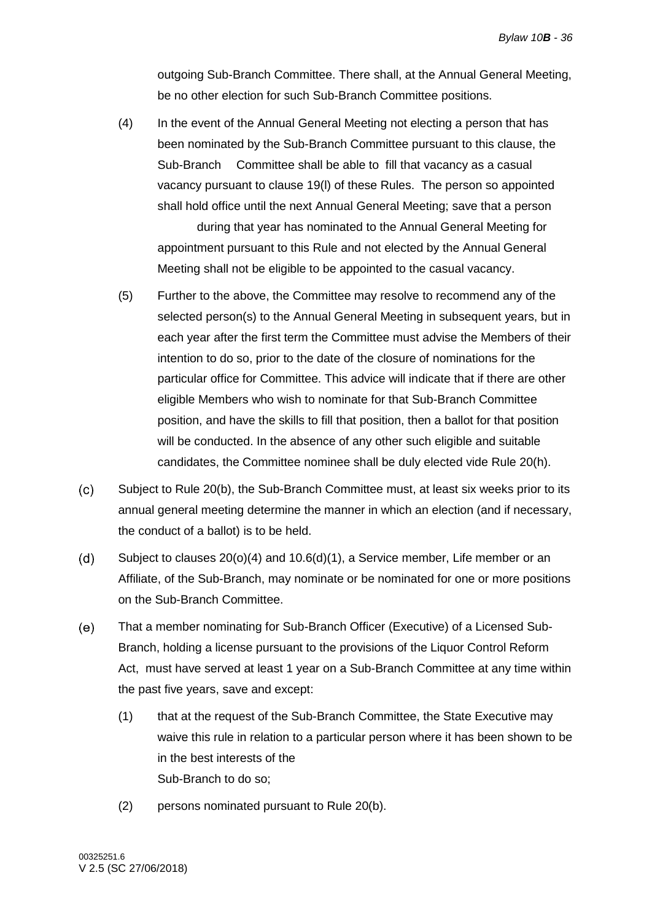outgoing Sub-Branch Committee. There shall, at the Annual General Meeting, be no other election for such Sub-Branch Committee positions.

(4) In the event of the Annual General Meeting not electing a person that has been nominated by the Sub-Branch Committee pursuant to this clause, the Sub-Branch Committee shall be able to fill that vacancy as a casual vacancy pursuant to clause 19(l) of these Rules. The person so appointed shall hold office until the next Annual General Meeting; save that a person during that year has nominated to the Annual General Meeting for appointment pursuant to this Rule and not elected by the Annual General Meeting shall not be eligible to be appointed to the casual vacancy.

(5) Further to the above, the Committee may resolve to recommend any of the selected person(s) to the Annual General Meeting in subsequent years, but in each year after the first term the Committee must advise the Members of their intention to do so, prior to the date of the closure of nominations for the particular office for Committee. This advice will indicate that if there are other eligible Members who wish to nominate for that Sub-Branch Committee position, and have the skills to fill that position, then a ballot for that position will be conducted. In the absence of any other such eligible and suitable candidates, the Committee nominee shall be duly elected vide Rule 20(h).

(c) Subject to Rule 20(b), the Sub-Branch Committee must, at least six weeks prior to its annual general meeting determine the manner in which an election (and if necessary, the conduct of a ballot) is to be held.

(d) Subject to clauses 20(o)(4) and 10.6(d)(1), a Service member, Life member or an Affiliate, of the Sub-Branch, may nominate or be nominated for one or more positions on the Sub-Branch Committee.

(e) That a member nominating for Sub-Branch Officer (Executive) of a Licensed Sub-Branch, holding a license pursuant to the provisions of the Liquor Control Reform Act, must have served at least 1 year on a Sub-Branch Committee at any time within the past five years, save and except:

(1) that at the request of the Sub-Branch Committee, the State Executive may waive this rule in relation to a particular person where it has been shown to be in the best interests of the Sub-Branch to do so;

(2) persons nominated pursuant to Rule 20(b).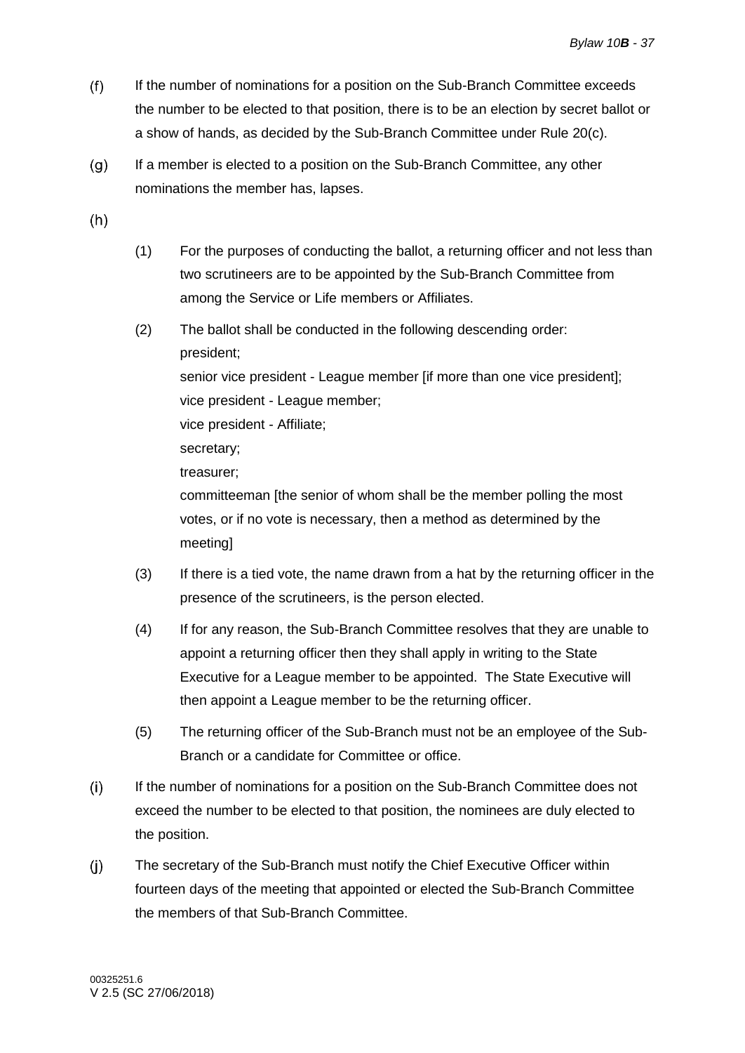(f) If the number of nominations for a position on the Sub-Branch Committee exceeds the number to be elected to that position, there is to be an election by secret ballot or a show of hands, as decided by the Sub-Branch Committee under Rule 20(c).

(g) If a member is elected to a position on the Sub-Branch Committee, any other nominations the member has, lapses.

(h)

(1) For the purposes of conducting the ballot, a returning officer and not less than two scrutineers are to be appointed by the Sub-Branch Committee from among the Service or Life members or Affiliates.

(2) The ballot shall be conducted in the following descending order:
president;
senior vice president - League member [if more than one vice president];
vice president - League member;
vice president - Affiliate;
secretary;
treasurer;
committeeman [the senior of whom shall be the member polling the most votes, or if no vote is necessary, then a method as determined by the meeting]

(3) If there is a tied vote, the name drawn from a hat by the returning officer in the presence of the scrutineers, is the person elected.

(4) If for any reason, the Sub-Branch Committee resolves that they are unable to appoint a returning officer then they shall apply in writing to the State Executive for a League member to be appointed. The State Executive will then appoint a League member to be the returning officer.

(5) The returning officer of the Sub-Branch must not be an employee of the Sub-Branch or a candidate for Committee or office.

(i) If the number of nominations for a position on the Sub-Branch Committee does not exceed the number to be elected to that position, the nominees are duly elected to the position.

(j) The secretary of the Sub-Branch must notify the Chief Executive Officer within fourteen days of the meeting that appointed or elected the Sub-Branch Committee the members of that Sub-Branch Committee.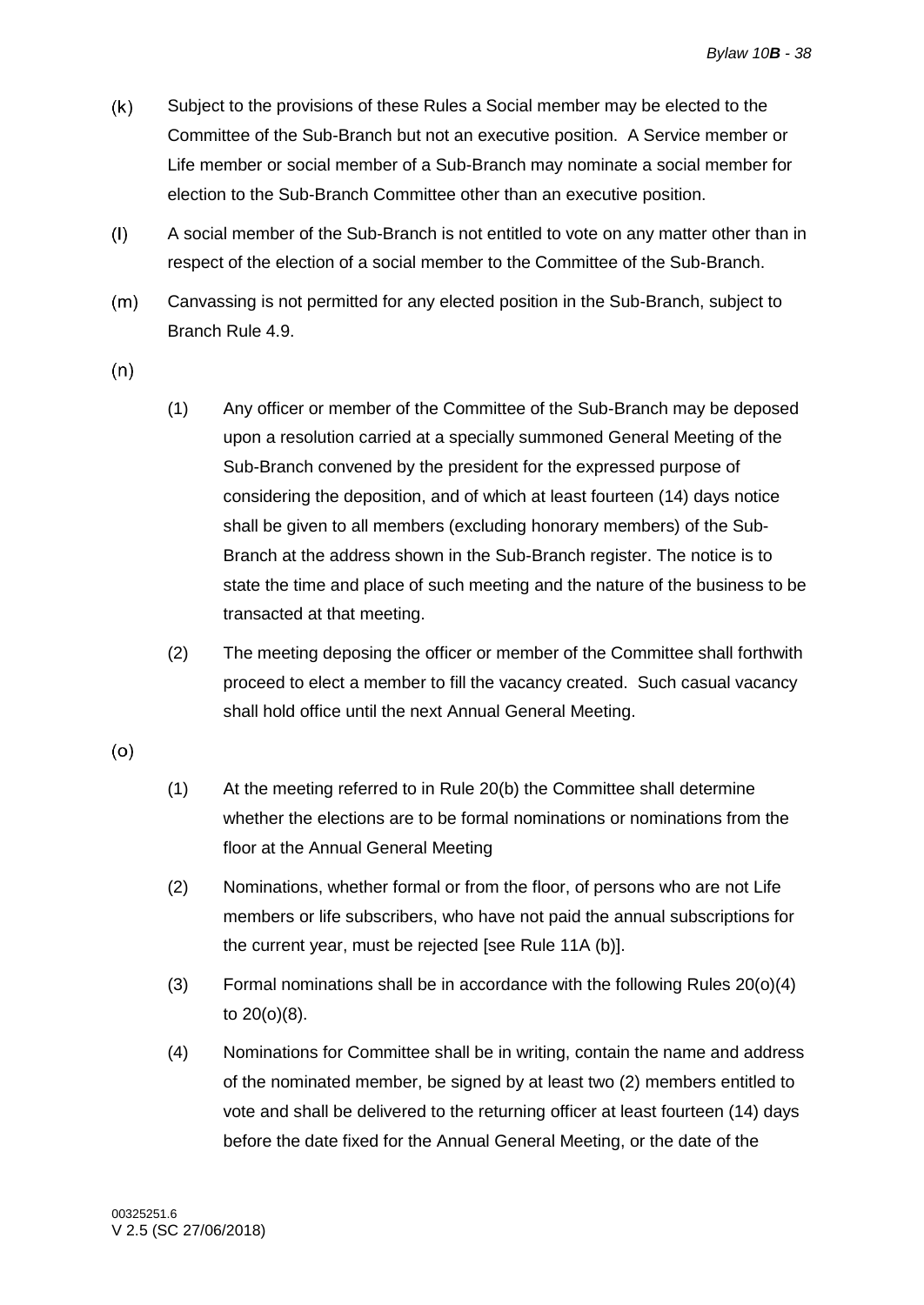(k) Subject to the provisions of these Rules a Social member may be elected to the Committee of the Sub-Branch but not an executive position. A Service member or Life member or social member of a Sub-Branch may nominate a social member for election to the Sub-Branch Committee other than an executive position.

(l) A social member of the Sub-Branch is not entitled to vote on any matter other than in respect of the election of a social member to the Committee of the Sub-Branch.

(m) Canvassing is not permitted for any elected position in the Sub-Branch, subject to Branch Rule 4.9.

(n)

(1) Any officer or member of the Committee of the Sub-Branch may be deposed upon a resolution carried at a specially summoned General Meeting of the Sub-Branch convened by the president for the expressed purpose of considering the deposition, and of which at least fourteen (14) days notice shall be given to all members (excluding honorary members) of the Sub-Branch at the address shown in the Sub-Branch register. The notice is to state the time and place of such meeting and the nature of the business to be transacted at that meeting.

(2) The meeting deposing the officer or member of the Committee shall forthwith proceed to elect a member to fill the vacancy created. Such casual vacancy shall hold office until the next Annual General Meeting.

(o)

(1) At the meeting referred to in Rule 20(b) the Committee shall determine whether the elections are to be formal nominations or nominations from the floor at the Annual General Meeting

(2) Nominations, whether formal or from the floor, of persons who are not Life members or life subscribers, who have not paid the annual subscriptions for the current year, must be rejected [see Rule 11A (b)].

(3) Formal nominations shall be in accordance with the following Rules 20(o)(4) to 20(o)(8).

(4) Nominations for Committee shall be in writing, contain the name and address of the nominated member, be signed by at least two (2) members entitled to vote and shall be delivered to the returning officer at least fourteen (14) days before the date fixed for the Annual General Meeting, or the date of the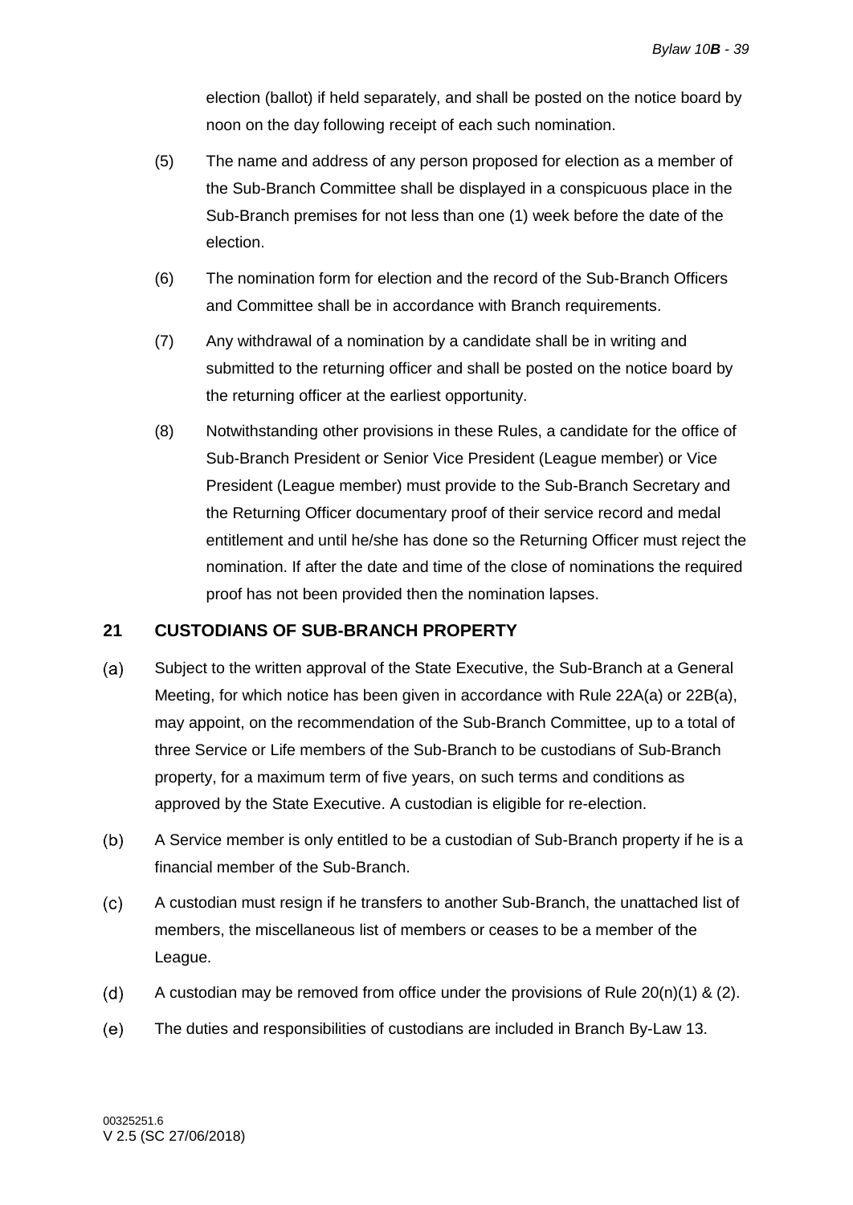election (ballot) if held separately, and shall be posted on the notice board by noon on the day following receipt of each such nomination.

(5) The name and address of any person proposed for election as a member of the Sub-Branch Committee shall be displayed in a conspicuous place in the Sub-Branch premises for not less than one (1) week before the date of the election.

(6) The nomination form for election and the record of the Sub-Branch Officers and Committee shall be in accordance with Branch requirements.

(7) Any withdrawal of a nomination by a candidate shall be in writing and submitted to the returning officer and shall be posted on the notice board by the returning officer at the earliest opportunity.

(8) Notwithstanding other provisions in these Rules, a candidate for the office of Sub-Branch President or Senior Vice President (League member) or Vice President (League member) must provide to the Sub-Branch Secretary and the Returning Officer documentary proof of their service record and medal entitlement and until he/she has done so the Returning Officer must reject the nomination. If after the date and time of the close of nominations the required proof has not been provided then the nomination lapses.

## 21 CUSTODIANS OF SUB-BRANCH PROPERTY

(a) Subject to the written approval of the State Executive, the Sub-Branch at a General Meeting, for which notice has been given in accordance with Rule 22A(a) or 22B(a), may appoint, on the recommendation of the Sub-Branch Committee, up to a total of three Service or Life members of the Sub-Branch to be custodians of Sub-Branch property, for a maximum term of five years, on such terms and conditions as approved by the State Executive. A custodian is eligible for re-election.

(b) A Service member is only entitled to be a custodian of Sub-Branch property if he is a financial member of the Sub-Branch.

(c) A custodian must resign if he transfers to another Sub-Branch, the unattached list of members, the miscellaneous list of members or ceases to be a member of the League.

(d) A custodian may be removed from office under the provisions of Rule 20(n)(1) & (2).

(e) The duties and responsibilities of custodians are included in Branch By-Law 13.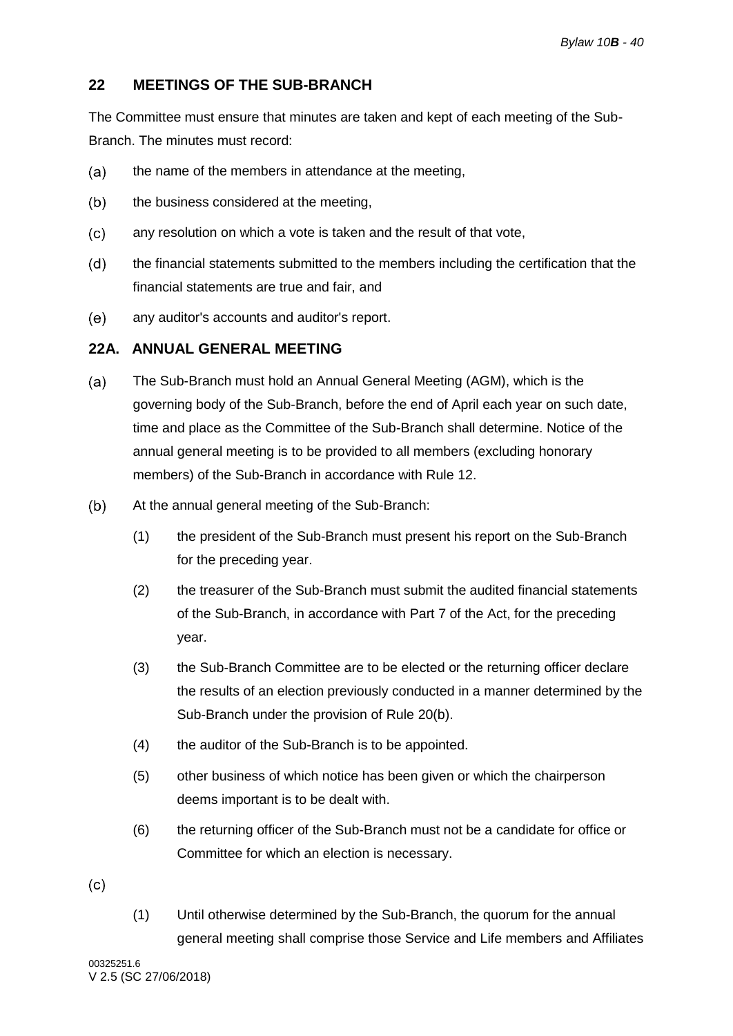## 22 MEETINGS OF THE SUB-BRANCH

The Committee must ensure that minutes are taken and kept of each meeting of the Sub-Branch. The minutes must record:

(a) the name of the members in attendance at the meeting,

(b) the business considered at the meeting,

(c) any resolution on which a vote is taken and the result of that vote,

(d) the financial statements submitted to the members including the certification that the financial statements are true and fair, and

(e) any auditor's accounts and auditor's report.

## 22A. ANNUAL GENERAL MEETING

(a) The Sub-Branch must hold an Annual General Meeting (AGM), which is the governing body of the Sub-Branch, before the end of April each year on such date, time and place as the Committee of the Sub-Branch shall determine. Notice of the annual general meeting is to be provided to all members (excluding honorary members) of the Sub-Branch in accordance with Rule 12.

(b) At the annual general meeting of the Sub-Branch:

   (1) the president of the Sub-Branch must present his report on the Sub-Branch for the preceding year.

   (2) the treasurer of the Sub-Branch must submit the audited financial statements of the Sub-Branch, in accordance with Part 7 of the Act, for the preceding year.

   (3) the Sub-Branch Committee are to be elected or the returning officer declare the results of an election previously conducted in a manner determined by the Sub-Branch under the provision of Rule 20(b).

   (4) the auditor of the Sub-Branch is to be appointed.

   (5) other business of which notice has been given or which the chairperson deems important is to be dealt with.

   (6) the returning officer of the Sub-Branch must not be a candidate for office or Committee for which an election is necessary.

(c)

   (1) Until otherwise determined by the Sub-Branch, the quorum for the annual general meeting shall comprise those Service and Life members and Affiliates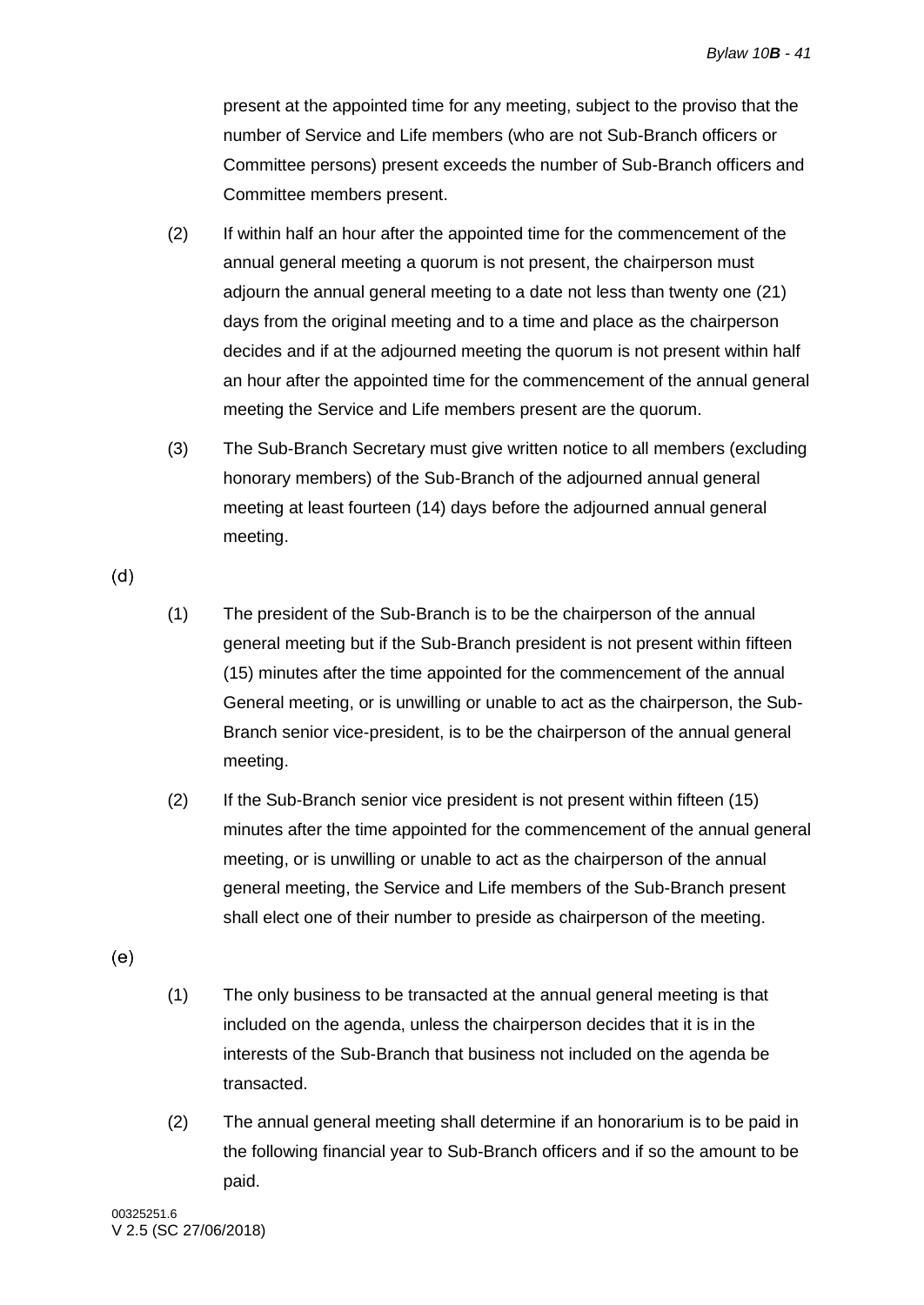present at the appointed time for any meeting, subject to the proviso that the number of Service and Life members (who are not Sub-Branch officers or Committee persons) present exceeds the number of Sub-Branch officers and Committee members present.

(2) If within half an hour after the appointed time for the commencement of the annual general meeting a quorum is not present, the chairperson must adjourn the annual general meeting to a date not less than twenty one (21) days from the original meeting and to a time and place as the chairperson decides and if at the adjourned meeting the quorum is not present within half an hour after the appointed time for the commencement of the annual general meeting the Service and Life members present are the quorum.

(3) The Sub-Branch Secretary must give written notice to all members (excluding honorary members) of the Sub-Branch of the adjourned annual general meeting at least fourteen (14) days before the adjourned annual general meeting.

(d)

(1) The president of the Sub-Branch is to be the chairperson of the annual general meeting but if the Sub-Branch president is not present within fifteen (15) minutes after the time appointed for the commencement of the annual General meeting, or is unwilling or unable to act as the chairperson, the Sub-Branch senior vice-president, is to be the chairperson of the annual general meeting.

(2) If the Sub-Branch senior vice president is not present within fifteen (15) minutes after the time appointed for the commencement of the annual general meeting, or is unwilling or unable to act as the chairperson of the annual general meeting, the Service and Life members of the Sub-Branch present shall elect one of their number to preside as chairperson of the meeting.

(e)

(1) The only business to be transacted at the annual general meeting is that included on the agenda, unless the chairperson decides that it is in the interests of the Sub-Branch that business not included on the agenda be transacted.

(2) The annual general meeting shall determine if an honorarium is to be paid in the following financial year to Sub-Branch officers and if so the amount to be paid.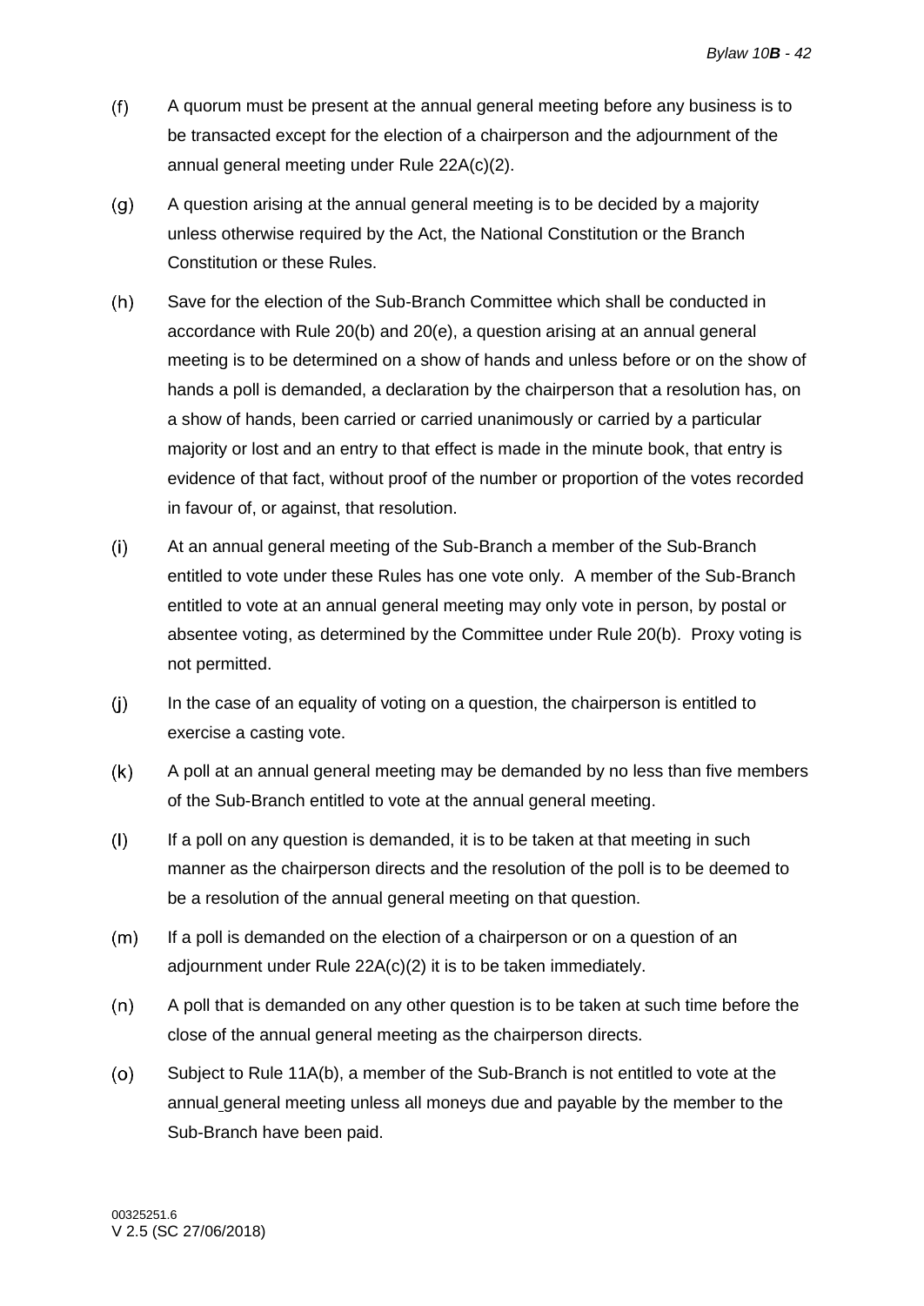(f) A quorum must be present at the annual general meeting before any business is to be transacted except for the election of a chairperson and the adjournment of the annual general meeting under Rule 22A(c)(2).

(g) A question arising at the annual general meeting is to be decided by a majority unless otherwise required by the Act, the National Constitution or the Branch Constitution or these Rules.

(h) Save for the election of the Sub-Branch Committee which shall be conducted in accordance with Rule 20(b) and 20(e), a question arising at an annual general meeting is to be determined on a show of hands and unless before or on the show of hands a poll is demanded, a declaration by the chairperson that a resolution has, on a show of hands, been carried or carried unanimously or carried by a particular majority or lost and an entry to that effect is made in the minute book, that entry is evidence of that fact, without proof of the number or proportion of the votes recorded in favour of, or against, that resolution.

(i) At an annual general meeting of the Sub-Branch a member of the Sub-Branch entitled to vote under these Rules has one vote only. A member of the Sub-Branch entitled to vote at an annual general meeting may only vote in person, by postal or absentee voting, as determined by the Committee under Rule 20(b). Proxy voting is not permitted.

(j) In the case of an equality of voting on a question, the chairperson is entitled to exercise a casting vote.

(k) A poll at an annual general meeting may be demanded by no less than five members of the Sub-Branch entitled to vote at the annual general meeting.

(l) If a poll on any question is demanded, it is to be taken at that meeting in such manner as the chairperson directs and the resolution of the poll is to be deemed to be a resolution of the annual general meeting on that question.

(m) If a poll is demanded on the election of a chairperson or on a question of an adjournment under Rule 22A(c)(2) it is to be taken immediately.

(n) A poll that is demanded on any other question is to be taken at such time before the close of the annual general meeting as the chairperson directs.

(o) Subject to Rule 11A(b), a member of the Sub-Branch is not entitled to vote at the annual general meeting unless all moneys due and payable by the member to the Sub-Branch have been paid.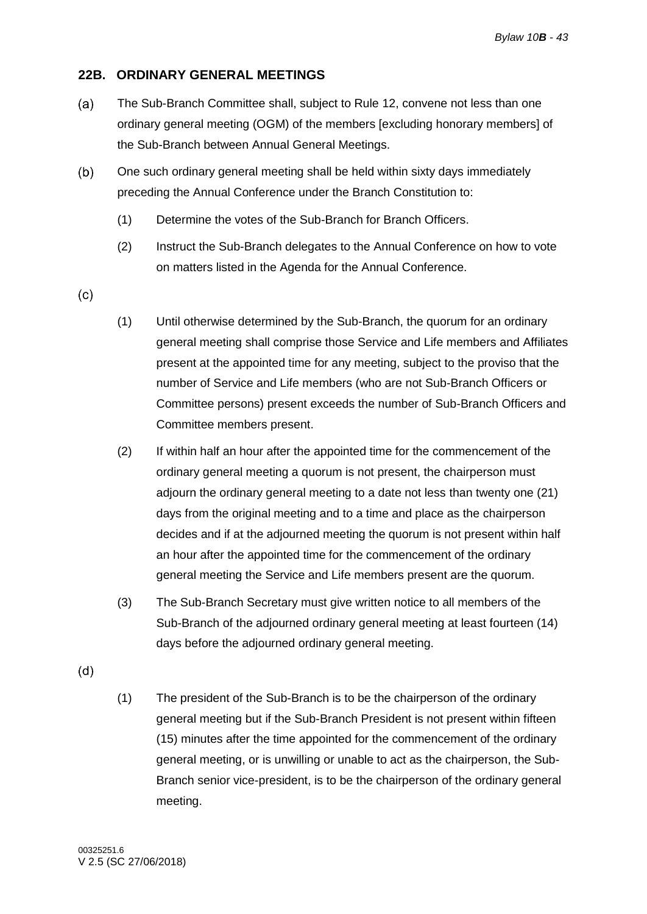## 22B. ORDINARY GENERAL MEETINGS

(a) The Sub-Branch Committee shall, subject to Rule 12, convene not less than one ordinary general meeting (OGM) of the members [excluding honorary members] of the Sub-Branch between Annual General Meetings.

(b) One such ordinary general meeting shall be held within sixty days immediately preceding the Annual Conference under the Branch Constitution to:

(1) Determine the votes of the Sub-Branch for Branch Officers.

(2) Instruct the Sub-Branch delegates to the Annual Conference on how to vote on matters listed in the Agenda for the Annual Conference.

(c)

(1) Until otherwise determined by the Sub-Branch, the quorum for an ordinary general meeting shall comprise those Service and Life members and Affiliates present at the appointed time for any meeting, subject to the proviso that the number of Service and Life members (who are not Sub-Branch Officers or Committee persons) present exceeds the number of Sub-Branch Officers and Committee members present.

(2) If within half an hour after the appointed time for the commencement of the ordinary general meeting a quorum is not present, the chairperson must adjourn the ordinary general meeting to a date not less than twenty one (21) days from the original meeting and to a time and place as the chairperson decides and if at the adjourned meeting the quorum is not present within half an hour after the appointed time for the commencement of the ordinary general meeting the Service and Life members present are the quorum.

(3) The Sub-Branch Secretary must give written notice to all members of the Sub-Branch of the adjourned ordinary general meeting at least fourteen (14) days before the adjourned ordinary general meeting.

(d)

(1) The president of the Sub-Branch is to be the chairperson of the ordinary general meeting but if the Sub-Branch President is not present within fifteen (15) minutes after the time appointed for the commencement of the ordinary general meeting, or is unwilling or unable to act as the chairperson, the Sub-Branch senior vice-president, is to be the chairperson of the ordinary general meeting.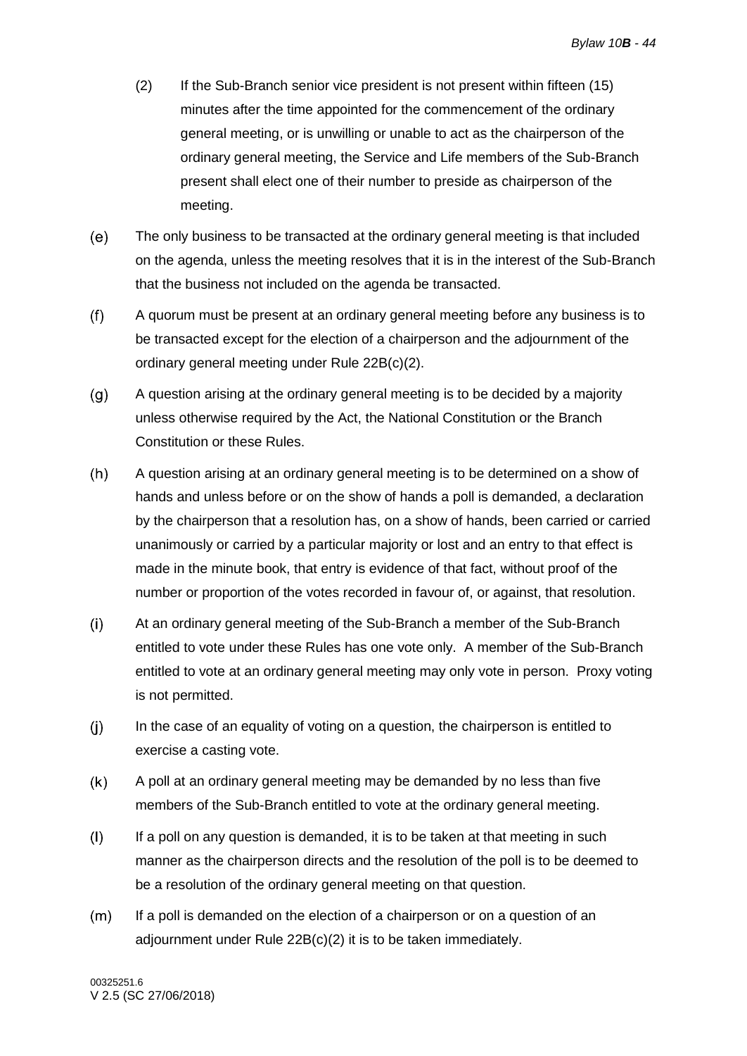(2) If the Sub-Branch senior vice president is not present within fifteen (15) minutes after the time appointed for the commencement of the ordinary general meeting, or is unwilling or unable to act as the chairperson of the ordinary general meeting, the Service and Life members of the Sub-Branch present shall elect one of their number to preside as chairperson of the meeting.

(e) The only business to be transacted at the ordinary general meeting is that included on the agenda, unless the meeting resolves that it is in the interest of the Sub-Branch that the business not included on the agenda be transacted.

(f) A quorum must be present at an ordinary general meeting before any business is to be transacted except for the election of a chairperson and the adjournment of the ordinary general meeting under Rule 22B(c)(2).

(g) A question arising at the ordinary general meeting is to be decided by a majority unless otherwise required by the Act, the National Constitution or the Branch Constitution or these Rules.

(h) A question arising at an ordinary general meeting is to be determined on a show of hands and unless before or on the show of hands a poll is demanded, a declaration by the chairperson that a resolution has, on a show of hands, been carried or carried unanimously or carried by a particular majority or lost and an entry to that effect is made in the minute book, that entry is evidence of that fact, without proof of the number or proportion of the votes recorded in favour of, or against, that resolution.

(i) At an ordinary general meeting of the Sub-Branch a member of the Sub-Branch entitled to vote under these Rules has one vote only. A member of the Sub-Branch entitled to vote at an ordinary general meeting may only vote in person. Proxy voting is not permitted.

(j) In the case of an equality of voting on a question, the chairperson is entitled to exercise a casting vote.

(k) A poll at an ordinary general meeting may be demanded by no less than five members of the Sub-Branch entitled to vote at the ordinary general meeting.

(l) If a poll on any question is demanded, it is to be taken at that meeting in such manner as the chairperson directs and the resolution of the poll is to be deemed to be a resolution of the ordinary general meeting on that question.

(m) If a poll is demanded on the election of a chairperson or on a question of an adjournment under Rule 22B(c)(2) it is to be taken immediately.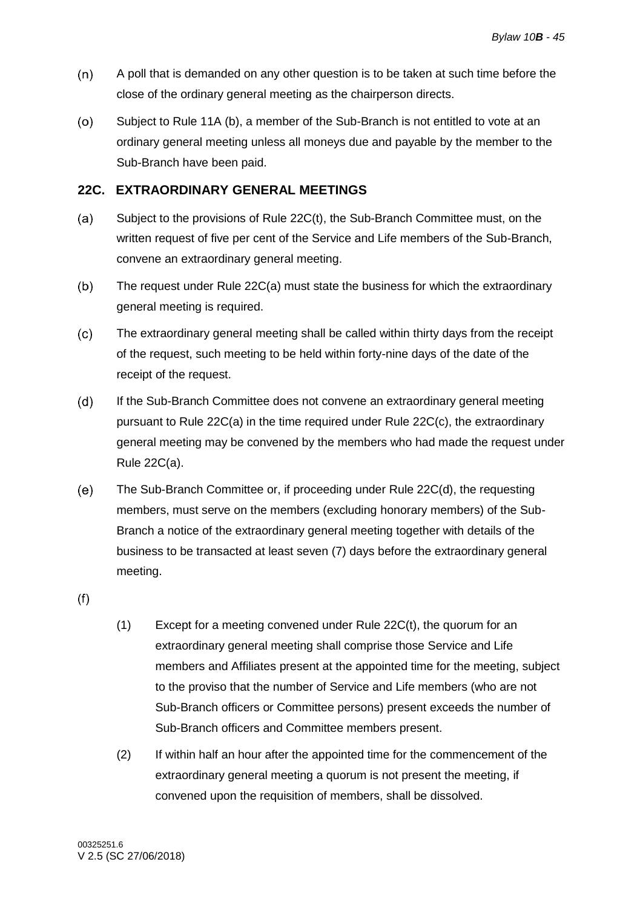(n) A poll that is demanded on any other question is to be taken at such time before the close of the ordinary general meeting as the chairperson directs.

(o) Subject to Rule 11A (b), a member of the Sub-Branch is not entitled to vote at an ordinary general meeting unless all moneys due and payable by the member to the Sub-Branch have been paid.

## 22C. EXTRAORDINARY GENERAL MEETINGS

(a) Subject to the provisions of Rule 22C(t), the Sub-Branch Committee must, on the written request of five per cent of the Service and Life members of the Sub-Branch, convene an extraordinary general meeting.

(b) The request under Rule 22C(a) must state the business for which the extraordinary general meeting is required.

(c) The extraordinary general meeting shall be called within thirty days from the receipt of the request, such meeting to be held within forty-nine days of the date of the receipt of the request.

(d) If the Sub-Branch Committee does not convene an extraordinary general meeting pursuant to Rule 22C(a) in the time required under Rule 22C(c), the extraordinary general meeting may be convened by the members who had made the request under Rule 22C(a).

(e) The Sub-Branch Committee or, if proceeding under Rule 22C(d), the requesting members, must serve on the members (excluding honorary members) of the Sub-Branch a notice of the extraordinary general meeting together with details of the business to be transacted at least seven (7) days before the extraordinary general meeting.

(f)

(1) Except for a meeting convened under Rule 22C(t), the quorum for an extraordinary general meeting shall comprise those Service and Life members and Affiliates present at the appointed time for the meeting, subject to the proviso that the number of Service and Life members (who are not Sub-Branch officers or Committee persons) present exceeds the number of Sub-Branch officers and Committee members present.

(2) If within half an hour after the appointed time for the commencement of the extraordinary general meeting a quorum is not present the meeting, if convened upon the requisition of members, shall be dissolved.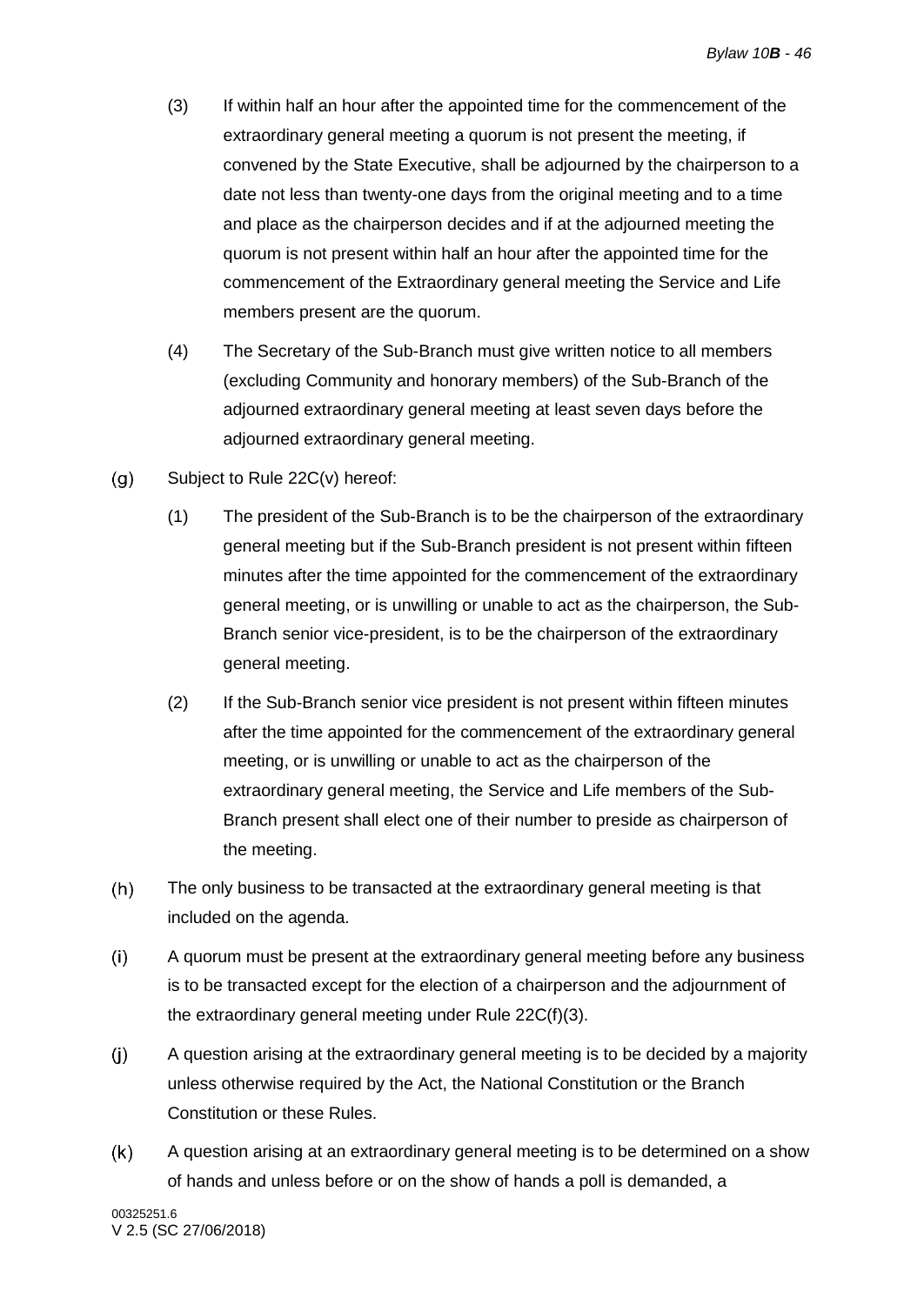(3) If within half an hour after the appointed time for the commencement of the extraordinary general meeting a quorum is not present the meeting, if convened by the State Executive, shall be adjourned by the chairperson to a date not less than twenty-one days from the original meeting and to a time and place as the chairperson decides and if at the adjourned meeting the quorum is not present within half an hour after the appointed time for the commencement of the Extraordinary general meeting the Service and Life members present are the quorum.

(4) The Secretary of the Sub-Branch must give written notice to all members (excluding Community and honorary members) of the Sub-Branch of the adjourned extraordinary general meeting at least seven days before the adjourned extraordinary general meeting.

(g) Subject to Rule 22C(v) hereof:

(1) The president of the Sub-Branch is to be the chairperson of the extraordinary general meeting but if the Sub-Branch president is not present within fifteen minutes after the time appointed for the commencement of the extraordinary general meeting, or is unwilling or unable to act as the chairperson, the Sub-Branch senior vice-president, is to be the chairperson of the extraordinary general meeting.

(2) If the Sub-Branch senior vice president is not present within fifteen minutes after the time appointed for the commencement of the extraordinary general meeting, or is unwilling or unable to act as the chairperson of the extraordinary general meeting, the Service and Life members of the Sub-Branch present shall elect one of their number to preside as chairperson of the meeting.

(h) The only business to be transacted at the extraordinary general meeting is that included on the agenda.

(i) A quorum must be present at the extraordinary general meeting before any business is to be transacted except for the election of a chairperson and the adjournment of the extraordinary general meeting under Rule 22C(f)(3).

(j) A question arising at the extraordinary general meeting is to be decided by a majority unless otherwise required by the Act, the National Constitution or the Branch Constitution or these Rules.

(k) A question arising at an extraordinary general meeting is to be determined on a show of hands and unless before or on the show of hands a poll is demanded, a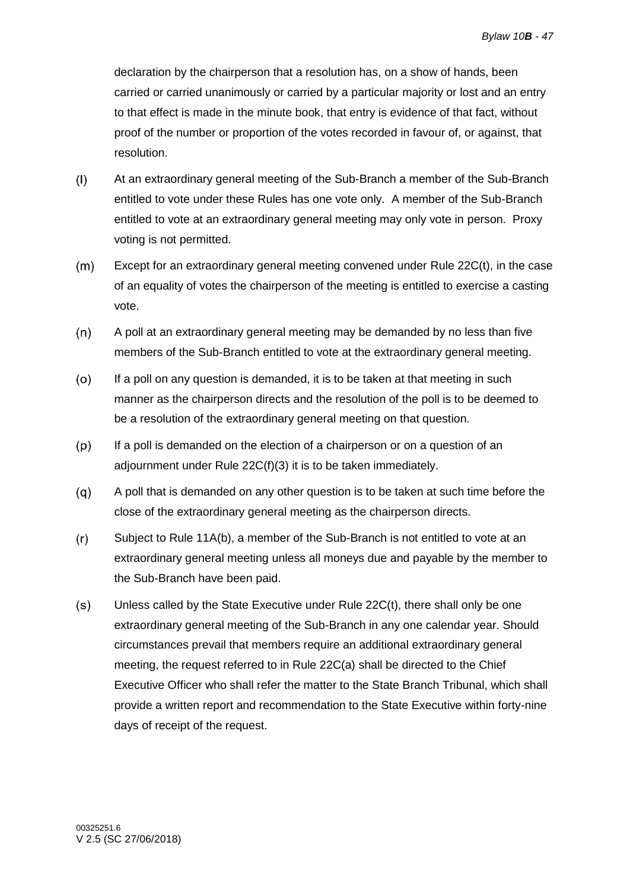declaration by the chairperson that a resolution has, on a show of hands, been carried or carried unanimously or carried by a particular majority or lost and an entry to that effect is made in the minute book, that entry is evidence of that fact, without proof of the number or proportion of the votes recorded in favour of, or against, that resolution.

(l) At an extraordinary general meeting of the Sub-Branch a member of the Sub-Branch entitled to vote under these Rules has one vote only. A member of the Sub-Branch entitled to vote at an extraordinary general meeting may only vote in person. Proxy voting is not permitted.

(m) Except for an extraordinary general meeting convened under Rule 22C(t), in the case of an equality of votes the chairperson of the meeting is entitled to exercise a casting vote.

(n) A poll at an extraordinary general meeting may be demanded by no less than five members of the Sub-Branch entitled to vote at the extraordinary general meeting.

(o) If a poll on any question is demanded, it is to be taken at that meeting in such manner as the chairperson directs and the resolution of the poll is to be deemed to be a resolution of the extraordinary general meeting on that question.

(p) If a poll is demanded on the election of a chairperson or on a question of an adjournment under Rule 22C(f)(3) it is to be taken immediately.

(q) A poll that is demanded on any other question is to be taken at such time before the close of the extraordinary general meeting as the chairperson directs.

(r) Subject to Rule 11A(b), a member of the Sub-Branch is not entitled to vote at an extraordinary general meeting unless all moneys due and payable by the member to the Sub-Branch have been paid.

(s) Unless called by the State Executive under Rule 22C(t), there shall only be one extraordinary general meeting of the Sub-Branch in any one calendar year. Should circumstances prevail that members require an additional extraordinary general meeting, the request referred to in Rule 22C(a) shall be directed to the Chief Executive Officer who shall refer the matter to the State Branch Tribunal, which shall provide a written report and recommendation to the State Executive within forty-nine days of receipt of the request.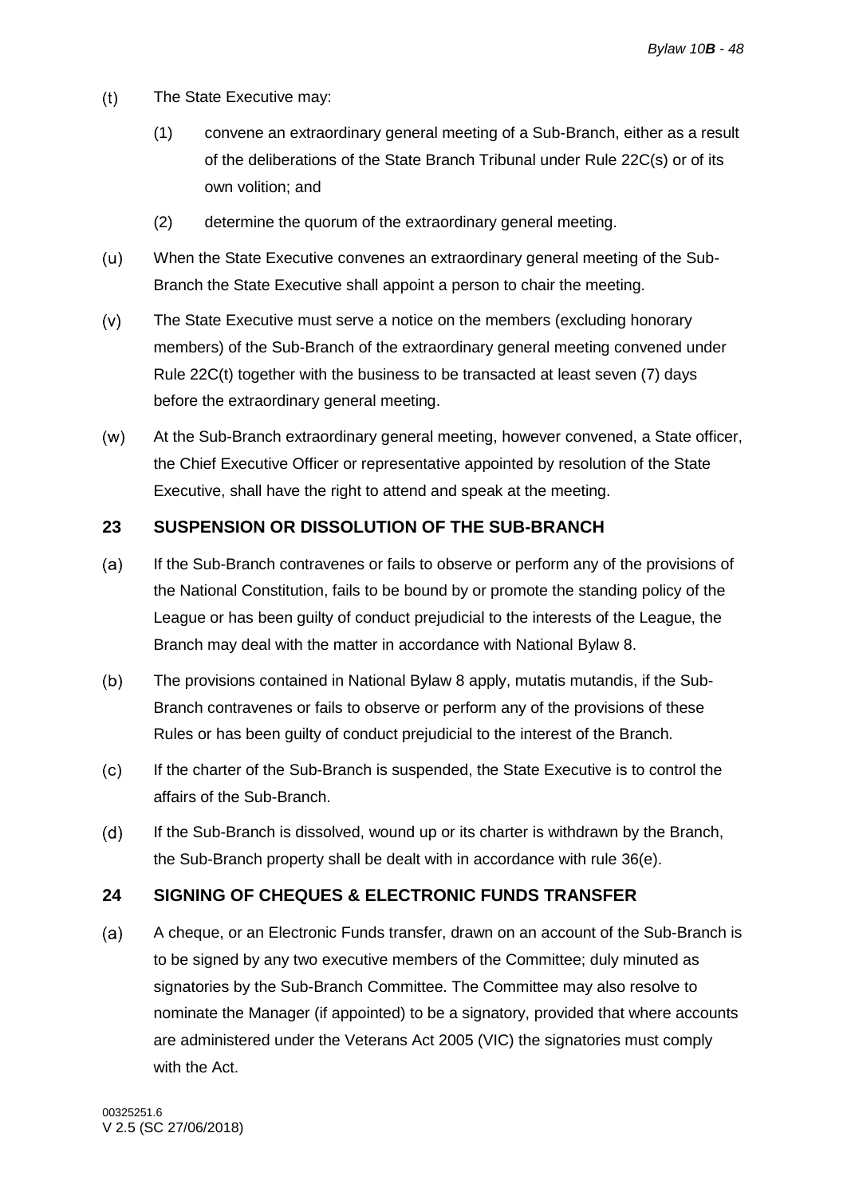(t) The State Executive may:

(1) convene an extraordinary general meeting of a Sub-Branch, either as a result of the deliberations of the State Branch Tribunal under Rule 22C(s) or of its own volition; and

(2) determine the quorum of the extraordinary general meeting.

(u) When the State Executive convenes an extraordinary general meeting of the Sub-Branch the State Executive shall appoint a person to chair the meeting.

(v) The State Executive must serve a notice on the members (excluding honorary members) of the Sub-Branch of the extraordinary general meeting convened under Rule 22C(t) together with the business to be transacted at least seven (7) days before the extraordinary general meeting.

(w) At the Sub-Branch extraordinary general meeting, however convened, a State officer, the Chief Executive Officer or representative appointed by resolution of the State Executive, shall have the right to attend and speak at the meeting.

## 23 SUSPENSION OR DISSOLUTION OF THE SUB-BRANCH

(a) If the Sub-Branch contravenes or fails to observe or perform any of the provisions of the National Constitution, fails to be bound by or promote the standing policy of the League or has been guilty of conduct prejudicial to the interests of the League, the Branch may deal with the matter in accordance with National Bylaw 8.

(b) The provisions contained in National Bylaw 8 apply, mutatis mutandis, if the Sub-Branch contravenes or fails to observe or perform any of the provisions of these Rules or has been guilty of conduct prejudicial to the interest of the Branch.

(c) If the charter of the Sub-Branch is suspended, the State Executive is to control the affairs of the Sub-Branch.

(d) If the Sub-Branch is dissolved, wound up or its charter is withdrawn by the Branch, the Sub-Branch property shall be dealt with in accordance with rule 36(e).

## 24 SIGNING OF CHEQUES & ELECTRONIC FUNDS TRANSFER

(a) A cheque, or an Electronic Funds transfer, drawn on an account of the Sub-Branch is to be signed by any two executive members of the Committee; duly minuted as signatories by the Sub-Branch Committee. The Committee may also resolve to nominate the Manager (if appointed) to be a signatory, provided that where accounts are administered under the Veterans Act 2005 (VIC) the signatories must comply with the Act.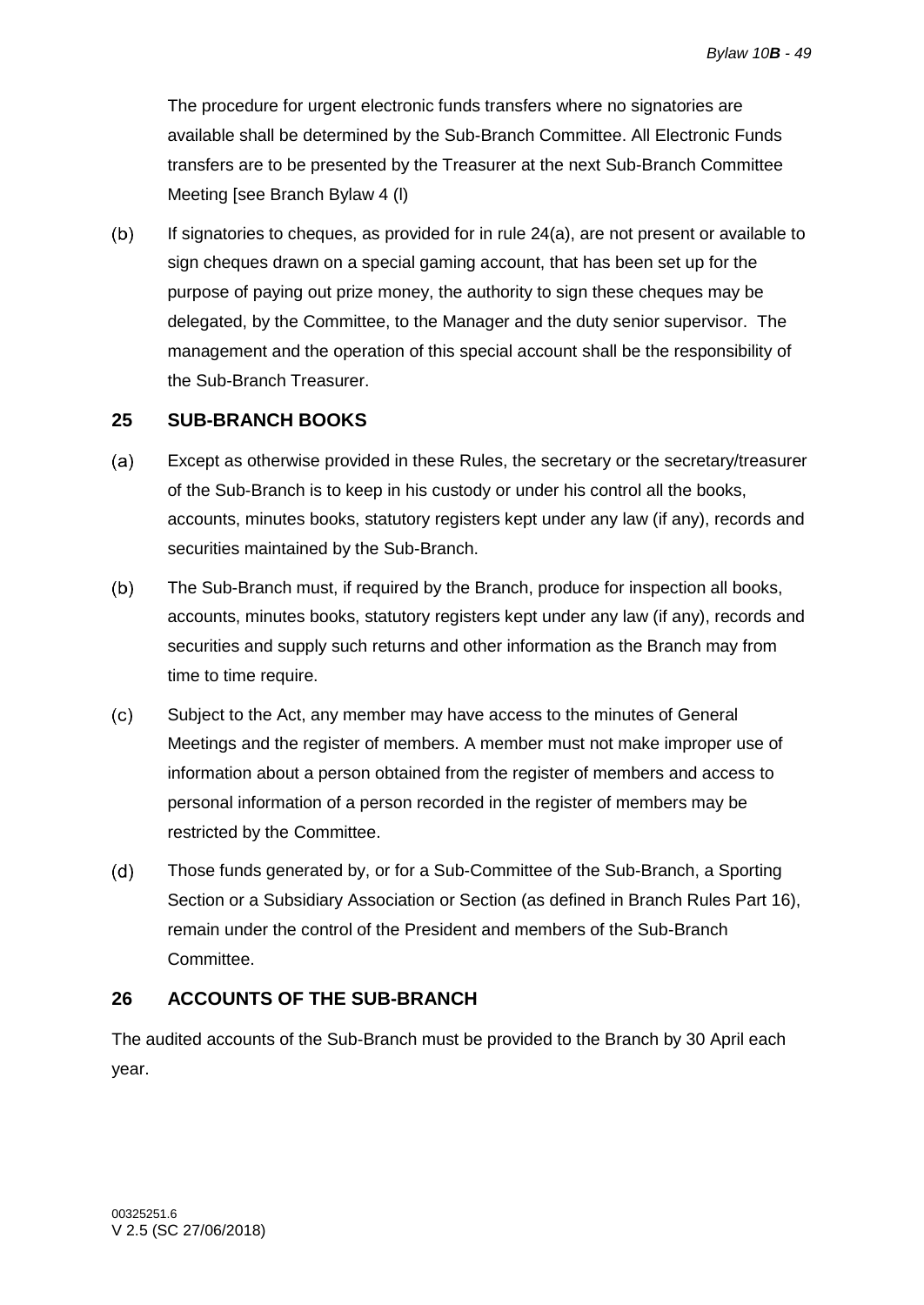The procedure for urgent electronic funds transfers where no signatories are available shall be determined by the Sub-Branch Committee. All Electronic Funds transfers are to be presented by the Treasurer at the next Sub-Branch Committee Meeting [see Branch Bylaw 4 (l)

(b) If signatories to cheques, as provided for in rule 24(a), are not present or available to sign cheques drawn on a special gaming account, that has been set up for the purpose of paying out prize money, the authority to sign these cheques may be delegated, by the Committee, to the Manager and the duty senior supervisor. The management and the operation of this special account shall be the responsibility of the Sub-Branch Treasurer.

## 25 SUB-BRANCH BOOKS

(a) Except as otherwise provided in these Rules, the secretary or the secretary/treasurer of the Sub-Branch is to keep in his custody or under his control all the books, accounts, minutes books, statutory registers kept under any law (if any), records and securities maintained by the Sub-Branch.

(b) The Sub-Branch must, if required by the Branch, produce for inspection all books, accounts, minutes books, statutory registers kept under any law (if any), records and securities and supply such returns and other information as the Branch may from time to time require.

(c) Subject to the Act, any member may have access to the minutes of General Meetings and the register of members. A member must not make improper use of information about a person obtained from the register of members and access to personal information of a person recorded in the register of members may be restricted by the Committee.

(d) Those funds generated by, or for a Sub-Committee of the Sub-Branch, a Sporting Section or a Subsidiary Association or Section (as defined in Branch Rules Part 16), remain under the control of the President and members of the Sub-Branch Committee.

## 26 ACCOUNTS OF THE SUB-BRANCH

The audited accounts of the Sub-Branch must be provided to the Branch by 30 April each year.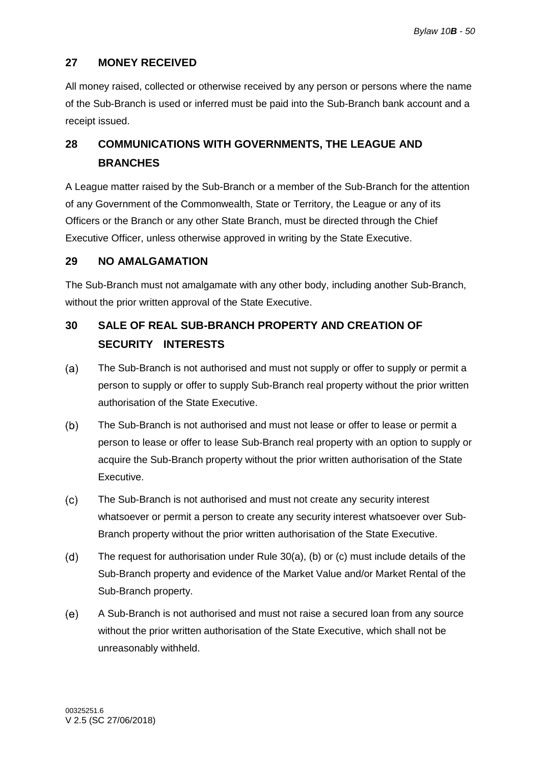## 27 MONEY RECEIVED

All money raised, collected or otherwise received by any person or persons where the name of the Sub-Branch is used or inferred must be paid into the Sub-Branch bank account and a receipt issued.

## 28 COMMUNICATIONS WITH GOVERNMENTS, THE LEAGUE AND BRANCHES

A League matter raised by the Sub-Branch or a member of the Sub-Branch for the attention of any Government of the Commonwealth, State or Territory, the League or any of its Officers or the Branch or any other State Branch, must be directed through the Chief Executive Officer, unless otherwise approved in writing by the State Executive.

## 29 NO AMALGAMATION

The Sub-Branch must not amalgamate with any other body, including another Sub-Branch, without the prior written approval of the State Executive.

## 30 SALE OF REAL SUB-BRANCH PROPERTY AND CREATION OF SECURITY INTERESTS

(a) The Sub-Branch is not authorised and must not supply or offer to supply or permit a person to supply or offer to supply Sub-Branch real property without the prior written authorisation of the State Executive.

(b) The Sub-Branch is not authorised and must not lease or offer to lease or permit a person to lease or offer to lease Sub-Branch real property with an option to supply or acquire the Sub-Branch property without the prior written authorisation of the State Executive.

(c) The Sub-Branch is not authorised and must not create any security interest whatsoever or permit a person to create any security interest whatsoever over Sub-Branch property without the prior written authorisation of the State Executive.

(d) The request for authorisation under Rule 30(a), (b) or (c) must include details of the Sub-Branch property and evidence of the Market Value and/or Market Rental of the Sub-Branch property.

(e) A Sub-Branch is not authorised and must not raise a secured loan from any source without the prior written authorisation of the State Executive, which shall not be unreasonably withheld.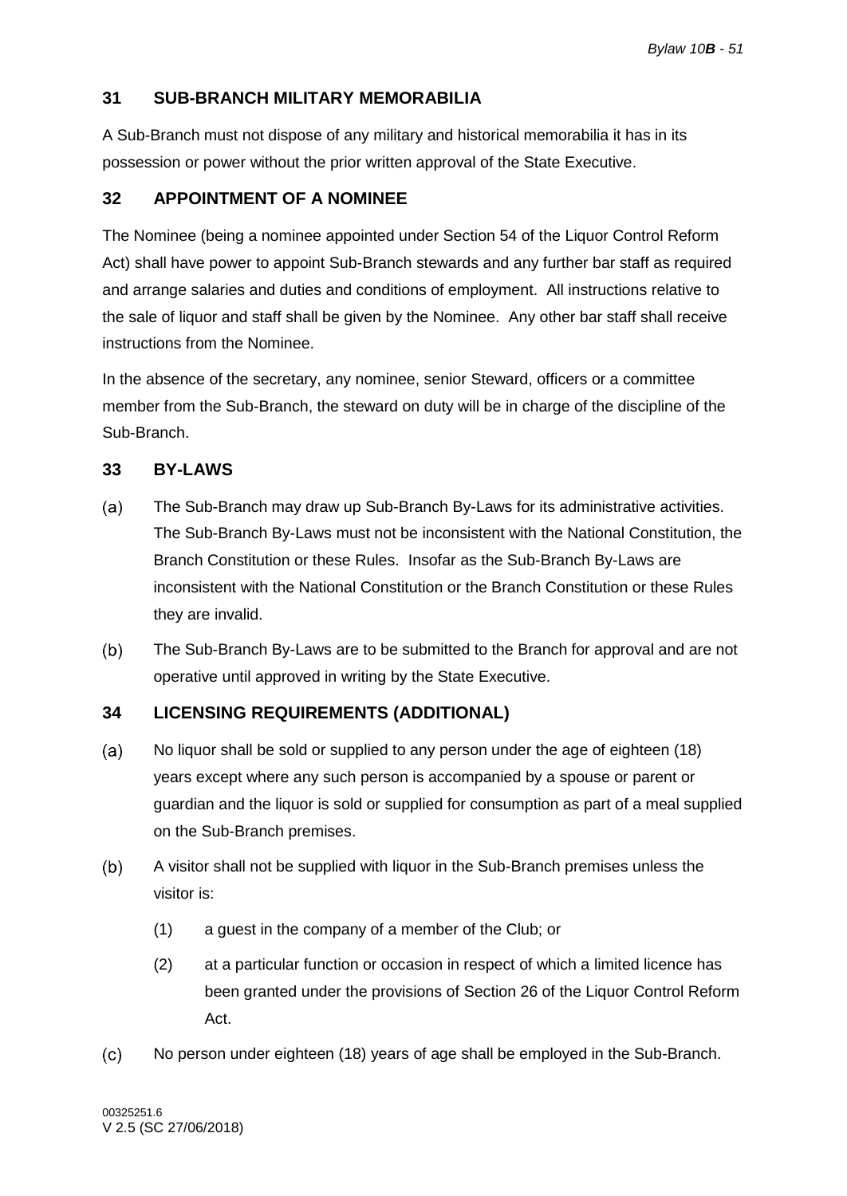## 31 SUB-BRANCH MILITARY MEMORABILIA

A Sub-Branch must not dispose of any military and historical memorabilia it has in its possession or power without the prior written approval of the State Executive.

## 32 APPOINTMENT OF A NOMINEE

The Nominee (being a nominee appointed under Section 54 of the Liquor Control Reform Act) shall have power to appoint Sub-Branch stewards and any further bar staff as required and arrange salaries and duties and conditions of employment. All instructions relative to the sale of liquor and staff shall be given by the Nominee. Any other bar staff shall receive instructions from the Nominee.

In the absence of the secretary, any nominee, senior Steward, officers or a committee member from the Sub-Branch, the steward on duty will be in charge of the discipline of the Sub-Branch.

## 33 BY-LAWS

(a) The Sub-Branch may draw up Sub-Branch By-Laws for its administrative activities. The Sub-Branch By-Laws must not be inconsistent with the National Constitution, the Branch Constitution or these Rules. Insofar as the Sub-Branch By-Laws are inconsistent with the National Constitution or the Branch Constitution or these Rules they are invalid.

(b) The Sub-Branch By-Laws are to be submitted to the Branch for approval and are not operative until approved in writing by the State Executive.

## 34 LICENSING REQUIREMENTS (ADDITIONAL)

(a) No liquor shall be sold or supplied to any person under the age of eighteen (18) years except where any such person is accompanied by a spouse or parent or guardian and the liquor is sold or supplied for consumption as part of a meal supplied on the Sub-Branch premises.

(b) A visitor shall not be supplied with liquor in the Sub-Branch premises unless the visitor is:

   (1) a guest in the company of a member of the Club; or

   (2) at a particular function or occasion in respect of which a limited licence has been granted under the provisions of Section 26 of the Liquor Control Reform Act.

(c) No person under eighteen (18) years of age shall be employed in the Sub-Branch.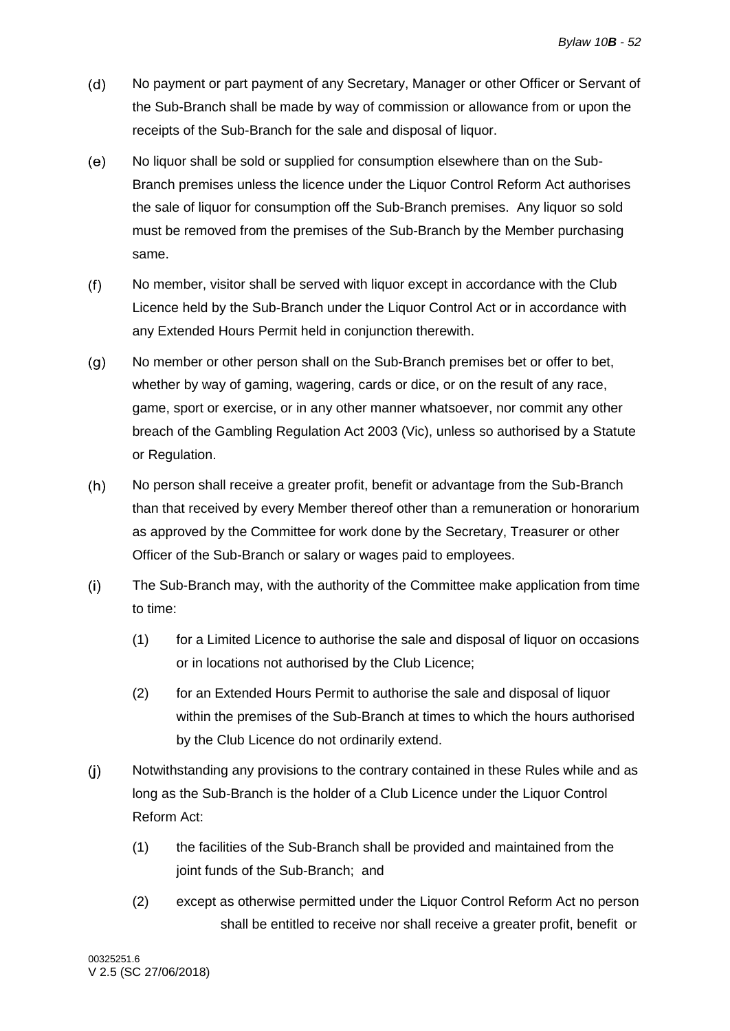(d) No payment or part payment of any Secretary, Manager or other Officer or Servant of the Sub-Branch shall be made by way of commission or allowance from or upon the receipts of the Sub-Branch for the sale and disposal of liquor.

(e) No liquor shall be sold or supplied for consumption elsewhere than on the Sub-Branch premises unless the licence under the Liquor Control Reform Act authorises the sale of liquor for consumption off the Sub-Branch premises. Any liquor so sold must be removed from the premises of the Sub-Branch by the Member purchasing same.

(f) No member, visitor shall be served with liquor except in accordance with the Club Licence held by the Sub-Branch under the Liquor Control Act or in accordance with any Extended Hours Permit held in conjunction therewith.

(g) No member or other person shall on the Sub-Branch premises bet or offer to bet, whether by way of gaming, wagering, cards or dice, or on the result of any race, game, sport or exercise, or in any other manner whatsoever, nor commit any other breach of the Gambling Regulation Act 2003 (Vic), unless so authorised by a Statute or Regulation.

(h) No person shall receive a greater profit, benefit or advantage from the Sub-Branch than that received by every Member thereof other than a remuneration or honorarium as approved by the Committee for work done by the Secretary, Treasurer or other Officer of the Sub-Branch or salary or wages paid to employees.

(i) The Sub-Branch may, with the authority of the Committee make application from time to time:

  (1) for a Limited Licence to authorise the sale and disposal of liquor on occasions or in locations not authorised by the Club Licence;

  (2) for an Extended Hours Permit to authorise the sale and disposal of liquor within the premises of the Sub-Branch at times to which the hours authorised by the Club Licence do not ordinarily extend.

(j) Notwithstanding any provisions to the contrary contained in these Rules while and as long as the Sub-Branch is the holder of a Club Licence under the Liquor Control Reform Act:

  (1) the facilities of the Sub-Branch shall be provided and maintained from the joint funds of the Sub-Branch; and

  (2) except as otherwise permitted under the Liquor Control Reform Act no person shall be entitled to receive nor shall receive a greater profit, benefit or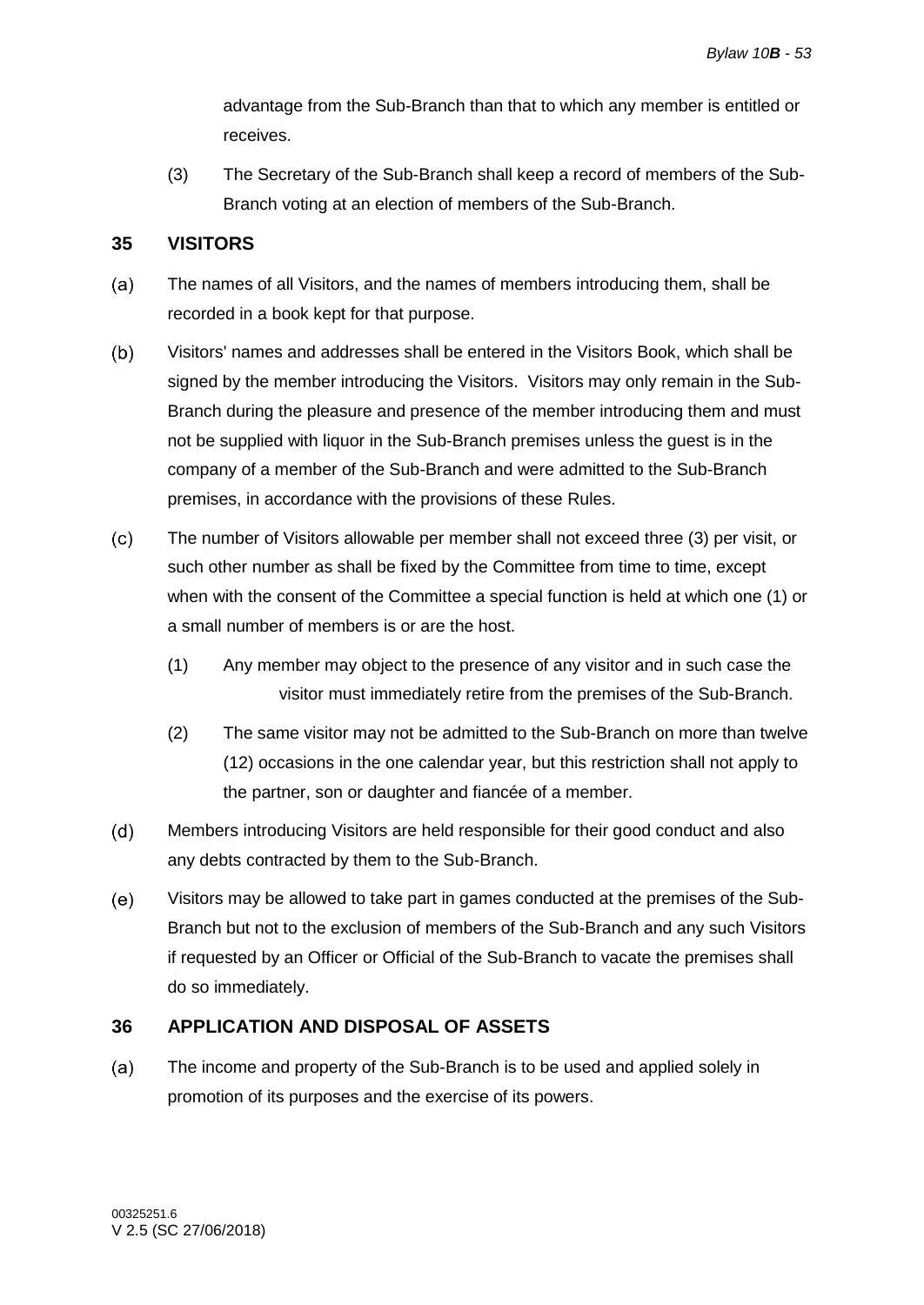advantage from the Sub-Branch than that to which any member is entitled or receives.

(3) The Secretary of the Sub-Branch shall keep a record of members of the Sub-Branch voting at an election of members of the Sub-Branch.

## 35 VISITORS

(a) The names of all Visitors, and the names of members introducing them, shall be recorded in a book kept for that purpose.

(b) Visitors' names and addresses shall be entered in the Visitors Book, which shall be signed by the member introducing the Visitors. Visitors may only remain in the Sub-Branch during the pleasure and presence of the member introducing them and must not be supplied with liquor in the Sub-Branch premises unless the guest is in the company of a member of the Sub-Branch and were admitted to the Sub-Branch premises, in accordance with the provisions of these Rules.

(c) The number of Visitors allowable per member shall not exceed three (3) per visit, or such other number as shall be fixed by the Committee from time to time, except when with the consent of the Committee a special function is held at which one (1) or a small number of members is or are the host.

(1) Any member may object to the presence of any visitor and in such case the visitor must immediately retire from the premises of the Sub-Branch.

(2) The same visitor may not be admitted to the Sub-Branch on more than twelve (12) occasions in the one calendar year, but this restriction shall not apply to the partner, son or daughter and fiancée of a member.

(d) Members introducing Visitors are held responsible for their good conduct and also any debts contracted by them to the Sub-Branch.

(e) Visitors may be allowed to take part in games conducted at the premises of the Sub-Branch but not to the exclusion of members of the Sub-Branch and any such Visitors if requested by an Officer or Official of the Sub-Branch to vacate the premises shall do so immediately.

## 36 APPLICATION AND DISPOSAL OF ASSETS

(a) The income and property of the Sub-Branch is to be used and applied solely in promotion of its purposes and the exercise of its powers.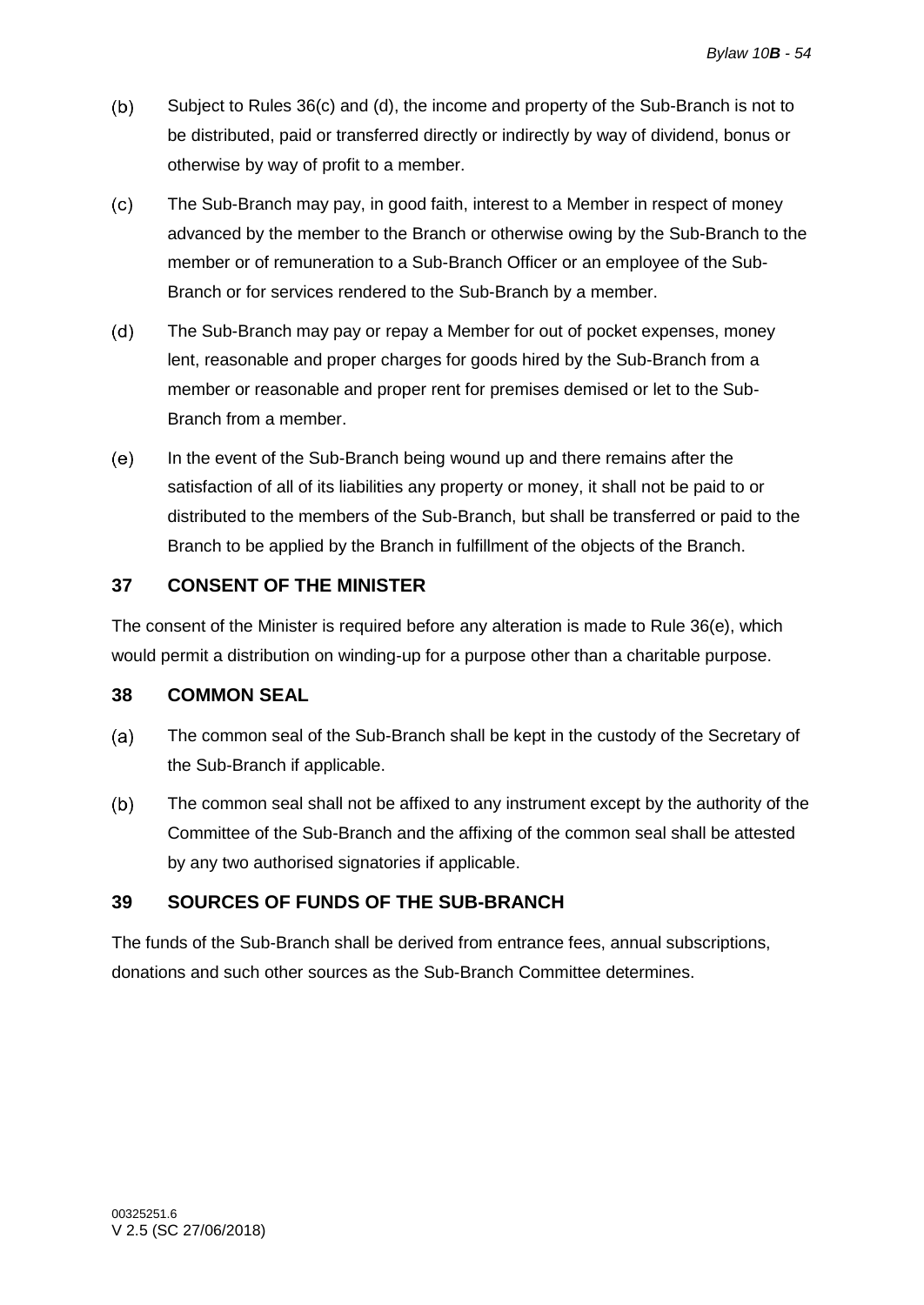(b) Subject to Rules 36(c) and (d), the income and property of the Sub-Branch is not to be distributed, paid or transferred directly or indirectly by way of dividend, bonus or otherwise by way of profit to a member.

(c) The Sub-Branch may pay, in good faith, interest to a Member in respect of money advanced by the member to the Branch or otherwise owing by the Sub-Branch to the member or of remuneration to a Sub-Branch Officer or an employee of the Sub-Branch or for services rendered to the Sub-Branch by a member.

(d) The Sub-Branch may pay or repay a Member for out of pocket expenses, money lent, reasonable and proper charges for goods hired by the Sub-Branch from a member or reasonable and proper rent for premises demised or let to the Sub-Branch from a member.

(e) In the event of the Sub-Branch being wound up and there remains after the satisfaction of all of its liabilities any property or money, it shall not be paid to or distributed to the members of the Sub-Branch, but shall be transferred or paid to the Branch to be applied by the Branch in fulfillment of the objects of the Branch.

## 37 CONSENT OF THE MINISTER

The consent of the Minister is required before any alteration is made to Rule 36(e), which would permit a distribution on winding-up for a purpose other than a charitable purpose.

## 38 COMMON SEAL

(a) The common seal of the Sub-Branch shall be kept in the custody of the Secretary of the Sub-Branch if applicable.

(b) The common seal shall not be affixed to any instrument except by the authority of the Committee of the Sub-Branch and the affixing of the common seal shall be attested by any two authorised signatories if applicable.

## 39 SOURCES OF FUNDS OF THE SUB-BRANCH

The funds of the Sub-Branch shall be derived from entrance fees, annual subscriptions, donations and such other sources as the Sub-Branch Committee determines.